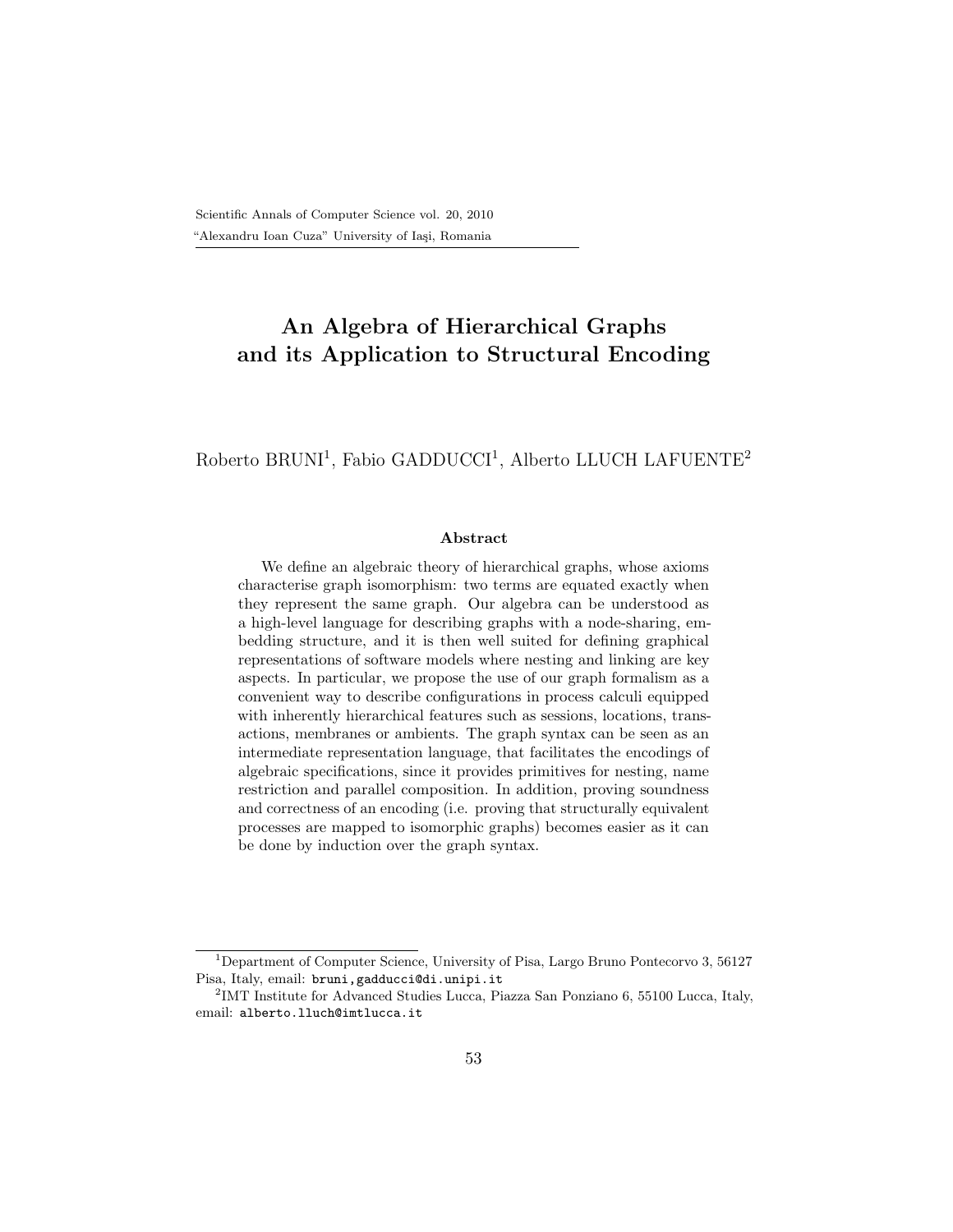# An Algebra of Hierarchical Graphs and its Application to Structural Encoding

Roberto BRUNI[1], Fabio GADDUCCI[1], Alberto LLUCH LAFUENTE[2]

### Abstract

We define an algebraic theory of hierarchical graphs, whose axioms characterise graph isomorphism: two terms are equated exactly when they represent the same graph. Our algebra can be understood as a high-level language for describing graphs with a node-sharing, embedding structure, and it is then well suited for defining graphical representations of software models where nesting and linking are key aspects. In particular, we propose the use of our graph formalism as a convenient way to describe configurations in process calculi equipped with inherently hierarchical features such as sessions, locations, transactions, membranes or ambients. The graph syntax can be seen as an intermediate representation language, that facilitates the encodings of algebraic specifications, since it provides primitives for nesting, name restriction and parallel composition. In addition, proving soundness and correctness of an encoding (i.e. proving that structurally equivalent processes are mapped to isomorphic graphs) becomes easier as it can be done by induction over the graph syntax.

---

[1]Department of Computer Science, University of Pisa, Largo Bruno Pontecorvo 3, 56127 Pisa, Italy, email: bruni,gadducci@di.unipi.it

[2]IMT Institute for Advanced Studies Lucca, Piazza San Ponziano 6, 55100 Lucca, Italy, email: alberto.lluch@imtlucca.it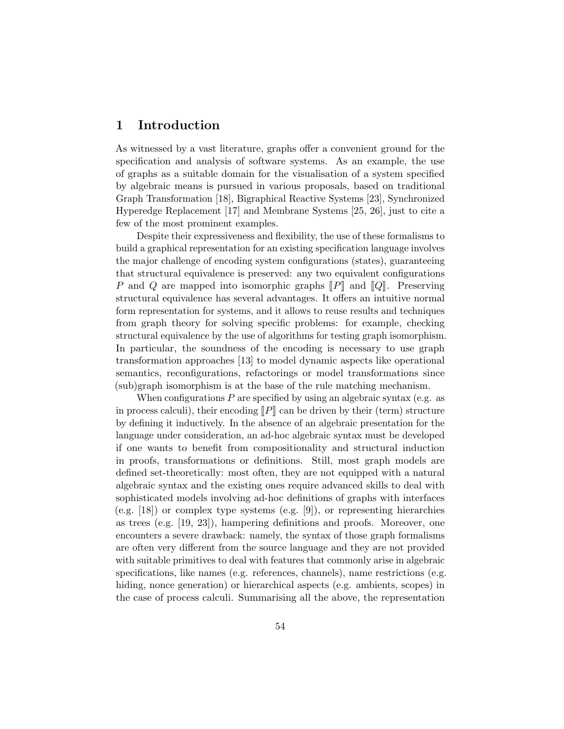# 1 Introduction

As witnessed by a vast literature, graphs offer a convenient ground for the specification and analysis of software systems. As an example, the use of graphs as a suitable domain for the visualisation of a system specified by algebraic means is pursued in various proposals, based on traditional Graph Transformation [18], Bigraphical Reactive Systems [23], Synchronized Hyperedge Replacement [17] and Membrane Systems [25, 26], just to cite a few of the most prominent examples.

Despite their expressiveness and flexibility, the use of these formalisms to build a graphical representation for an existing specification language involves the major challenge of encoding system configurations (states), guaranteeing that structural equivalence is preserved: any two equivalent configurations $P$ and $Q$ are mapped into isomorphic graphs $[\![P]\!]$ and $[\![Q]\!]$. Preserving structural equivalence has several advantages. It offers an intuitive normal form representation for systems, and it allows to reuse results and techniques from graph theory for solving specific problems: for example, checking structural equivalence by the use of algorithms for testing graph isomorphism. In particular, the soundness of the encoding is necessary to use graph transformation approaches [13] to model dynamic aspects like operational semantics, reconfigurations, refactorings or model transformations since (sub)graph isomorphism is at the base of the rule matching mechanism.

When configurations $P$ are specified by using an algebraic syntax (e.g. as in process calculi), their encoding $[\![P]\!]$ can be driven by their (term) structure by defining it inductively. In the absence of an algebraic presentation for the language under consideration, an ad-hoc algebraic syntax must be developed if one wants to benefit from compositionality and structural induction in proofs, transformations or definitions. Still, most graph models are defined set-theoretically: most often, they are not equipped with a natural algebraic syntax and the existing ones require advanced skills to deal with sophisticated models involving ad-hoc definitions of graphs with interfaces (e.g. [18]) or complex type systems (e.g. [9]), or representing hierarchies as trees (e.g. [19, 23]), hampering definitions and proofs. Moreover, one encounters a severe drawback: namely, the syntax of those graph formalisms are often very different from the source language and they are not provided with suitable primitives to deal with features that commonly arise in algebraic specifications, like names (e.g. references, channels), name restrictions (e.g. hiding, nonce generation) or hierarchical aspects (e.g. ambients, scopes) in the case of process calculi. Summarising all the above, the representation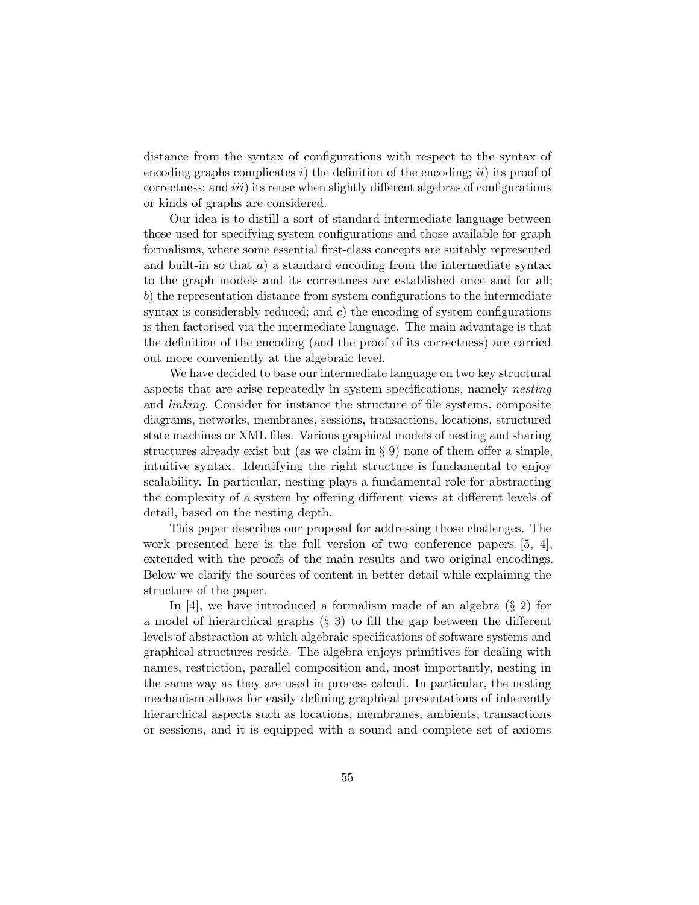distance from the syntax of configurations with respect to the syntax of encoding graphs complicates *i*) the definition of the encoding; *ii*) its proof of correctness; and *iii*) its reuse when slightly different algebras of configurations or kinds of graphs are considered.

Our idea is to distill a sort of standard intermediate language between those used for specifying system configurations and those available for graph formalisms, where some essential first-class concepts are suitably represented and built-in so that *a*) a standard encoding from the intermediate syntax to the graph models and its correctness are established once and for all; *b*) the representation distance from system configurations to the intermediate syntax is considerably reduced; and *c*) the encoding of system configurations is then factorised via the intermediate language. The main advantage is that the definition of the encoding (and the proof of its correctness) are carried out more conveniently at the algebraic level.

We have decided to base our intermediate language on two key structural aspects that are arise repeatedly in system specifications, namely *nesting* and *linking*. Consider for instance the structure of file systems, composite diagrams, networks, membranes, sessions, transactions, locations, structured state machines or XML files. Various graphical models of nesting and sharing structures already exist but (as we claim in § 9) none of them offer a simple, intuitive syntax. Identifying the right structure is fundamental to enjoy scalability. In particular, nesting plays a fundamental role for abstracting the complexity of a system by offering different views at different levels of detail, based on the nesting depth.

This paper describes our proposal for addressing those challenges. The work presented here is the full version of two conference papers [5, 4], extended with the proofs of the main results and two original encodings. Below we clarify the sources of content in better detail while explaining the structure of the paper.

In [4], we have introduced a formalism made of an algebra (§ 2) for a model of hierarchical graphs (§ 3) to fill the gap between the different levels of abstraction at which algebraic specifications of software systems and graphical structures reside. The algebra enjoys primitives for dealing with names, restriction, parallel composition and, most importantly, nesting in the same way as they are used in process calculi. In particular, the nesting mechanism allows for easily defining graphical presentations of inherently hierarchical aspects such as locations, membranes, ambients, transactions or sessions, and it is equipped with a sound and complete set of axioms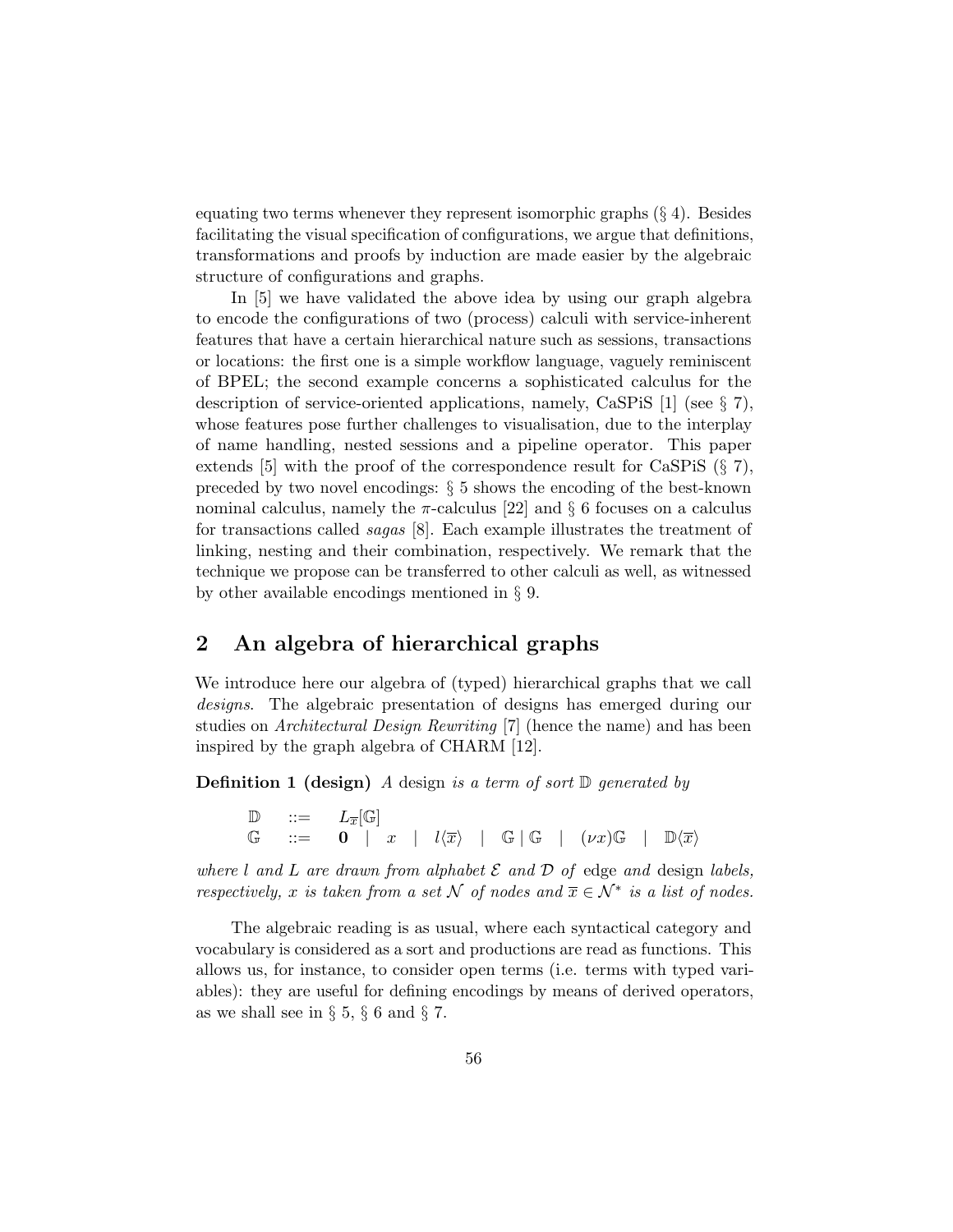equating two terms whenever they represent isomorphic graphs (§ 4). Besides facilitating the visual specification of configurations, we argue that definitions, transformations and proofs by induction are made easier by the algebraic structure of configurations and graphs.

In [5] we have validated the above idea by using our graph algebra to encode the configurations of two (process) calculi with service-inherent features that have a certain hierarchical nature such as sessions, transactions or locations: the first one is a simple workflow language, vaguely reminiscent of BPEL; the second example concerns a sophisticated calculus for the description of service-oriented applications, namely, CaSPiS [1] (see § 7), whose features pose further challenges to visualisation, due to the interplay of name handling, nested sessions and a pipeline operator. This paper extends [5] with the proof of the correspondence result for CaSPiS (§ 7), preceded by two novel encodings: § 5 shows the encoding of the best-known nominal calculus, namely the $\pi$-calculus [22] and § 6 focuses on a calculus for transactions called *sagas* [8]. Each example illustrates the treatment of linking, nesting and their combination, respectively. We remark that the technique we propose can be transferred to other calculi as well, as witnessed by other available encodings mentioned in § 9.

## 2 An algebra of hierarchical graphs

We introduce here our algebra of (typed) hierarchical graphs that we call *designs*. The algebraic presentation of designs has emerged during our studies on *Architectural Design Rewriting* [7] (hence the name) and has been inspired by the graph algebra of CHARM [12].

**Definition 1 (design)** *A* design *is a term of sort $\mathbb{D}$ generated by*

$$
\begin{array}{lcl}
\mathbb{D} & ::= & L_{\overline{x}}[\mathbb{G}] \\
\mathbb{G} & ::= & \mathbf{0} \quad | \quad x \quad | \quad l\langle \overline{x} \rangle \quad | \quad \mathbb{G} \,|\, \mathbb{G} \quad | \quad (\nu x)\mathbb{G} \quad | \quad \mathbb{D}\langle \overline{x} \rangle
\end{array}
$$

*where $l$ and $L$ are drawn from alphabet $\mathcal{E}$ and $\mathcal{D}$ of* edge *and* design *labels, respectively, $x$ is taken from a set $\mathcal{N}$ of nodes and $\overline{x} \in \mathcal{N}^*$ is a list of nodes.*

The algebraic reading is as usual, where each syntactical category and vocabulary is considered as a sort and productions are read as functions. This allows us, for instance, to consider open terms (i.e. terms with typed variables): they are useful for defining encodings by means of derived operators, as we shall see in § 5, § 6 and § 7.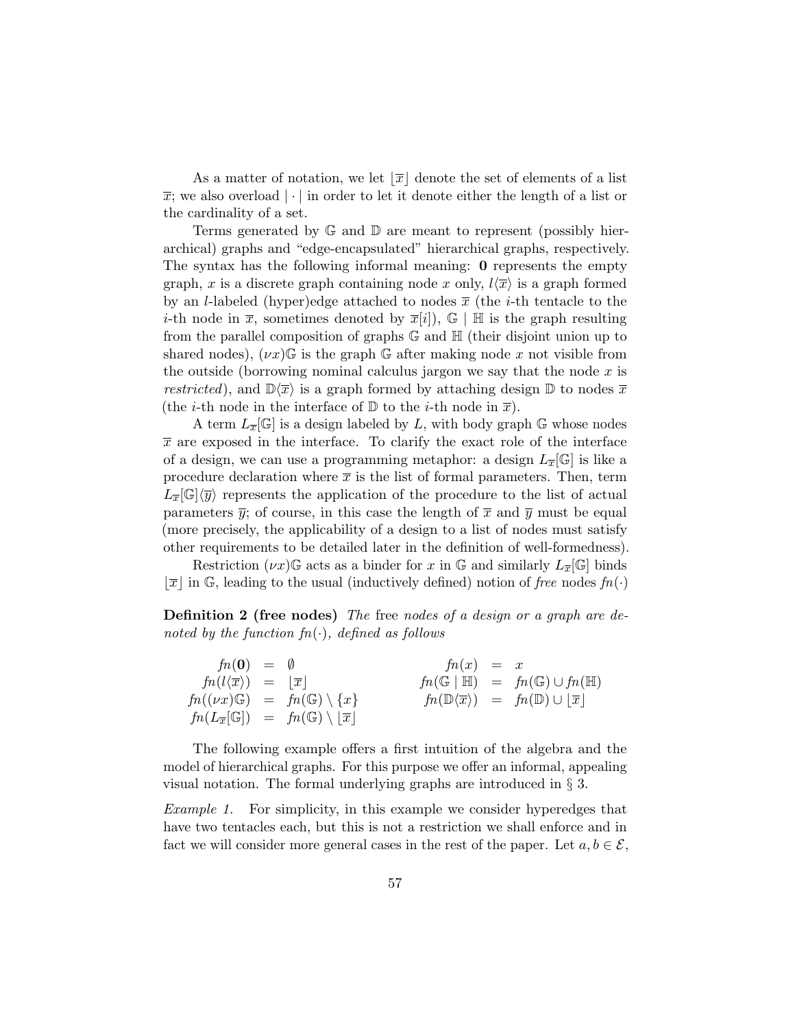As a matter of notation, we let $\lfloor \overline{x} \rfloor$ denote the set of elements of a list $\overline{x}$; we also overload $|\cdot|$ in order to let it denote either the length of a list or the cardinality of a set.

Terms generated by $\mathbb{G}$ and $\mathbb{D}$ are meant to represent (possibly hierarchical) graphs and "edge-encapsulated" hierarchical graphs, respectively. The syntax has the following informal meaning: $\mathbf{0}$ represents the empty graph, $x$ is a discrete graph containing node $x$ only, $l\langle \overline{x} \rangle$ is a graph formed by an $l$-labeled (hyper)edge attached to nodes $\overline{x}$ (the $i$-th tentacle to the $i$-th node in $\overline{x}$, sometimes denoted by $\overline{x}[i]$), $\mathbb{G} \mid \mathbb{H}$ is the graph resulting from the parallel composition of graphs $\mathbb{G}$ and $\mathbb{H}$ (their disjoint union up to shared nodes), $(\nu x)\mathbb{G}$ is the graph $\mathbb{G}$ after making node $x$ not visible from the outside (borrowing nominal calculus jargon we say that the node $x$ is *restricted*), and $\mathbb{D}\langle \overline{x} \rangle$ is a graph formed by attaching design $\mathbb{D}$ to nodes $\overline{x}$ (the $i$-th node in the interface of $\mathbb{D}$ to the $i$-th node in $\overline{x}$).

A term $L_{\overline{x}}[\mathbb{G}]$ is a design labeled by $L$, with body graph $\mathbb{G}$ whose nodes $\overline{x}$ are exposed in the interface. To clarify the exact role of the interface of a design, we can use a programming metaphor: a design $L_{\overline{x}}[\mathbb{G}]$ is like a procedure declaration where $\overline{x}$ is the list of formal parameters. Then, term $L_{\overline{x}}[\mathbb{G}]\langle \overline{y} \rangle$ represents the application of the procedure to the list of actual parameters $\overline{y}$; of course, in this case the length of $\overline{x}$ and $\overline{y}$ must be equal (more precisely, the applicability of a design to a list of nodes must satisfy other requirements to be detailed later in the definition of well-formedness).

Restriction $(\nu x)\mathbb{G}$ acts as a binder for $x$ in $\mathbb{G}$ and similarly $L_{\overline{x}}[\mathbb{G}]$ binds $\lfloor \overline{x} \rfloor$ in $\mathbb{G}$, leading to the usual (inductively defined) notion of *free* nodes $fn(\cdot)$

**Definition 2 (free nodes)** *The* free *nodes of a design or a graph are denoted by the function $fn(\cdot)$, defined as follows*

$$
\begin{array}{rclrcl}
fn(\mathbf{0}) & = & \emptyset & fn(x) & = & x \\
fn(l\langle \overline{x} \rangle) & = & \lfloor \overline{x} \rfloor & fn(\mathbb{G} \mid \mathbb{H}) & = & fn(\mathbb{G}) \cup fn(\mathbb{H}) \\
fn((\nu x)\mathbb{G}) & = & fn(\mathbb{G}) \setminus \{x\} & fn(\mathbb{D}\langle \overline{x} \rangle) & = & fn(\mathbb{D}) \cup \lfloor \overline{x} \rfloor \\
fn(L_{\overline{x}}[\mathbb{G}]) & = & fn(\mathbb{G}) \setminus \lfloor \overline{x} \rfloor & & &
\end{array}
$$

The following example offers a first intuition of the algebra and the model of hierarchical graphs. For this purpose we offer an informal, appealing visual notation. The formal underlying graphs are introduced in § 3.

*Example 1.* For simplicity, in this example we consider hyperedges that have two tentacles each, but this is not a restriction we shall enforce and in fact we will consider more general cases in the rest of the paper. Let $a, b \in \mathcal{E}$,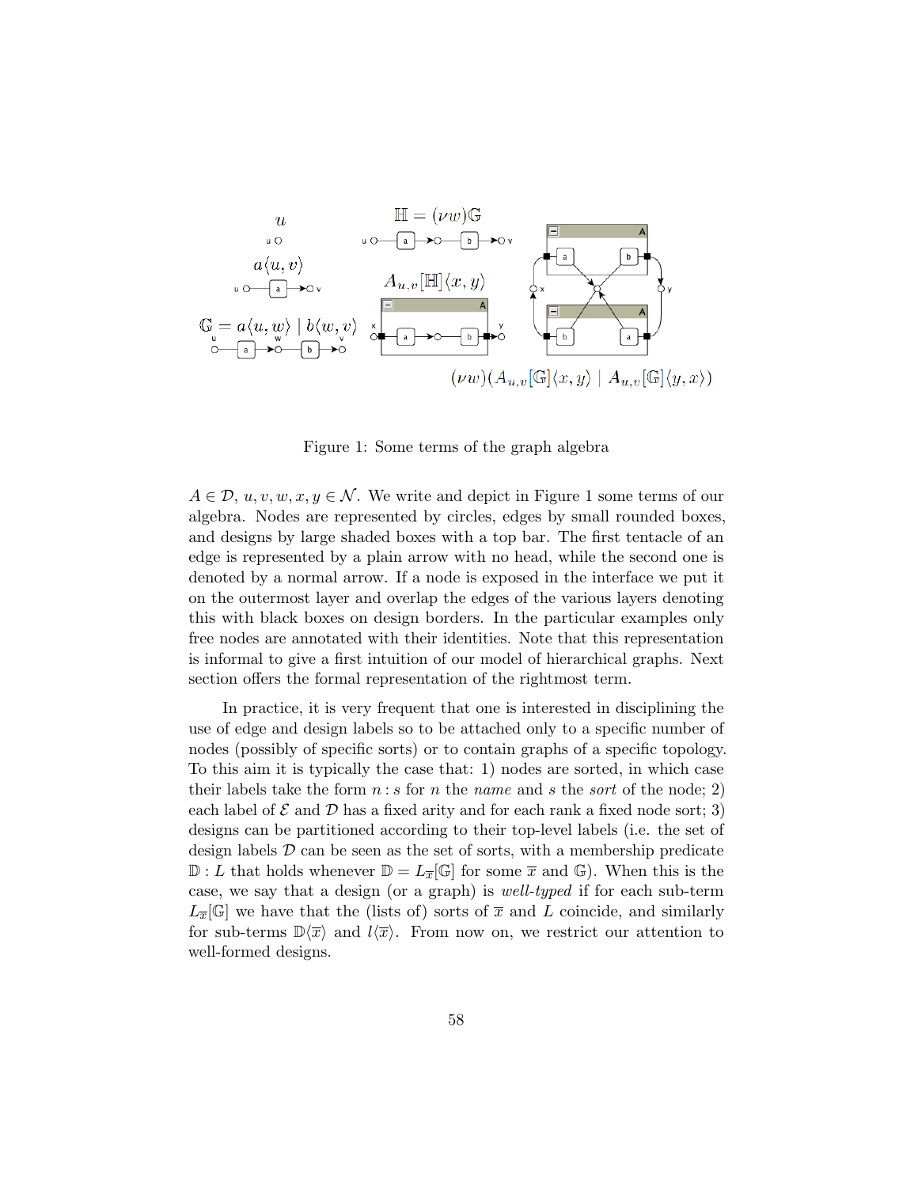Figure 1: Some terms of the graph algebra

$A \in \mathcal{D}$, $u, v, w, x, y \in \mathcal{N}$. We write and depict in Figure 1 some terms of our algebra. Nodes are represented by circles, edges by small rounded boxes, and designs by large shaded boxes with a top bar. The first tentacle of an edge is represented by a plain arrow with no head, while the second one is denoted by a normal arrow. If a node is exposed in the interface we put it on the outermost layer and overlap the edges of the various layers denoting this with black boxes on design borders. In the particular examples only free nodes are annotated with their identities. Note that this representation is informal to give a first intuition of our model of hierarchical graphs. Next section offers the formal representation of the rightmost term.

In practice, it is very frequent that one is interested in disciplining the use of edge and design labels so to be attached only to a specific number of nodes (possibly of specific sorts) or to contain graphs of a specific topology. To this aim it is typically the case that: 1) nodes are sorted, in which case their labels take the form $n : s$ for $n$ the *name* and $s$ the *sort* of the node; 2) each label of $\mathcal{E}$ and $\mathcal{D}$ has a fixed arity and for each rank a fixed node sort; 3) designs can be partitioned according to their top-level labels (i.e. the set of design labels $\mathcal{D}$ can be seen as the set of sorts, with a membership predicate $\mathbb{D} : L$ that holds whenever $\mathbb{D} = L_{\overline{x}}[\mathbb{G}]$ for some $\overline{x}$ and $\mathbb{G}$). When this is the case, we say that a design (or a graph) is *well-typed* if for each sub-term $L_{\overline{x}}[\mathbb{G}]$ we have that the (lists of) sorts of $\overline{x}$ and $L$ coincide, and similarly for sub-terms $\mathbb{D}\langle\overline{x}\rangle$ and $l\langle\overline{x}\rangle$. From now on, we restrict our attention to well-formed designs.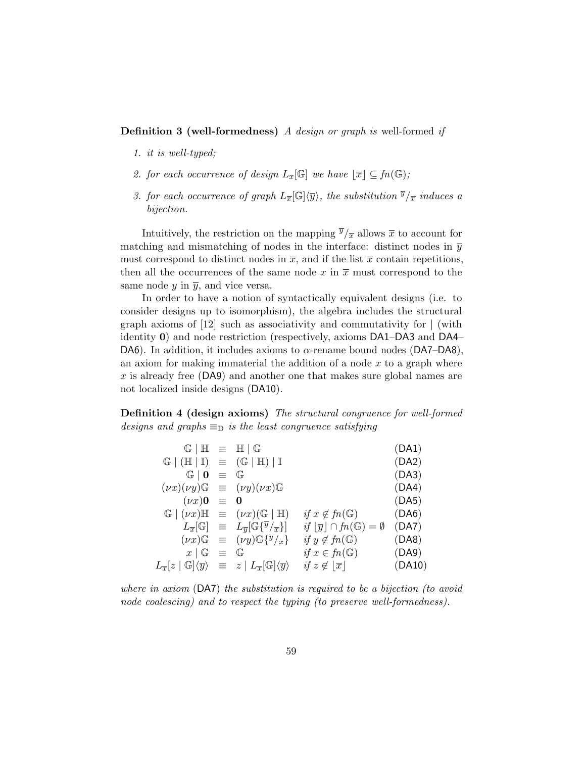**Definition 3 (well-formedness)** *A design or graph is* well-formed *if*

1. *it is well-typed;*
2. *for each occurrence of design $L_{\overline{x}}[\mathbb{G}]$ we have $\lfloor \overline{x} \rfloor \subseteq fn(\mathbb{G})$;*
3. *for each occurrence of graph $L_{\overline{x}}[\mathbb{G}]\langle \overline{y} \rangle$, the substitution $^{\overline{y}}/_{\overline{x}}$ induces a bijection.*

Intuitively, the restriction on the mapping $^{\overline{y}}/_{\overline{x}}$ allows $\overline{x}$ to account for matching and mismatching of nodes in the interface: distinct nodes in $\overline{y}$ must correspond to distinct nodes in $\overline{x}$, and if the list $\overline{x}$ contain repetitions, then all the occurrences of the same node $x$ in $\overline{x}$ must correspond to the same node $y$ in $\overline{y}$, and vice versa.

In order to have a notion of syntactically equivalent designs (i.e. to consider designs up to isomorphism), the algebra includes the structural graph axioms of [12] such as associativity and commutativity for $|$ (with identity $\mathbf{0}$) and node restriction (respectively, axioms DA1–DA3 and DA4–DA6). In addition, it includes axioms to $\alpha$-rename bound nodes (DA7–DA8), an axiom for making immaterial the addition of a node $x$ to a graph where $x$ is already free (DA9) and another one that makes sure global names are not localized inside designs (DA10).

**Definition 4 (design axioms)** *The structural congruence for well-formed designs and graphs $\equiv_{\mathrm{D}}$ is the least congruence satisfying*

$$
\begin{array}{rcllr}
\mathbb{G} \mid \mathbb{H} & \equiv & \mathbb{H} \mid \mathbb{G} & & (\mathsf{DA1}) \\
\mathbb{G} \mid (\mathbb{H} \mid \mathbb{I}) & \equiv & (\mathbb{G} \mid \mathbb{H}) \mid \mathbb{I} & & (\mathsf{DA2}) \\
\mathbb{G} \mid \mathbf{0} & \equiv & \mathbb{G} & & (\mathsf{DA3}) \\
(\nu x)(\nu y)\mathbb{G} & \equiv & (\nu y)(\nu x)\mathbb{G} & & (\mathsf{DA4}) \\
(\nu x)\mathbf{0} & \equiv & \mathbf{0} & & (\mathsf{DA5}) \\
\mathbb{G} \mid (\nu x)\mathbb{H} & \equiv & (\nu x)(\mathbb{G} \mid \mathbb{H}) & \textit{if } x \notin fn(\mathbb{G}) & (\mathsf{DA6}) \\
L_{\overline{x}}[\mathbb{G}] & \equiv & L_{\overline{y}}[\mathbb{G}\{^{\overline{y}}/_{\overline{x}}\}] & \textit{if } \lfloor \overline{y} \rfloor \cap fn(\mathbb{G}) = \emptyset & (\mathsf{DA7}) \\
(\nu x)\mathbb{G} & \equiv & (\nu y)\mathbb{G}\{^{y}/_{x}\} & \textit{if } y \notin fn(\mathbb{G}) & (\mathsf{DA8}) \\
x \mid \mathbb{G} & \equiv & \mathbb{G} & \textit{if } x \in fn(\mathbb{G}) & (\mathsf{DA9}) \\
L_{\overline{x}}[z \mid \mathbb{G}]\langle \overline{y} \rangle & \equiv & z \mid L_{\overline{x}}[\mathbb{G}]\langle \overline{y} \rangle & \textit{if } z \notin \lfloor \overline{x} \rfloor & (\mathsf{DA10})
\end{array}
$$

*where in axiom* (DA7) *the substitution is required to be a bijection (to avoid node coalescing) and to respect the typing (to preserve well-formedness).*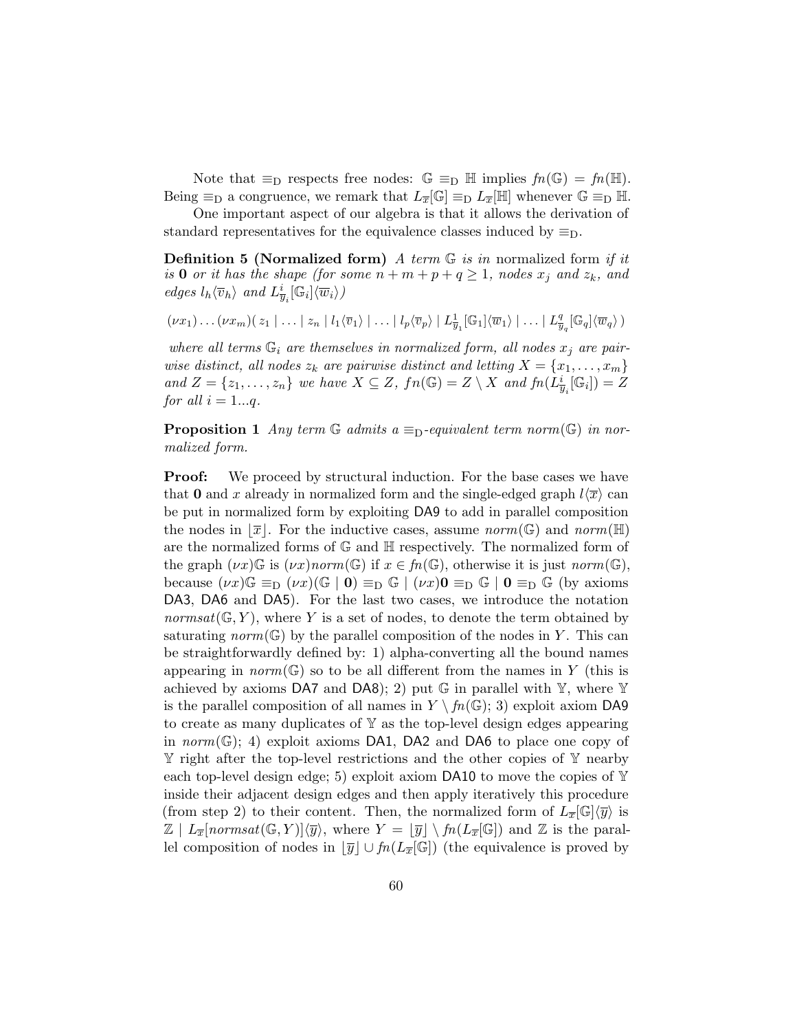Note that $\equiv_{\mathrm{D}}$ respects free nodes: $\mathbb{G} \equiv_{\mathrm{D}} \mathbb{H}$ implies $fn(\mathbb{G}) = fn(\mathbb{H})$. Being $\equiv_{\mathrm{D}}$ a congruence, we remark that $L_{\overline{x}}[\mathbb{G}] \equiv_{\mathrm{D}} L_{\overline{x}}[\mathbb{H}]$ whenever $\mathbb{G} \equiv_{\mathrm{D}} \mathbb{H}$.

One important aspect of our algebra is that it allows the derivation of standard representatives for the equivalence classes induced by $\equiv_{\mathrm{D}}$.

**Definition 5 (Normalized form)** *A term $\mathbb{G}$ is in* normalized form *if it is* **0** *or it has the shape (for some $n + m + p + q \geq 1$, nodes $x_j$ and $z_k$, and edges $l_h\langle \overline{v}_h \rangle$ and $L^i_{\overline{y}_i}[\mathbb{G}_i]\langle \overline{w}_i \rangle$)*

$$(\nu x_1) \ldots (\nu x_m)(\, z_1 \mid \ldots \mid z_n \mid l_1\langle \overline{v}_1 \rangle \mid \ldots \mid l_p\langle \overline{v}_p \rangle \mid L^1_{\overline{y}_1}[\mathbb{G}_1]\langle \overline{w}_1 \rangle \mid \ldots \mid L^q_{\overline{y}_q}[\mathbb{G}_q]\langle \overline{w}_q \rangle\,)$$

*where all terms $\mathbb{G}_i$ are themselves in normalized form, all nodes $x_j$ are pairwise distinct, all nodes $z_k$ are pairwise distinct and letting $X = \{x_1, \ldots, x_m\}$ and $Z = \{z_1, \ldots, z_n\}$ we have $X \subseteq Z$, $fn(\mathbb{G}) = Z \setminus X$ and $fn(L^i_{\overline{y}_i}[\mathbb{G}_i]) = Z$ for all $i = 1...q$.*

**Proposition 1** *Any term $\mathbb{G}$ admits a $\equiv_{\mathrm{D}}$-equivalent term $norm(\mathbb{G})$ in normalized form.*

**Proof:** We proceed by structural induction. For the base cases we have that **0** and $x$ already in normalized form and the single-edged graph $l\langle \overline{x} \rangle$ can be put in normalized form by exploiting DA9 to add in parallel composition the nodes in $\lfloor \overline{x} \rfloor$. For the inductive cases, assume $norm(\mathbb{G})$ and $norm(\mathbb{H})$ are the normalized forms of $\mathbb{G}$ and $\mathbb{H}$ respectively. The normalized form of the graph $(\nu x)\mathbb{G}$ is $(\nu x)norm(\mathbb{G})$ if $x \in fn(\mathbb{G})$, otherwise it is just $norm(\mathbb{G})$, because $(\nu x)\mathbb{G} \equiv_{\mathrm{D}} (\nu x)(\mathbb{G} \mid \mathbf{0}) \equiv_{\mathrm{D}} \mathbb{G} \mid (\nu x)\mathbf{0} \equiv_{\mathrm{D}} \mathbb{G} \mid \mathbf{0} \equiv_{\mathrm{D}} \mathbb{G}$ (by axioms DA3, DA6 and DA5). For the last two cases, we introduce the notation $normsat(\mathbb{G}, Y)$, where $Y$ is a set of nodes, to denote the term obtained by saturating $norm(\mathbb{G})$ by the parallel composition of the nodes in $Y$. This can be straightforwardly defined by: 1) alpha-converting all the bound names appearing in $norm(\mathbb{G})$ so to be all different from the names in $Y$ (this is achieved by axioms DA7 and DA8); 2) put $\mathbb{G}$ in parallel with $\mathbb{Y}$, where $\mathbb{Y}$ is the parallel composition of all names in $Y \setminus fn(\mathbb{G})$; 3) exploit axiom DA9 to create as many duplicates of $\mathbb{Y}$ as the top-level design edges appearing in $norm(\mathbb{G})$; 4) exploit axioms DA1, DA2 and DA6 to place one copy of $\mathbb{Y}$ right after the top-level restrictions and the other copies of $\mathbb{Y}$ nearby each top-level design edge; 5) exploit axiom DA10 to move the copies of $\mathbb{Y}$ inside their adjacent design edges and then apply iteratively this procedure (from step 2) to their content. Then, the normalized form of $L_{\overline{x}}[\mathbb{G}]\langle \overline{y} \rangle$ is $\mathbb{Z} \mid L_{\overline{x}}[normsat(\mathbb{G}, Y)]\langle \overline{y} \rangle$, where $Y = \lfloor \overline{y} \rfloor \setminus fn(L_{\overline{x}}[\mathbb{G}])$ and $\mathbb{Z}$ is the parallel composition of nodes in $\lfloor \overline{y} \rfloor \cup fn(L_{\overline{x}}[\mathbb{G}])$ (the equivalence is proved by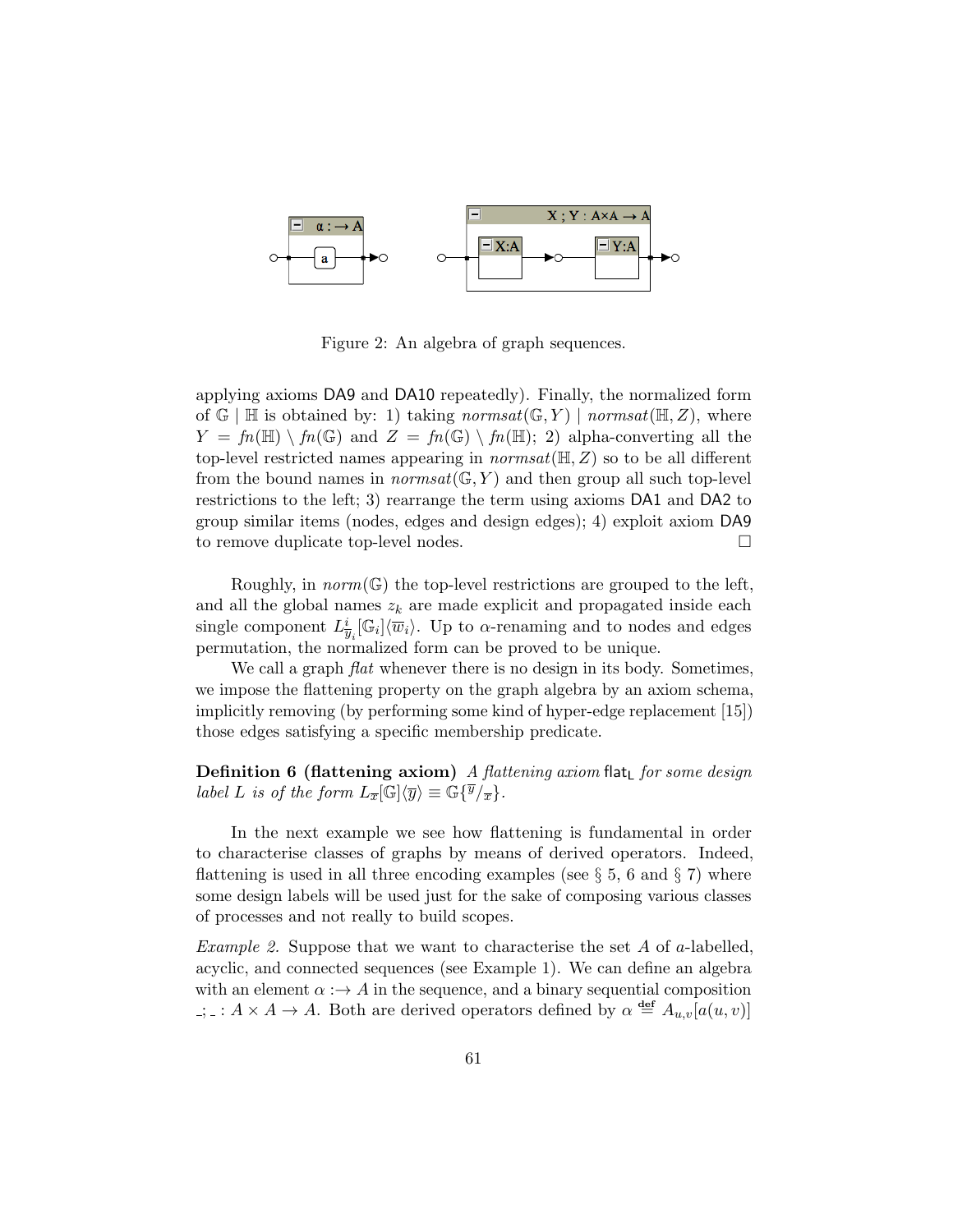Figure 2: An algebra of graph sequences.

applying axioms DA9 and DA10 repeatedly). Finally, the normalized form of $\mathbb{G} \mid \mathbb{H}$ is obtained by: 1) taking $normsat(\mathbb{G}, Y) \mid normsat(\mathbb{H}, Z)$, where $Y = fn(\mathbb{H}) \setminus fn(\mathbb{G})$ and $Z = fn(\mathbb{G}) \setminus fn(\mathbb{H})$; 2) alpha-converting all the top-level restricted names appearing in $normsat(\mathbb{H}, Z)$ so to be all different from the bound names in $normsat(\mathbb{G}, Y)$ and then group all such top-level restrictions to the left; 3) rearrange the term using axioms DA1 and DA2 to group similar items (nodes, edges and design edges); 4) exploit axiom DA9 to remove duplicate top-level nodes. □

Roughly, in $norm(\mathbb{G})$ the top-level restrictions are grouped to the left, and all the global names $z_k$ are made explicit and propagated inside each single component $L^i_{\overline{y}_i}[\mathbb{G}_i]\langle\overline{w}_i\rangle$. Up to $\alpha$-renaming and to nodes and edges permutation, the normalized form can be proved to be unique.

We call a graph *flat* whenever there is no design in its body. Sometimes, we impose the flattening property on the graph algebra by an axiom schema, implicitly removing (by performing some kind of hyper-edge replacement [15]) those edges satisfying a specific membership predicate.

**Definition 6 (flattening axiom)** *A flattening axiom* $\mathsf{flat_L}$ *for some design label $L$ is of the form* $L_{\overline{x}}[\mathbb{G}]\langle\overline{y}\rangle \equiv \mathbb{G}\{^{\overline{y}}/_{\overline{x}}\}$.

In the next example we see how flattening is fundamental in order to characterise classes of graphs by means of derived operators. Indeed, flattening is used in all three encoding examples (see § 5, 6 and § 7) where some design labels will be used just for the sake of composing various classes of processes and not really to build scopes.

*Example 2.* Suppose that we want to characterise the set $A$ of $a$-labelled, acyclic, and connected sequences (see Example 1). We can define an algebra with an element $\alpha :\to A$ in the sequence, and a binary sequential composition $\_;\_ : A \times A \to A$. Both are derived operators defined by $\alpha \stackrel{\mathbf{def}}{=} A_{u,v}[a(u,v)]$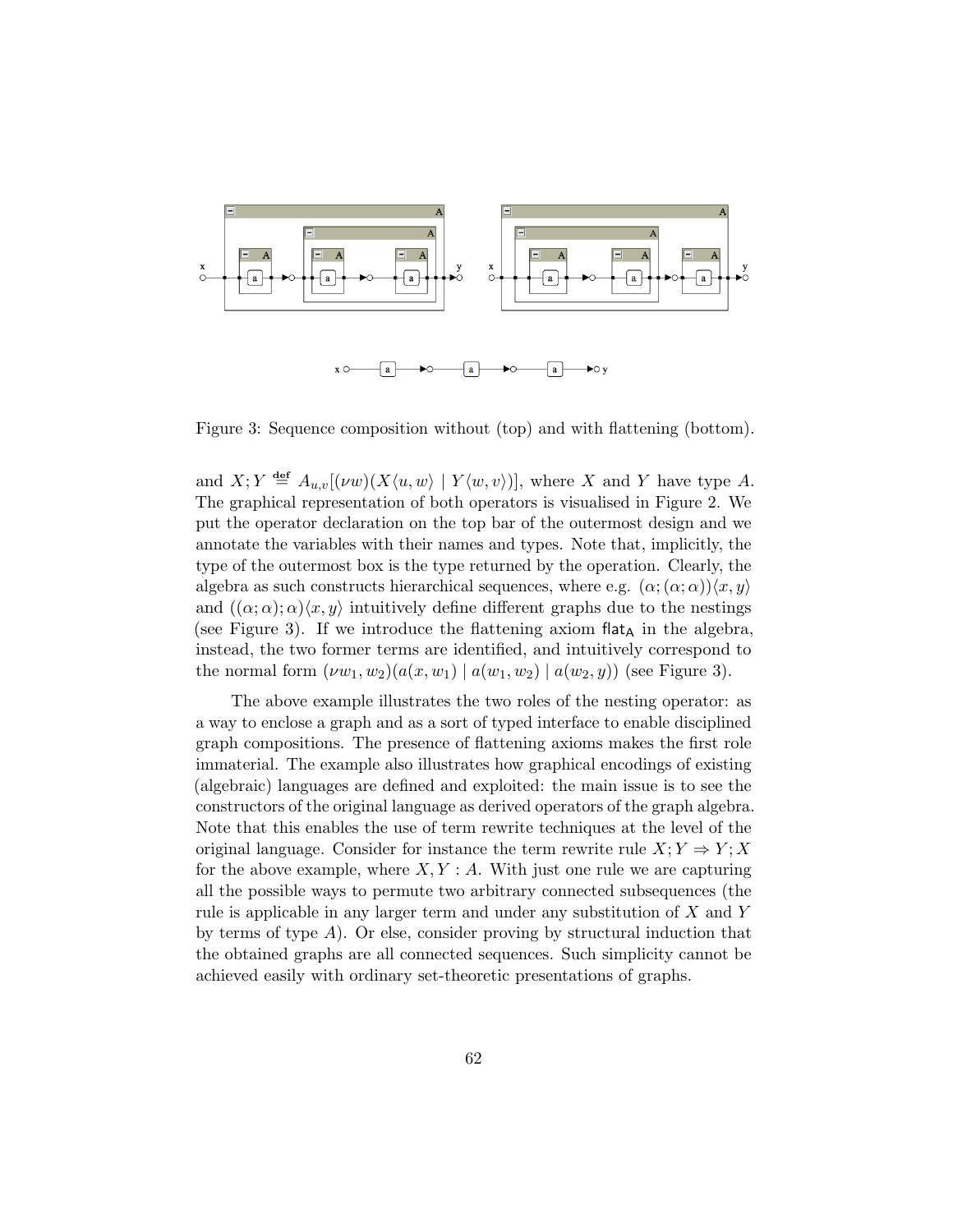Figure 3: Sequence composition without (top) and with flattening (bottom).

and $X;Y \stackrel{\text{def}}{=} A_{u,v}[(\nu w)(X\langle u,w\rangle \mid Y\langle w,v\rangle)]$, where $X$ and $Y$ have type $A$. The graphical representation of both operators is visualised in Figure 2. We put the operator declaration on the top bar of the outermost design and we annotate the variables with their names and types. Note that, implicitly, the type of the outermost box is the type returned by the operation. Clearly, the algebra as such constructs hierarchical sequences, where e.g. $(\alpha;(\alpha;\alpha))\langle x,y\rangle$ and $((\alpha;\alpha);\alpha)\langle x,y\rangle$ intuitively define different graphs due to the nestings (see Figure 3). If we introduce the flattening axiom $\mathsf{flat}_\mathsf{A}$ in the algebra, instead, the two former terms are identified, and intuitively correspond to the normal form $(\nu w_1,w_2)(a(x,w_1) \mid a(w_1,w_2) \mid a(w_2,y))$ (see Figure 3).

The above example illustrates the two roles of the nesting operator: as a way to enclose a graph and as a sort of typed interface to enable disciplined graph compositions. The presence of flattening axioms makes the first role immaterial. The example also illustrates how graphical encodings of existing (algebraic) languages are defined and exploited: the main issue is to see the constructors of the original language as derived operators of the graph algebra. Note that this enables the use of term rewrite techniques at the level of the original language. Consider for instance the term rewrite rule $X;Y \Rightarrow Y;X$ for the above example, where $X,Y : A$. With just one rule we are capturing all the possible ways to permute two arbitrary connected subsequences (the rule is applicable in any larger term and under any substitution of $X$ and $Y$ by terms of type $A$). Or else, consider proving by structural induction that the obtained graphs are all connected sequences. Such simplicity cannot be achieved easily with ordinary set-theoretic presentations of graphs.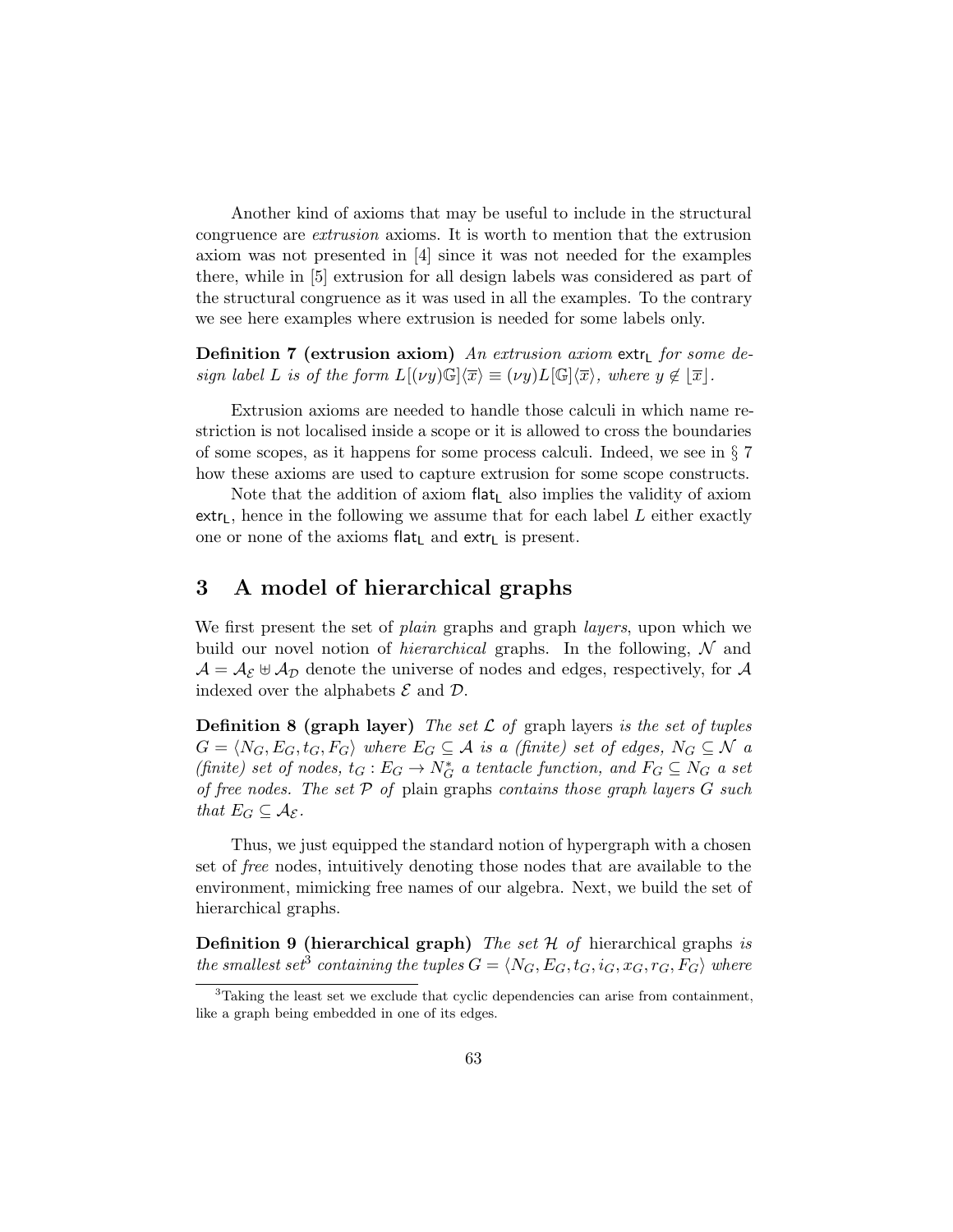Another kind of axioms that may be useful to include in the structural congruence are *extrusion* axioms. It is worth to mention that the extrusion axiom was not presented in [4] since it was not needed for the examples there, while in [5] extrusion for all design labels was considered as part of the structural congruence as it was used in all the examples. To the contrary we see here examples where extrusion is needed for some labels only.

**Definition 7 (extrusion axiom)** *An extrusion axiom* $\mathsf{extr_L}$ *for some design label* $L$ *is of the form* $L[(\nu y)\mathbb{G}]\langle\overline{x}\rangle \equiv (\nu y)L[\mathbb{G}]\langle\overline{x}\rangle$*, where* $y \notin \lfloor\overline{x}\rfloor$*.*

Extrusion axioms are needed to handle those calculi in which name restriction is not localised inside a scope or it is allowed to cross the boundaries of some scopes, as it happens for some process calculi. Indeed, we see in § 7 how these axioms are used to capture extrusion for some scope constructs.

Note that the addition of axiom $\mathsf{flat_L}$ also implies the validity of axiom $\mathsf{extr_L}$, hence in the following we assume that for each label $L$ either exactly one or none of the axioms $\mathsf{flat_L}$ and $\mathsf{extr_L}$ is present.

# 3 A model of hierarchical graphs

We first present the set of *plain* graphs and graph *layers*, upon which we build our novel notion of *hierarchical* graphs. In the following, $\mathcal{N}$ and $\mathcal{A} = \mathcal{A}_{\mathcal{E}} \uplus \mathcal{A}_{\mathcal{D}}$ denote the universe of nodes and edges, respectively, for $\mathcal{A}$ indexed over the alphabets $\mathcal{E}$ and $\mathcal{D}$.

**Definition 8 (graph layer)** *The set* $\mathcal{L}$ *of* graph layers *is the set of tuples* $G = \langle N_G, E_G, t_G, F_G\rangle$ *where* $E_G \subseteq \mathcal{A}$ *is a (finite) set of edges,* $N_G \subseteq \mathcal{N}$ *a (finite) set of nodes,* $t_G : E_G \to N_G^*$ *a tentacle function, and* $F_G \subseteq N_G$ *a set of free nodes. The set* $\mathcal{P}$ *of* plain graphs *contains those graph layers* $G$ *such that* $E_G \subseteq \mathcal{A}_{\mathcal{E}}$*.*

Thus, we just equipped the standard notion of hypergraph with a chosen set of *free* nodes, intuitively denoting those nodes that are available to the environment, mimicking free names of our algebra. Next, we build the set of hierarchical graphs.

**Definition 9 (hierarchical graph)** *The set* $\mathcal{H}$ *of* hierarchical graphs *is the smallest set*[3] *containing the tuples* $G = \langle N_G, E_G, t_G, i_G, x_G, r_G, F_G\rangle$ *where*

[3]Taking the least set we exclude that cyclic dependencies can arise from containment, like a graph being embedded in one of its edges.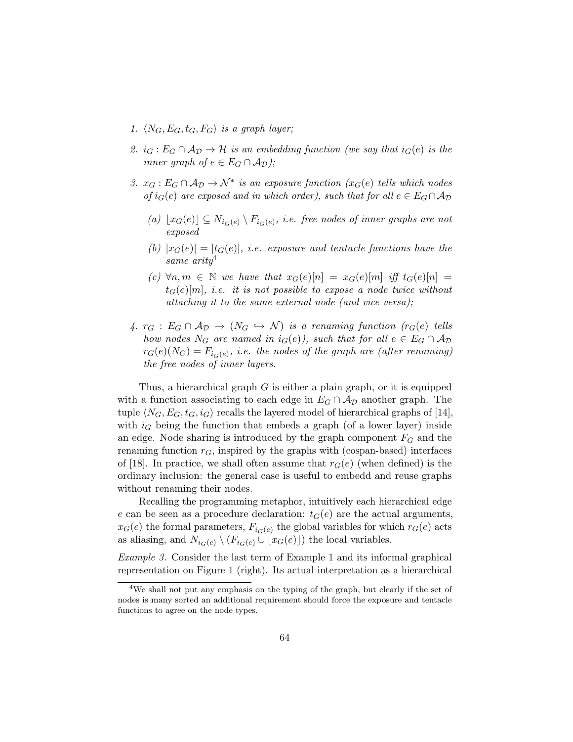1. $\langle N_G, E_G, t_G, F_G \rangle$ *is a graph layer;*

2. $i_G : E_G \cap \mathcal{A}_\mathcal{D} \to \mathcal{H}$ *is an embedding function (we say that* $i_G(e)$ *is the inner graph of* $e \in E_G \cap \mathcal{A}_\mathcal{D}$*);*

3. $x_G : E_G \cap \mathcal{A}_\mathcal{D} \to \mathcal{N}^*$ *is an exposure function (*$x_G(e)$ *tells which nodes of* $i_G(e)$ *are exposed and in which order), such that for all* $e \in E_G \cap \mathcal{A}_\mathcal{D}$

   *(a)* $\lfloor x_G(e) \rfloor \subseteq N_{i_G(e)} \setminus F_{i_G(e)}$*, i.e. free nodes of inner graphs are not exposed*

   *(b)* $|x_G(e)| = |t_G(e)|$*, i.e. exposure and tentacle functions have the same arity*[4]

   *(c)* $\forall n, m \in \mathbb{N}$ *we have that* $x_G(e)[n] = x_G(e)[m]$ *iff* $t_G(e)[n] = t_G(e)[m]$*, i.e. it is not possible to expose a node twice without attaching it to the same external node (and vice versa);*

4. $r_G : E_G \cap \mathcal{A}_\mathcal{D} \to (N_G \hookrightarrow \mathcal{N})$ *is a renaming function (*$r_G(e)$ *tells how nodes* $N_G$ *are named in* $i_G(e)$*), such that for all* $e \in E_G \cap \mathcal{A}_\mathcal{D}$ $r_G(e)(N_G) = F_{i_G(e)}$*, i.e. the nodes of the graph are (after renaming) the free nodes of inner layers.*

Thus, a hierarchical graph $G$ is either a plain graph, or it is equipped with a function associating to each edge in $E_G \cap \mathcal{A}_\mathcal{D}$ another graph. The tuple $\langle N_G, E_G, t_G, i_G \rangle$ recalls the layered model of hierarchical graphs of [14], with $i_G$ being the function that embeds a graph (of a lower layer) inside an edge. Node sharing is introduced by the graph component $F_G$ and the renaming function $r_G$, inspired by the graphs with (cospan-based) interfaces of [18]. In practice, we shall often assume that $r_G(e)$ (when defined) is the ordinary inclusion: the general case is useful to embedd and reuse graphs without renaming their nodes.

Recalling the programming metaphor, intuitively each hierarchical edge $e$ can be seen as a procedure declaration: $t_G(e)$ are the actual arguments, $x_G(e)$ the formal parameters, $F_{i_G(e)}$ the global variables for which $r_G(e)$ acts as aliasing, and $N_{i_G(e)} \setminus (F_{i_G(e)} \cup \lfloor x_G(e) \rfloor)$ the local variables.

*Example 3.* Consider the last term of Example 1 and its informal graphical representation on Figure 1 (right). Its actual interpretation as a hierarchical

[4] We shall not put any emphasis on the typing of the graph, but clearly if the set of nodes is many sorted an additional requirement should force the exposure and tentacle functions to agree on the node types.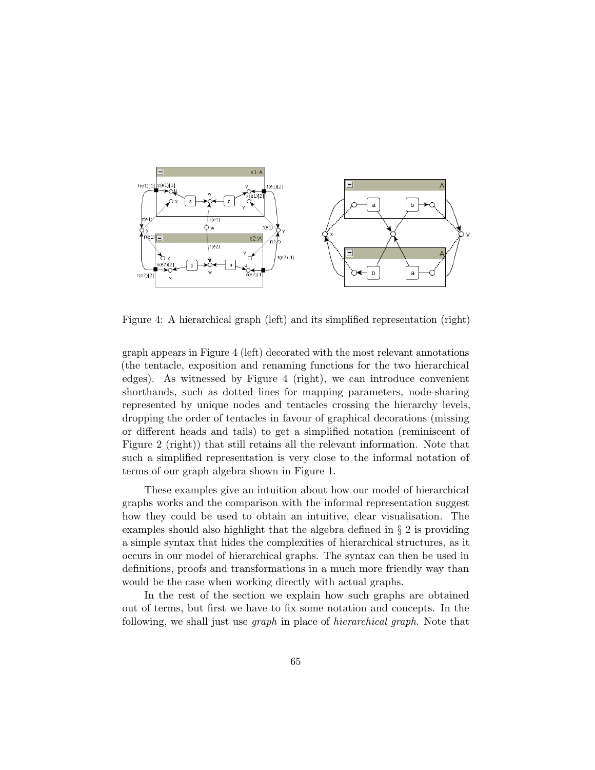Figure 4: A hierarchical graph (left) and its simplified representation (right)

graph appears in Figure 4 (left) decorated with the most relevant annotations (the tentacle, exposition and renaming functions for the two hierarchical edges). As witnessed by Figure 4 (right), we can introduce convenient shorthands, such as dotted lines for mapping parameters, node-sharing represented by unique nodes and tentacles crossing the hierarchy levels, dropping the order of tentacles in favour of graphical decorations (missing or different heads and tails) to get a simplified notation (reminiscent of Figure 2 (right)) that still retains all the relevant information. Note that such a simplified representation is very close to the informal notation of terms of our graph algebra shown in Figure 1.

These examples give an intuition about how our model of hierarchical graphs works and the comparison with the informal representation suggest how they could be used to obtain an intuitive, clear visualisation. The examples should also highlight that the algebra defined in § 2 is providing a simple syntax that hides the complexities of hierarchical structures, as it occurs in our model of hierarchical graphs. The syntax can then be used in definitions, proofs and transformations in a much more friendly way than would be the case when working directly with actual graphs.

In the rest of the section we explain how such graphs are obtained out of terms, but first we have to fix some notation and concepts. In the following, we shall just use *graph* in place of *hierarchical graph*. Note that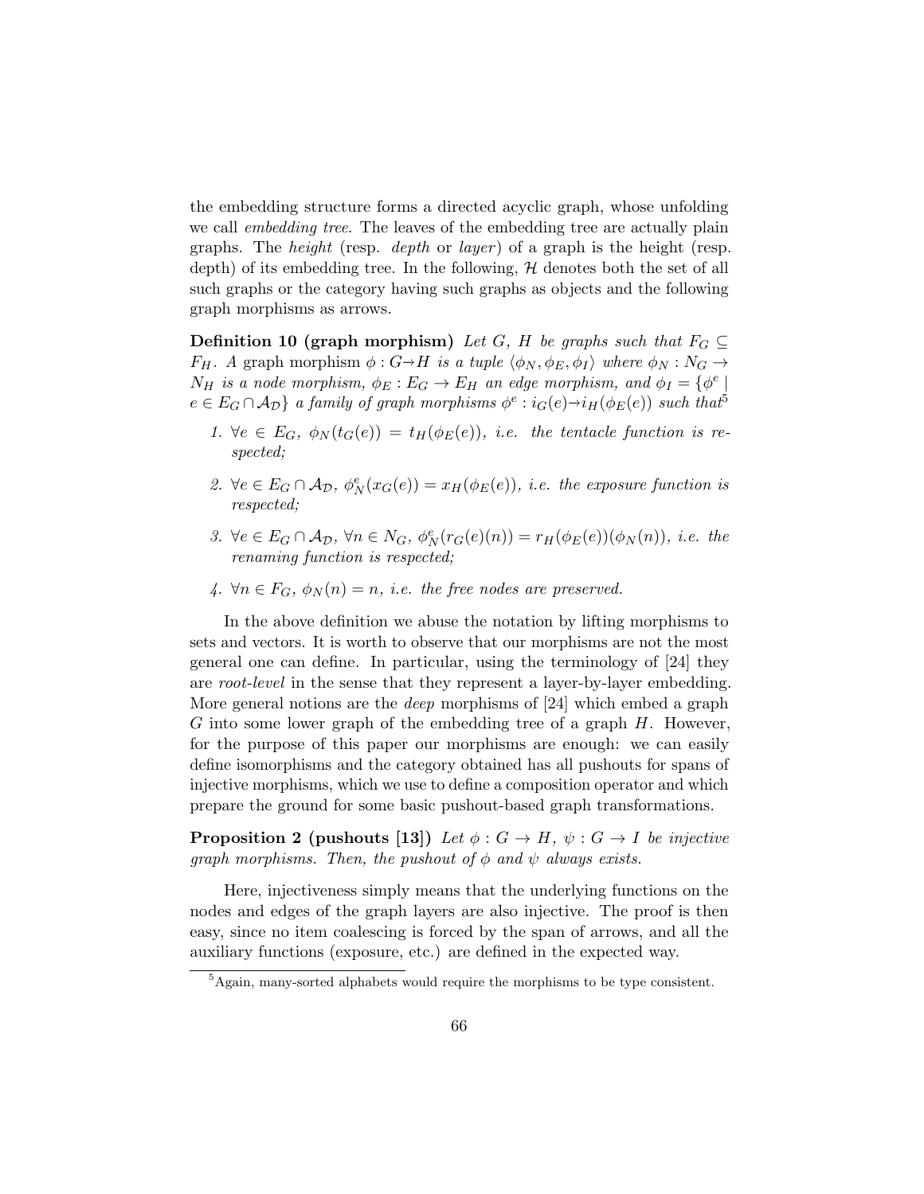the embedding structure forms a directed acyclic graph, whose unfolding we call *embedding tree*. The leaves of the embedding tree are actually plain graphs. The *height* (resp. *depth* or *layer*) of a graph is the height (resp. depth) of its embedding tree. In the following, $\mathcal{H}$ denotes both the set of all such graphs or the category having such graphs as objects and the following graph morphisms as arrows.

**Definition 10 (graph morphism)** *Let $G$, $H$ be graphs such that $F_G \subseteq F_H$. A* graph morphism *$\phi : G \to H$ is a tuple $\langle \phi_N, \phi_E, \phi_I \rangle$ where $\phi_N : N_G \to N_H$ is a node morphism, $\phi_E : E_G \to E_H$ an edge morphism, and $\phi_I = \{\phi^e \mid e \in E_G \cap \mathcal{A}_\mathcal{D}\}$ a family of graph morphisms $\phi^e : i_G(e) \to i_H(\phi_E(e))$ such that*[5]

1. *$\forall e \in E_G$, $\phi_N(t_G(e)) = t_H(\phi_E(e))$, i.e. the tentacle function is respected;*
2. *$\forall e \in E_G \cap \mathcal{A}_\mathcal{D}$, $\phi^e_N(x_G(e)) = x_H(\phi_E(e))$, i.e. the exposure function is respected;*
3. *$\forall e \in E_G \cap \mathcal{A}_\mathcal{D}$, $\forall n \in N_G$, $\phi^e_N(r_G(e)(n)) = r_H(\phi_E(e))(\phi_N(n))$, i.e. the renaming function is respected;*
4. *$\forall n \in F_G$, $\phi_N(n) = n$, i.e. the free nodes are preserved.*

In the above definition we abuse the notation by lifting morphisms to sets and vectors. It is worth to observe that our morphisms are not the most general one can define. In particular, using the terminology of [24] they are *root-level* in the sense that they represent a layer-by-layer embedding. More general notions are the *deep* morphisms of [24] which embed a graph $G$ into some lower graph of the embedding tree of a graph $H$. However, for the purpose of this paper our morphisms are enough: we can easily define isomorphisms and the category obtained has all pushouts for spans of injective morphisms, which we use to define a composition operator and which prepare the ground for some basic pushout-based graph transformations.

**Proposition 2 (pushouts [13])** *Let $\phi : G \to H$, $\psi : G \to I$ be injective graph morphisms. Then, the pushout of $\phi$ and $\psi$ always exists.*

Here, injectiveness simply means that the underlying functions on the nodes and edges of the graph layers are also injective. The proof is then easy, since no item coalescing is forced by the span of arrows, and all the auxiliary functions (exposure, etc.) are defined in the expected way.

[5] Again, many-sorted alphabets would require the morphisms to be type consistent.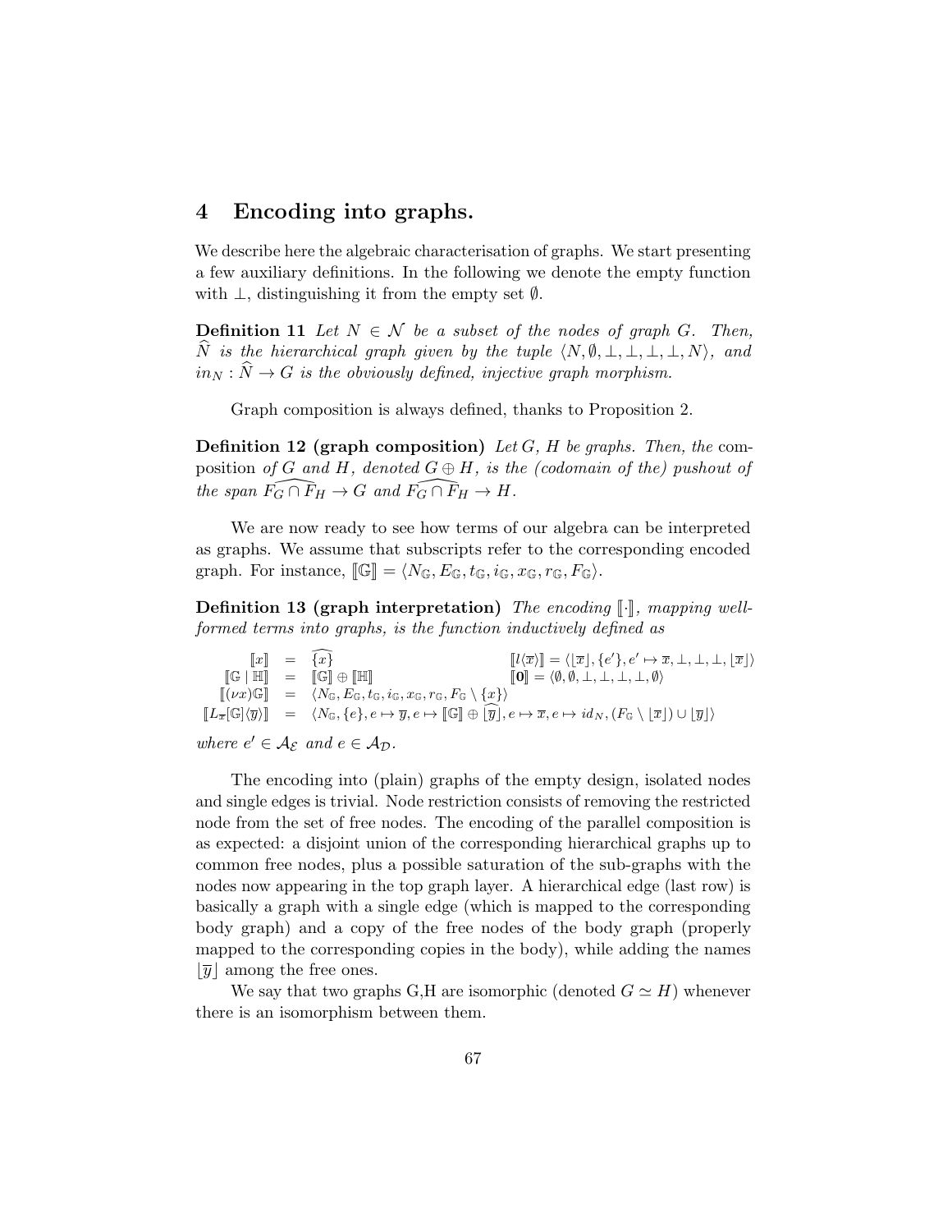## 4 Encoding into graphs.

We describe here the algebraic characterisation of graphs. We start presenting a few auxiliary definitions. In the following we denote the empty function with $\perp$, distinguishing it from the empty set $\emptyset$.

**Definition 11** *Let $N \in \mathcal{N}$ be a subset of the nodes of graph $G$. Then, $\widehat{N}$ is the hierarchical graph given by the tuple $\langle N, \emptyset, \perp, \perp, \perp, \perp, N \rangle$, and $in_N : \widehat{N} \to G$ is the obviously defined, injective graph morphism.*

Graph composition is always defined, thanks to Proposition 2.

**Definition 12 (graph composition)** *Let $G$, $H$ be graphs. Then, the* composition *of $G$ and $H$, denoted $G \oplus H$, is the (codomain of the) pushout of the span $\widehat{F_G \cap F_H} \to G$ and $\widehat{F_G \cap F_H} \to H$.*

We are now ready to see how terms of our algebra can be interpreted as graphs. We assume that subscripts refer to the corresponding encoded graph. For instance, $[\![\mathbb{G}]\!] = \langle N_\mathbb{G}, E_\mathbb{G}, t_\mathbb{G}, i_\mathbb{G}, x_\mathbb{G}, r_\mathbb{G}, F_\mathbb{G} \rangle$.

**Definition 13 (graph interpretation)** *The encoding $[\![\cdot]\!]$, mapping well-formed terms into graphs, is the function inductively defined as*

$$
\begin{array}{rcl}
[\![x]\!] & = & \widehat{\{x\}} \qquad\qquad [\![l\langle \overline{x} \rangle]\!] = \langle \lfloor \overline{x} \rfloor, \{e'\}, e' \mapsto \overline{x}, \perp, \perp, \perp, \lfloor \overline{x} \rfloor \rangle \\
[\![\mathbb{G} \mid \mathbb{H}]\!] & = & [\![\mathbb{G}]\!] \oplus [\![\mathbb{H}]\!] \qquad\qquad [\![\mathbf{0}]\!] = \langle \emptyset, \emptyset, \perp, \perp, \perp, \perp, \emptyset \rangle \\
[\![(\nu x)\mathbb{G}]\!] & = & \langle N_\mathbb{G}, E_\mathbb{G}, t_\mathbb{G}, i_\mathbb{G}, x_\mathbb{G}, r_\mathbb{G}, F_\mathbb{G} \setminus \{x\} \rangle \\
[\![L_{\overline{x}}[\mathbb{G}]\langle \overline{y} \rangle]\!] & = & \langle N_\mathbb{G}, \{e\}, e \mapsto \overline{y}, e \mapsto [\![\mathbb{G}]\!] \oplus \widehat{\lfloor \overline{y} \rfloor}, e \mapsto \overline{x}, e \mapsto id_N, (F_\mathbb{G} \setminus \lfloor \overline{x} \rfloor) \cup \lfloor \overline{y} \rfloor \rangle
\end{array}
$$

*where $e' \in \mathcal{A}_\mathcal{E}$ and $e \in \mathcal{A}_\mathcal{D}$.*

The encoding into (plain) graphs of the empty design, isolated nodes and single edges is trivial. Node restriction consists of removing the restricted node from the set of free nodes. The encoding of the parallel composition is as expected: a disjoint union of the corresponding hierarchical graphs up to common free nodes, plus a possible saturation of the sub-graphs with the nodes now appearing in the top graph layer. A hierarchical edge (last row) is basically a graph with a single edge (which is mapped to the corresponding body graph) and a copy of the free nodes of the body graph (properly mapped to the corresponding copies in the body), while adding the names $\lfloor \overline{y} \rfloor$ among the free ones.

We say that two graphs G,H are isomorphic (denoted $G \simeq H$) whenever there is an isomorphism between them.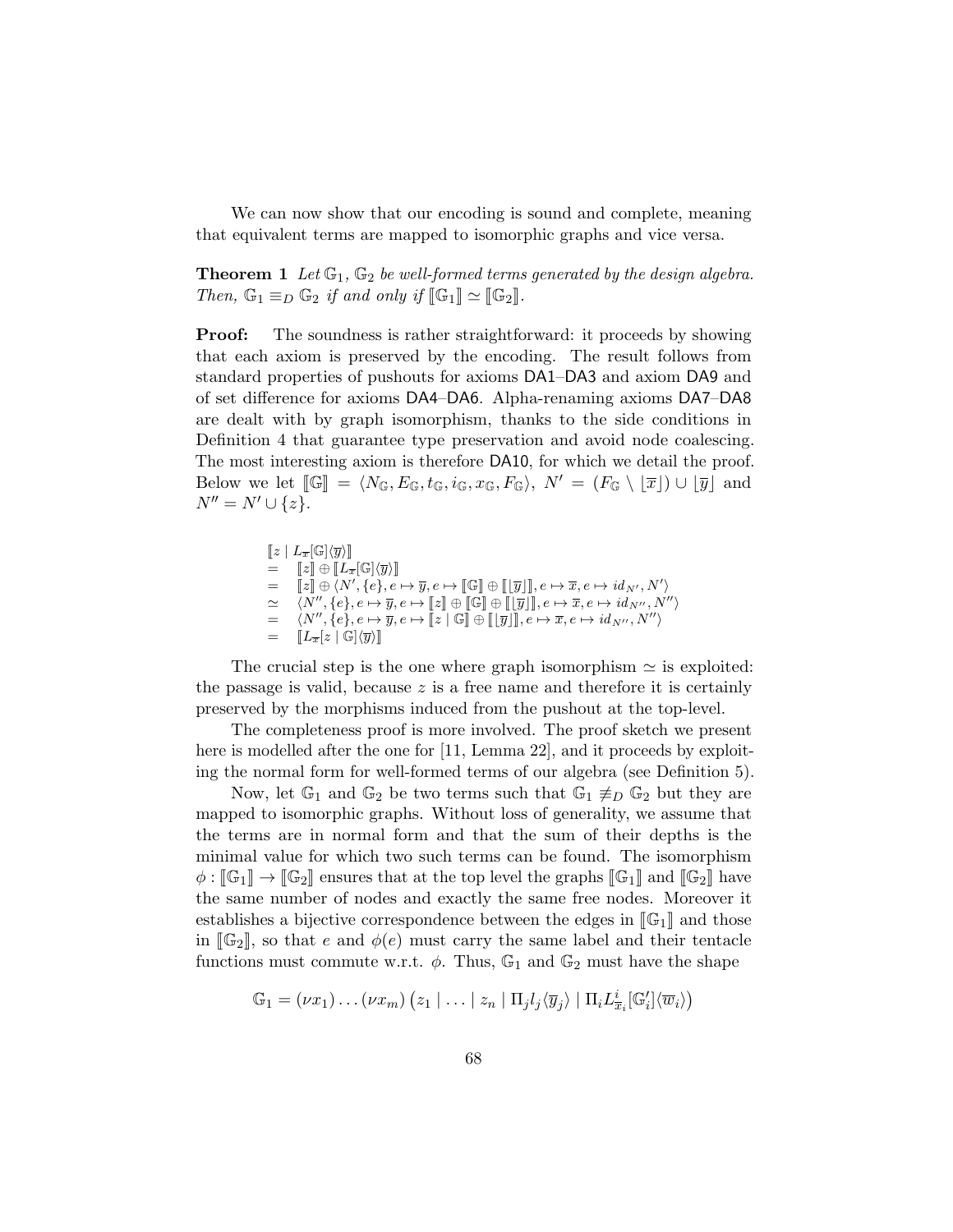We can now show that our encoding is sound and complete, meaning that equivalent terms are mapped to isomorphic graphs and vice versa.

**Theorem 1** *Let $\mathbb{G}_1$, $\mathbb{G}_2$ be well-formed terms generated by the design algebra. Then, $\mathbb{G}_1 \equiv_D \mathbb{G}_2$ if and only if $[\![\mathbb{G}_1]\!] \simeq [\![\mathbb{G}_2]\!]$.*

**Proof:** The soundness is rather straightforward: it proceeds by showing that each axiom is preserved by the encoding. The result follows from standard properties of pushouts for axioms DA1–DA3 and axiom DA9 and of set difference for axioms DA4–DA6. Alpha-renaming axioms DA7–DA8 are dealt with by graph isomorphism, thanks to the side conditions in Definition 4 that guarantee type preservation and avoid node coalescing. The most interesting axiom is therefore DA10, for which we detail the proof. Below we let $[\![\mathbb{G}]\!] = \langle N_{\mathbb{G}}, E_{\mathbb{G}}, t_{\mathbb{G}}, i_{\mathbb{G}}, x_{\mathbb{G}}, F_{\mathbb{G}} \rangle$, $N' = (F_{\mathbb{G}} \setminus \lfloor \overline{x} \rfloor) \cup \lfloor \overline{y} \rfloor$ and $N'' = N' \cup \{z\}$.

$$
\begin{array}{cl}
 & [\![z \mid L_{\overline{x}}[\mathbb{G}]\langle \overline{y} \rangle]\!] \\
= & [\![z]\!] \oplus [\![L_{\overline{x}}[\mathbb{G}]\langle \overline{y} \rangle]\!] \\
= & [\![z]\!] \oplus \langle N', \{e\}, e \mapsto \overline{y}, e \mapsto [\![\mathbb{G}]\!] \oplus [\![\lfloor \overline{y} \rfloor]\!], e \mapsto \overline{x}, e \mapsto id_{N'}, N' \rangle \\
\simeq & \langle N'', \{e\}, e \mapsto \overline{y}, e \mapsto [\![z]\!] \oplus [\![\mathbb{G}]\!] \oplus [\![\lfloor \overline{y} \rfloor]\!], e \mapsto \overline{x}, e \mapsto id_{N''}, N'' \rangle \\
= & \langle N'', \{e\}, e \mapsto \overline{y}, e \mapsto [\![z \mid \mathbb{G}]\!] \oplus [\![\lfloor \overline{y} \rfloor]\!], e \mapsto \overline{x}, e \mapsto id_{N''}, N'' \rangle \\
= & [\![L_{\overline{x}}[z \mid \mathbb{G}]\langle \overline{y} \rangle]\!]
\end{array}
$$

The crucial step is the one where graph isomorphism $\simeq$ is exploited: the passage is valid, because $z$ is a free name and therefore it is certainly preserved by the morphisms induced from the pushout at the top-level.

The completeness proof is more involved. The proof sketch we present here is modelled after the one for [11, Lemma 22], and it proceeds by exploiting the normal form for well-formed terms of our algebra (see Definition 5).

Now, let $\mathbb{G}_1$ and $\mathbb{G}_2$ be two terms such that $\mathbb{G}_1 \not\equiv_D \mathbb{G}_2$ but they are mapped to isomorphic graphs. Without loss of generality, we assume that the terms are in normal form and that the sum of their depths is the minimal value for which two such terms can be found. The isomorphism $\phi : [\![\mathbb{G}_1]\!] \to [\![\mathbb{G}_2]\!]$ ensures that at the top level the graphs $[\![\mathbb{G}_1]\!]$ and $[\![\mathbb{G}_2]\!]$ have the same number of nodes and exactly the same free nodes. Moreover it establishes a bijective correspondence between the edges in $[\![\mathbb{G}_1]\!]$ and those in $[\![\mathbb{G}_2]\!]$, so that $e$ and $\phi(e)$ must carry the same label and their tentacle functions must commute w.r.t. $\phi$. Thus, $\mathbb{G}_1$ and $\mathbb{G}_2$ must have the shape

$$
\mathbb{G}_1 = (\nu x_1) \ldots (\nu x_m) \left( z_1 \mid \ldots \mid z_n \mid \Pi_j l_j \langle \overline{y}_j \rangle \mid \Pi_i L^i_{\overline{x}_i}[\mathbb{G}'_i]\langle \overline{w}_i \rangle \right)
$$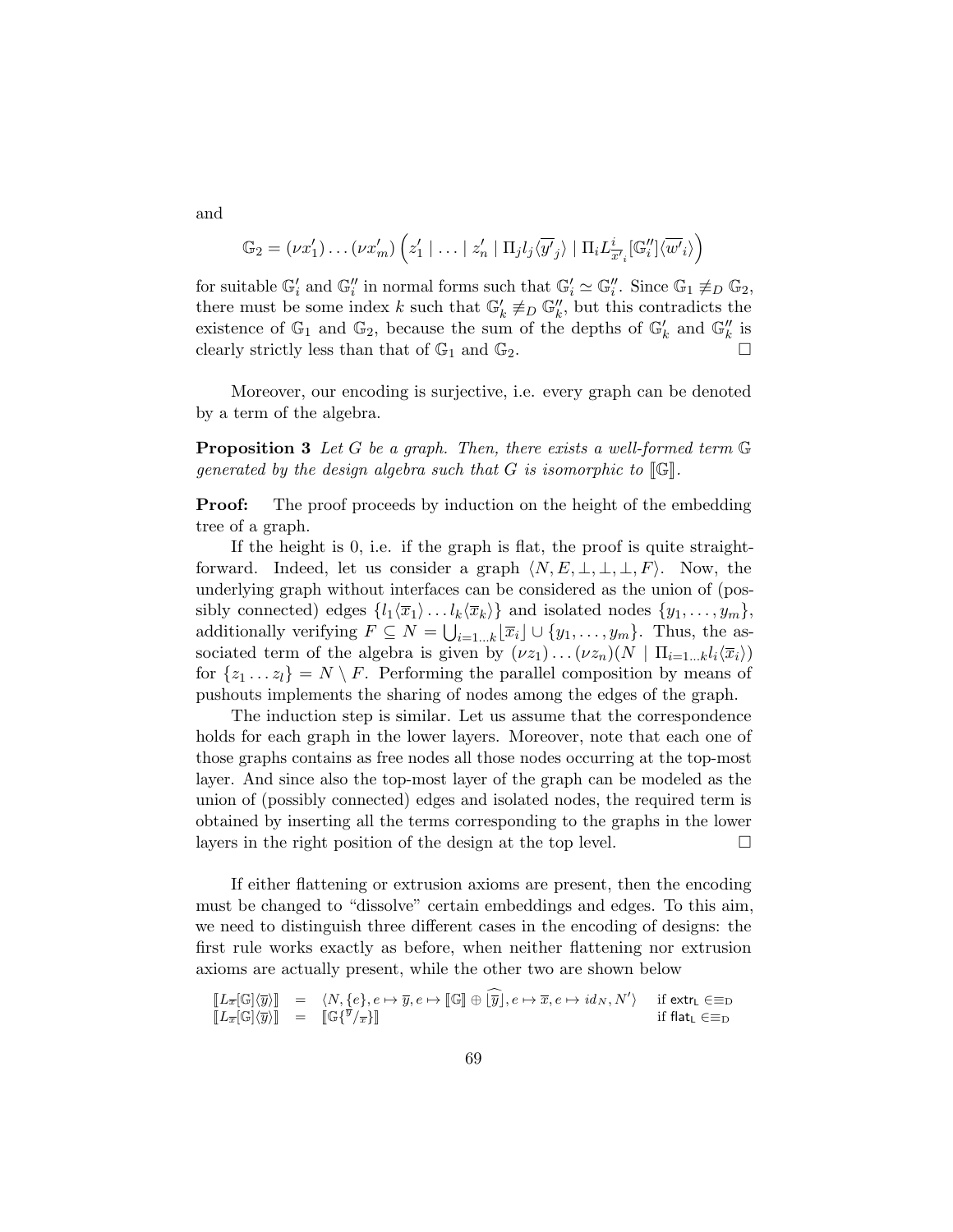and

$$\mathbb{G}_2 = (\nu x'_1) \dots (\nu x'_m) \left( z'_1 \mid \dots \mid z'_n \mid \Pi_j l_j \langle \overline{y'}_j \rangle \mid \Pi_i L^i_{\overline{x'}_i} [\mathbb{G}''_i] \langle \overline{w'}_i \rangle \right)$$

for suitable $\mathbb{G}'_i$ and $\mathbb{G}''_i$ in normal forms such that $\mathbb{G}'_i \simeq \mathbb{G}''_i$. Since $\mathbb{G}_1 \not\equiv_D \mathbb{G}_2$, there must be some index $k$ such that $\mathbb{G}'_k \not\equiv_D \mathbb{G}''_k$, but this contradicts the existence of $\mathbb{G}_1$ and $\mathbb{G}_2$, because the sum of the depths of $\mathbb{G}'_k$ and $\mathbb{G}''_k$ is clearly strictly less than that of $\mathbb{G}_1$ and $\mathbb{G}_2$. □

Moreover, our encoding is surjective, i.e. every graph can be denoted by a term of the algebra.

**Proposition 3** *Let $G$ be a graph. Then, there exists a well-formed term $\mathbb{G}$ generated by the design algebra such that $G$ is isomorphic to $[\![\mathbb{G}]\!]$.*

**Proof:** The proof proceeds by induction on the height of the embedding tree of a graph.

If the height is 0, i.e. if the graph is flat, the proof is quite straightforward. Indeed, let us consider a graph $\langle N, E, \bot, \bot, \bot, F\rangle$. Now, the underlying graph without interfaces can be considered as the union of (possibly connected) edges $\{l_1\langle \overline{x}_1\rangle \dots l_k\langle \overline{x}_k\rangle\}$ and isolated nodes $\{y_1, \dots, y_m\}$, additionally verifying $F \subseteq N = \bigcup_{i=1\dots k} \lfloor \overline{x}_i \rfloor \cup \{y_1, \dots, y_m\}$. Thus, the associated term of the algebra is given by $(\nu z_1) \dots (\nu z_n)(N \mid \Pi_{i=1\dots k} l_i \langle \overline{x}_i \rangle)$ for $\{z_1 \dots z_l\} = N \setminus F$. Performing the parallel composition by means of pushouts implements the sharing of nodes among the edges of the graph.

The induction step is similar. Let us assume that the correspondence holds for each graph in the lower layers. Moreover, note that each one of those graphs contains as free nodes all those nodes occurring at the top-most layer. And since also the top-most layer of the graph can be modeled as the union of (possibly connected) edges and isolated nodes, the required term is obtained by inserting all the terms corresponding to the graphs in the lower layers in the right position of the design at the top level. □

If either flattening or extrusion axioms are present, then the encoding must be changed to "dissolve" certain embeddings and edges. To this aim, we need to distinguish three different cases in the encoding of designs: the first rule works exactly as before, when neither flattening nor extrusion axioms are actually present, while the other two are shown below

$$\begin{array}{lcll} [\![L_{\overline{x}}[\mathbb{G}]\langle \overline{y}\rangle]\!] & = & \langle N, \{e\}, e \mapsto \overline{y}, e \mapsto [\![\mathbb{G}]\!] \oplus \widehat{\lfloor \overline{y} \rfloor}, e \mapsto \overline{x}, e \mapsto id_N, N' \rangle & \text{if } \mathsf{extr_L} \in \equiv_{\mathrm{D}} \\ [\![L_{\overline{x}}[\mathbb{G}]\langle \overline{y}\rangle]\!] & = & [\![\mathbb{G}\{^{\overline{y}}/_{\overline{x}}\}]\!] & \text{if } \mathsf{flat_L} \in \equiv_{\mathrm{D}} \end{array}$$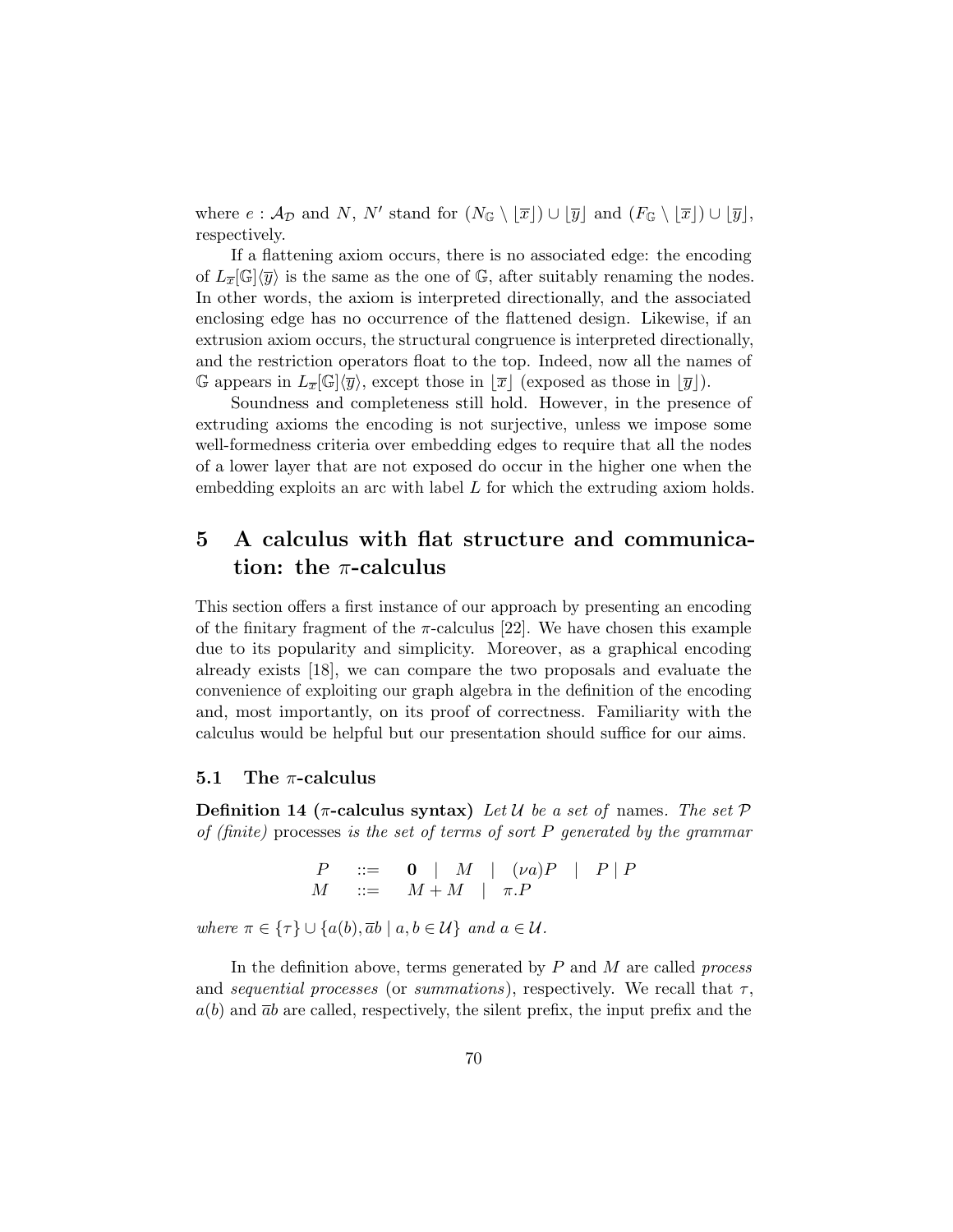where $e : \mathcal{A}_\mathcal{D}$ and $N$, $N'$ stand for $(N_\mathbb{G} \setminus \lfloor \overline{x} \rfloor) \cup \lfloor \overline{y} \rfloor$ and $(F_\mathbb{G} \setminus \lfloor \overline{x} \rfloor) \cup \lfloor \overline{y} \rfloor$, respectively.

If a flattening axiom occurs, there is no associated edge: the encoding of $L_{\overline{x}}[\mathbb{G}]\langle \overline{y} \rangle$ is the same as the one of $\mathbb{G}$, after suitably renaming the nodes. In other words, the axiom is interpreted directionally, and the associated enclosing edge has no occurrence of the flattened design. Likewise, if an extrusion axiom occurs, the structural congruence is interpreted directionally, and the restriction operators float to the top. Indeed, now all the names of $\mathbb{G}$ appears in $L_{\overline{x}}[\mathbb{G}]\langle \overline{y} \rangle$, except those in $\lfloor \overline{x} \rfloor$ (exposed as those in $\lfloor \overline{y} \rfloor$).

Soundness and completeness still hold. However, in the presence of extruding axioms the encoding is not surjective, unless we impose some well-formedness criteria over embedding edges to require that all the nodes of a lower layer that are not exposed do occur in the higher one when the embedding exploits an arc with label $L$ for which the extruding axiom holds.

## 5 A calculus with flat structure and communication: the $\pi$-calculus

This section offers a first instance of our approach by presenting an encoding of the finitary fragment of the $\pi$-calculus [22]. We have chosen this example due to its popularity and simplicity. Moreover, as a graphical encoding already exists [18], we can compare the two proposals and evaluate the convenience of exploiting our graph algebra in the definition of the encoding and, most importantly, on its proof of correctness. Familiarity with the calculus would be helpful but our presentation should suffice for our aims.

### 5.1 The $\pi$-calculus

**Definition 14 ($\pi$-calculus syntax)** *Let $\mathcal{U}$ be a set of* names. *The set $\mathcal{P}$ of (finite)* processes *is the set of terms of sort $P$ generated by the grammar*

$$
\begin{array}{rcl}
P & ::= & \mathbf{0} \quad | \quad M \quad | \quad (\nu a)P \quad | \quad P \mid P \\
M & ::= & M + M \quad | \quad \pi.P
\end{array}
$$

*where $\pi \in \{\tau\} \cup \{a(b), \overline{a}b \mid a, b \in \mathcal{U}\}$ and $a \in \mathcal{U}$.*

In the definition above, terms generated by $P$ and $M$ are called *process* and *sequential processes* (or *summations*), respectively. We recall that $\tau$, $a(b)$ and $\overline{a}b$ are called, respectively, the silent prefix, the input prefix and the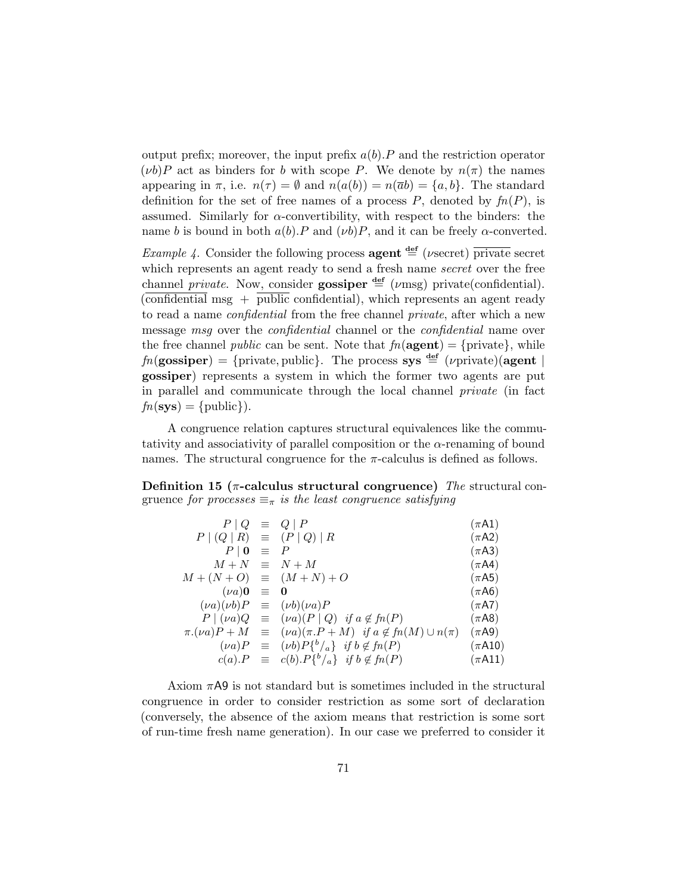output prefix; moreover, the input prefix $a(b).P$ and the restriction operator $(\nu b)P$ act as binders for $b$ with scope $P$. We denote by $n(\pi)$ the names appearing in $\pi$, i.e. $n(\tau) = \emptyset$ and $n(a(b)) = n(\overline{a}b) = \{a, b\}$. The standard definition for the set of free names of a process $P$, denoted by $fn(P)$, is assumed. Similarly for $\alpha$-convertibility, with respect to the binders: the name $b$ is bound in both $a(b).P$ and $(\nu b)P$, and it can be freely $\alpha$-converted.

*Example 4.* Consider the following process $\textbf{agent} \stackrel{\text{def}}{=} (\nu \text{secret})\ \overline{\text{private}}\ \text{secret}$ which represents an agent ready to send a fresh name *secret* over the free channel *private*. Now, consider $\textbf{gossiper} \stackrel{\text{def}}{=} (\nu \text{msg})\ \text{private}(\text{confidential}).(\overline{\text{confidential}}\ \text{msg}\ +\ \overline{\text{public}}\ \text{confidential})$, which represents an agent ready to read a name *confidential* from the free channel *private*, after which a new message *msg* over the *confidential* channel or the *confidential* name over the free channel *public* can be sent. Note that $fn(\textbf{agent}) = \{\text{private}\}$, while $fn(\textbf{gossiper}) = \{\text{private}, \text{public}\}$. The process $\textbf{sys} \stackrel{\text{def}}{=} (\nu \text{private})(\textbf{agent} \mid \textbf{gossiper})$ represents a system in which the former two agents are put in parallel and communicate through the local channel *private* (in fact $fn(\textbf{sys}) = \{\text{public}\}$).

A congruence relation captures structural equivalences like the commutativity and associativity of parallel composition or the $\alpha$-renaming of bound names. The structural congruence for the $\pi$-calculus is defined as follows.

**Definition 15 ($\pi$-calculus structural congruence)** *The* structural congruence *for processes* $\equiv_\pi$ *is the least congruence satisfying*

$$
\begin{array}{rcll}
P \mid Q & \equiv & Q \mid P & (\pi\mathsf{A1}) \\
P \mid (Q \mid R) & \equiv & (P \mid Q) \mid R & (\pi\mathsf{A2}) \\
P \mid \mathbf{0} & \equiv & P & (\pi\mathsf{A3}) \\
M + N & \equiv & N + M & (\pi\mathsf{A4}) \\
M + (N + O) & \equiv & (M + N) + O & (\pi\mathsf{A5}) \\
(\nu a)\mathbf{0} & \equiv & \mathbf{0} & (\pi\mathsf{A6}) \\
(\nu a)(\nu b)P & \equiv & (\nu b)(\nu a)P & (\pi\mathsf{A7}) \\
P \mid (\nu a)Q & \equiv & (\nu a)(P \mid Q) \;\; \textit{if } a \notin fn(P) & (\pi\mathsf{A8}) \\
\pi.(\nu a)P + M & \equiv & (\nu a)(\pi.P + M) \;\; \textit{if } a \notin fn(M) \cup n(\pi) & (\pi\mathsf{A9}) \\
(\nu a)P & \equiv & (\nu b)P\{^b/_a\} \;\; \textit{if } b \notin fn(P) & (\pi\mathsf{A10}) \\
c(a).P & \equiv & c(b).P\{^b/_a\} \;\; \textit{if } b \notin fn(P) & (\pi\mathsf{A11})
\end{array}
$$

Axiom $\pi\mathsf{A9}$ is not standard but is sometimes included in the structural congruence in order to consider restriction as some sort of declaration (conversely, the absence of the axiom means that restriction is some sort of run-time fresh name generation). In our case we preferred to consider it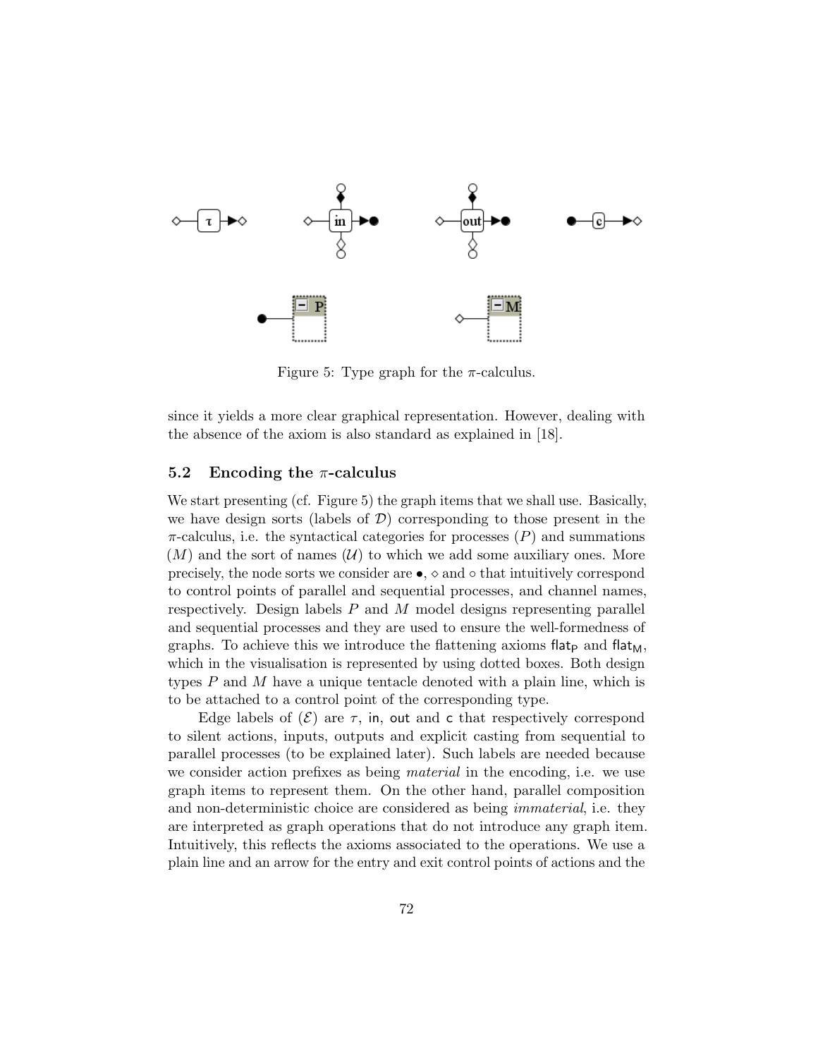Figure 5: Type graph for the $\pi$-calculus.

since it yields a more clear graphical representation. However, dealing with the absence of the axiom is also standard as explained in [18].

### 5.2 Encoding the $\pi$-calculus

We start presenting (cf. Figure 5) the graph items that we shall use. Basically, we have design sorts (labels of $\mathcal{D}$) corresponding to those present in the $\pi$-calculus, i.e. the syntactical categories for processes ($P$) and summations ($M$) and the sort of names ($\mathcal{U}$) to which we add some auxiliary ones. More precisely, the node sorts we consider are $\bullet$, $\diamond$ and $\circ$ that intuitively correspond to control points of parallel and sequential processes, and channel names, respectively. Design labels $P$ and $M$ model designs representing parallel and sequential processes and they are used to ensure the well-formedness of graphs. To achieve this we introduce the flattening axioms $\mathsf{flat}_\mathsf{P}$ and $\mathsf{flat}_\mathsf{M}$, which in the visualisation is represented by using dotted boxes. Both design types $P$ and $M$ have a unique tentacle denoted with a plain line, which is to be attached to a control point of the corresponding type.

Edge labels of ($\mathcal{E}$) are $\tau$, $\mathsf{in}$, $\mathsf{out}$ and $\mathsf{c}$ that respectively correspond to silent actions, inputs, outputs and explicit casting from sequential to parallel processes (to be explained later). Such labels are needed because we consider action prefixes as being *material* in the encoding, i.e. we use graph items to represent them. On the other hand, parallel composition and non-deterministic choice are considered as being *immaterial*, i.e. they are interpreted as graph operations that do not introduce any graph item. Intuitively, this reflects the axioms associated to the operations. We use a plain line and an arrow for the entry and exit control points of actions and the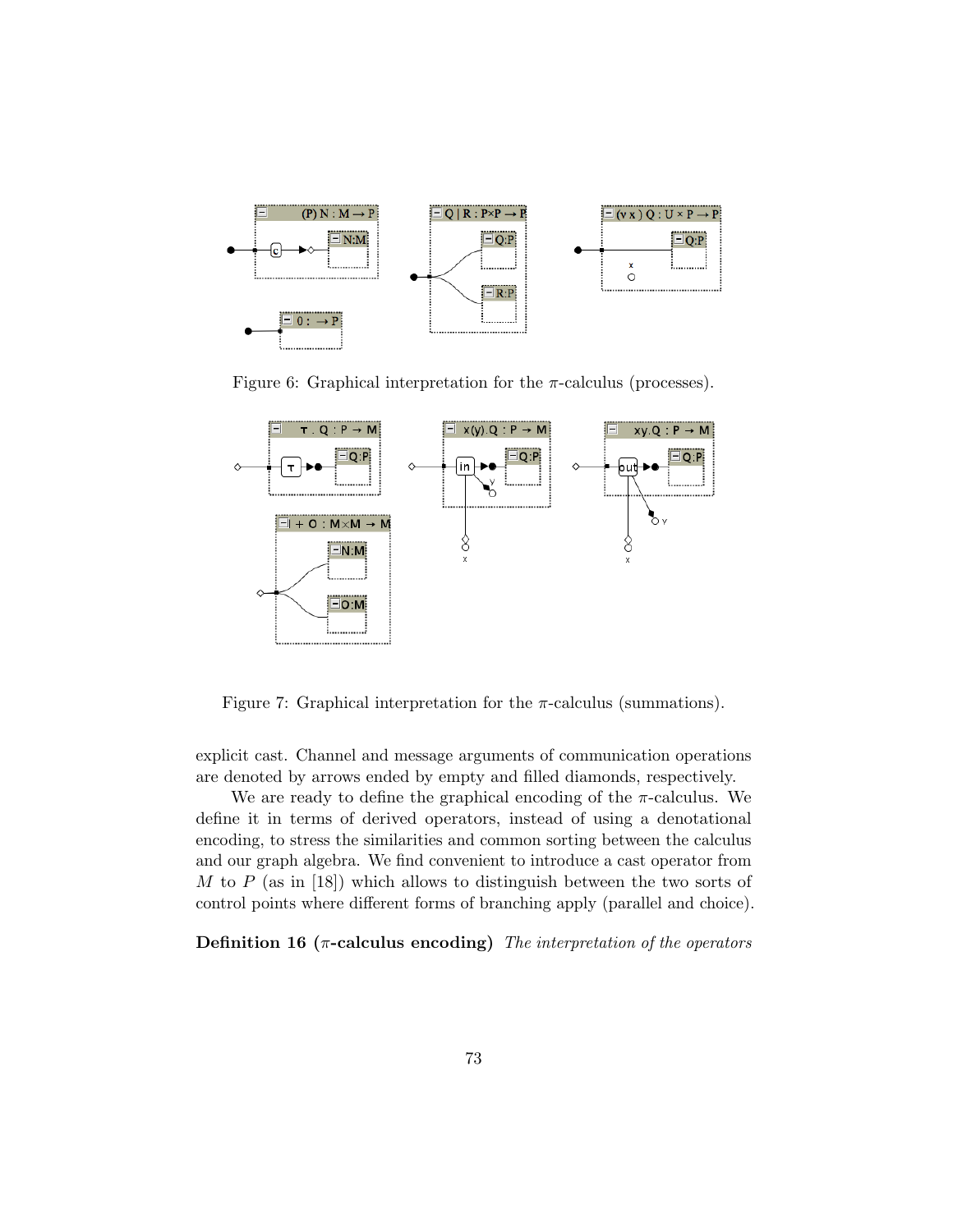Figure 6: Graphical interpretation for the $\pi$-calculus (processes).

Figure 7: Graphical interpretation for the $\pi$-calculus (summations).

explicit cast. Channel and message arguments of communication operations are denoted by arrows ended by empty and filled diamonds, respectively.

We are ready to define the graphical encoding of the $\pi$-calculus. We define it in terms of derived operators, instead of using a denotational encoding, to stress the similarities and common sorting between the calculus and our graph algebra. We find convenient to introduce a cast operator from $M$ to $P$ (as in [18]) which allows to distinguish between the two sorts of control points where different forms of branching apply (parallel and choice).

**Definition 16 ($\pi$-calculus encoding)** *The interpretation of the operators*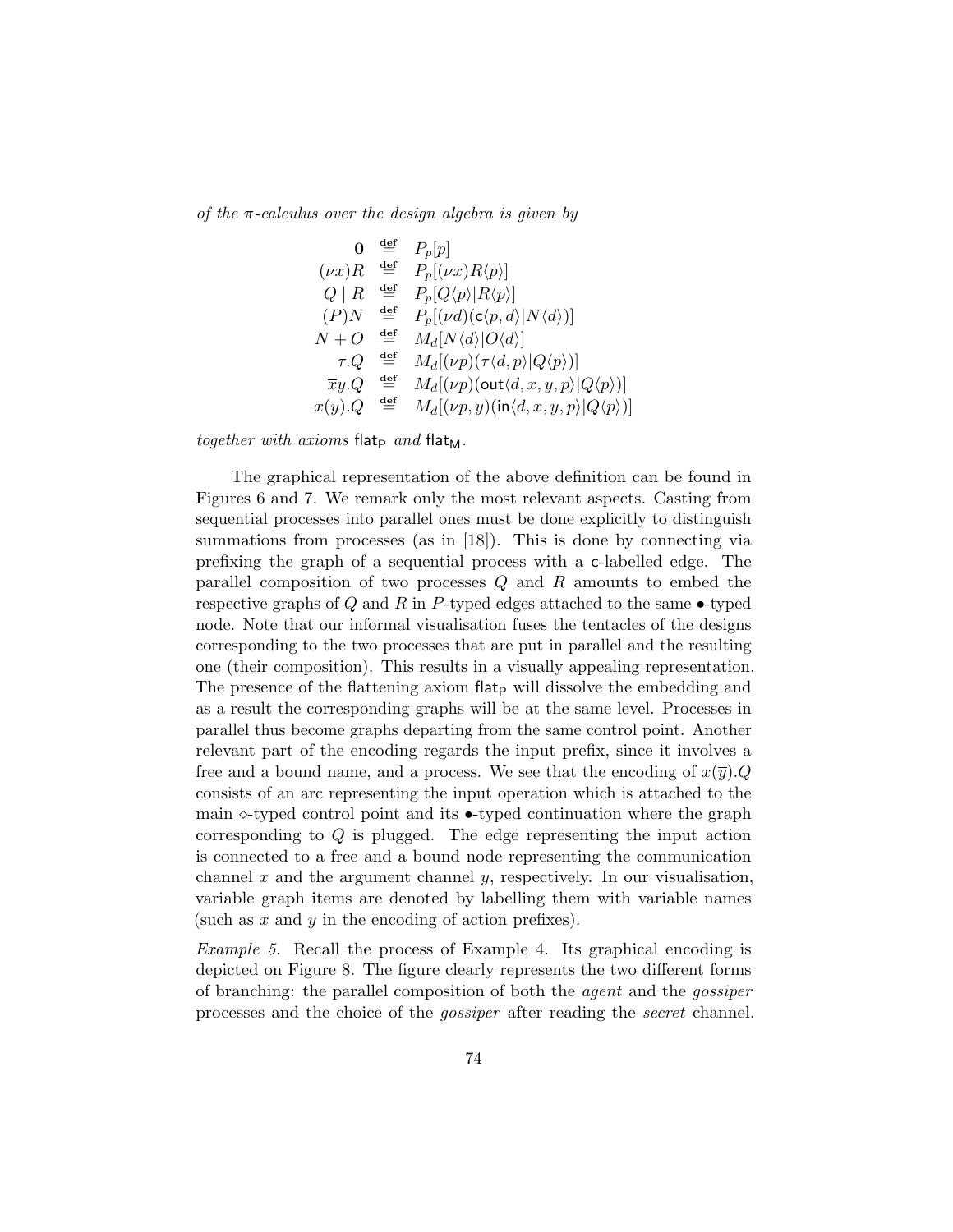*of the π-calculus over the design algebra is given by*

$$
\begin{array}{rcl}
\mathbf{0} & \stackrel{\mathbf{def}}{=} & P_p[p] \\
(\nu x)R & \stackrel{\mathbf{def}}{=} & P_p[(\nu x)R\langle p\rangle] \\
Q \mid R & \stackrel{\mathbf{def}}{=} & P_p[Q\langle p\rangle | R\langle p\rangle] \\
(P)N & \stackrel{\mathbf{def}}{=} & P_p[(\nu d)(\mathsf{c}\langle p, d\rangle | N\langle d\rangle)] \\
N + O & \stackrel{\mathbf{def}}{=} & M_d[N\langle d\rangle | O\langle d\rangle] \\
\tau.Q & \stackrel{\mathbf{def}}{=} & M_d[(\nu p)(\tau\langle d, p\rangle | Q\langle p\rangle)] \\
\overline{x}y.Q & \stackrel{\mathbf{def}}{=} & M_d[(\nu p)(\mathsf{out}\langle d, x, y, p\rangle | Q\langle p\rangle)] \\
x(y).Q & \stackrel{\mathbf{def}}{=} & M_d[(\nu p, y)(\mathsf{in}\langle d, x, y, p\rangle | Q\langle p\rangle)]
\end{array}
$$

*together with axioms* $\mathsf{flat}_\mathsf{P}$ *and* $\mathsf{flat}_\mathsf{M}$.

The graphical representation of the above definition can be found in Figures 6 and 7. We remark only the most relevant aspects. Casting from sequential processes into parallel ones must be done explicitly to distinguish summations from processes (as in [18]). This is done by connecting via prefixing the graph of a sequential process with a c-labelled edge. The parallel composition of two processes $Q$ and $R$ amounts to embed the respective graphs of $Q$ and $R$ in $P$-typed edges attached to the same •-typed node. Note that our informal visualisation fuses the tentacles of the designs corresponding to the two processes that are put in parallel and the resulting one (their composition). This results in a visually appealing representation. The presence of the flattening axiom $\mathsf{flat}_\mathsf{P}$ will dissolve the embedding and as a result the corresponding graphs will be at the same level. Processes in parallel thus become graphs departing from the same control point. Another relevant part of the encoding regards the input prefix, since it involves a free and a bound name, and a process. We see that the encoding of $x(\overline{y}).Q$ consists of an arc representing the input operation which is attached to the main ⋄-typed control point and its •-typed continuation where the graph corresponding to $Q$ is plugged. The edge representing the input action is connected to a free and a bound node representing the communication channel $x$ and the argument channel $y$, respectively. In our visualisation, variable graph items are denoted by labelling them with variable names (such as $x$ and $y$ in the encoding of action prefixes).

*Example 5.* Recall the process of Example 4. Its graphical encoding is depicted on Figure 8. The figure clearly represents the two different forms of branching: the parallel composition of both the *agent* and the *gossiper* processes and the choice of the *gossiper* after reading the *secret* channel.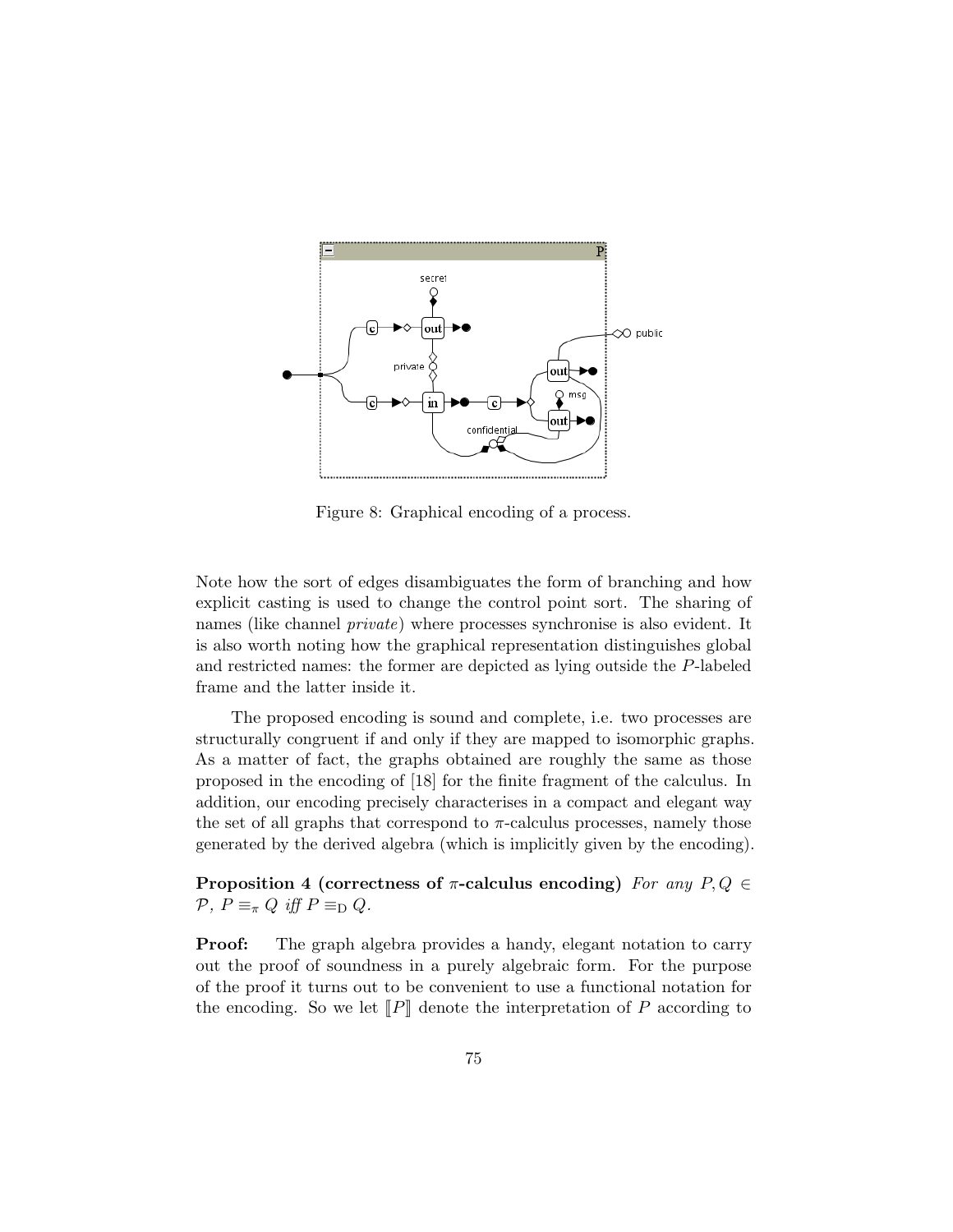Figure 8: Graphical encoding of a process.

Note how the sort of edges disambiguates the form of branching and how explicit casting is used to change the control point sort. The sharing of names (like channel *private*) where processes synchronise is also evident. It is also worth noting how the graphical representation distinguishes global and restricted names: the former are depicted as lying outside the $P$-labeled frame and the latter inside it.

The proposed encoding is sound and complete, i.e. two processes are structurally congruent if and only if they are mapped to isomorphic graphs. As a matter of fact, the graphs obtained are roughly the same as those proposed in the encoding of [18] for the finite fragment of the calculus. In addition, our encoding precisely characterises in a compact and elegant way the set of all graphs that correspond to $\pi$-calculus processes, namely those generated by the derived algebra (which is implicitly given by the encoding).

**Proposition 4 (correctness of $\pi$-calculus encoding)** *For any $P, Q \in \mathcal{P}$, $P \equiv_\pi Q$ iff $P \equiv_{\mathrm{D}} Q$.*

**Proof:** The graph algebra provides a handy, elegant notation to carry out the proof of soundness in a purely algebraic form. For the purpose of the proof it turns out to be convenient to use a functional notation for the encoding. So we let $[\![P]\!]$ denote the interpretation of $P$ according to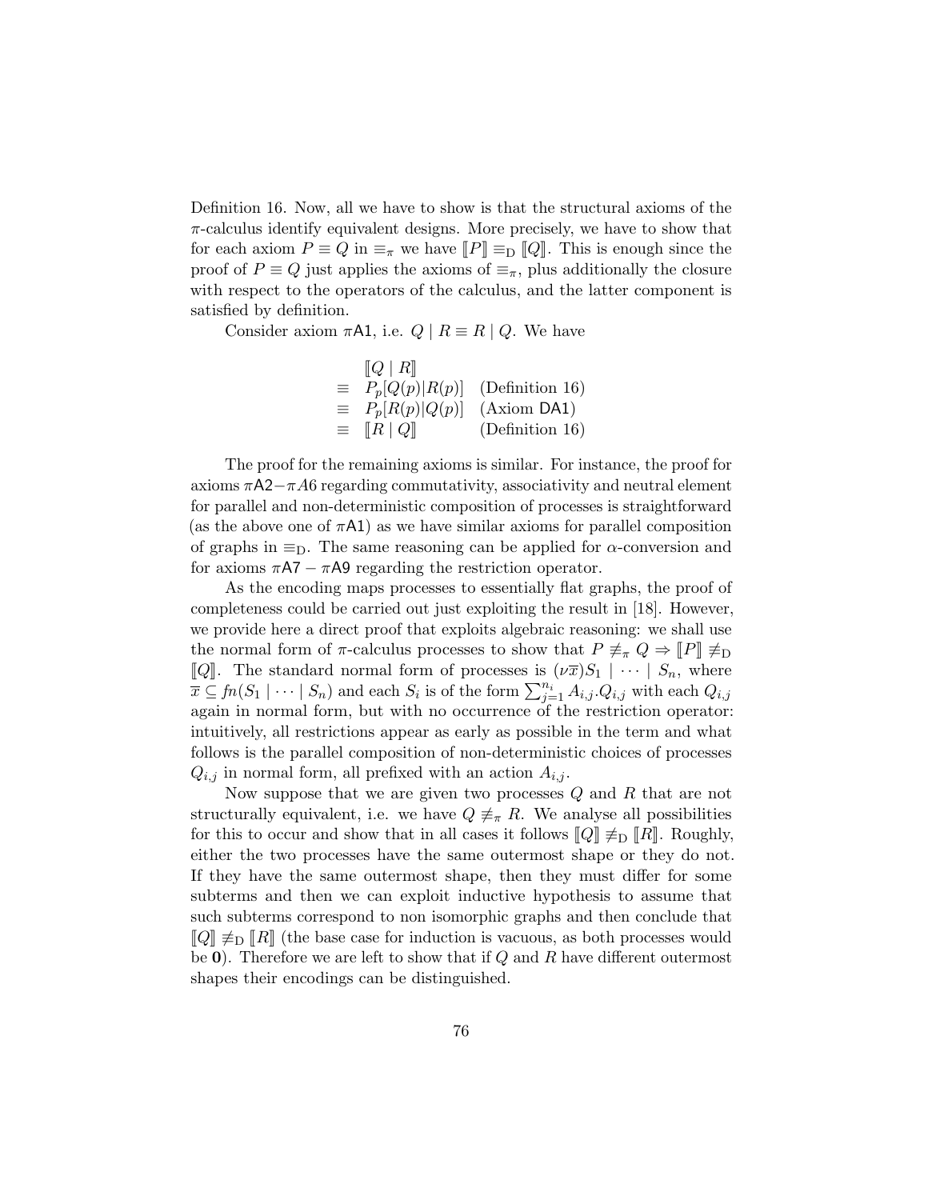Definition 16. Now, all we have to show is that the structural axioms of the $\pi$-calculus identify equivalent designs. More precisely, we have to show that for each axiom $P \equiv Q$ in $\equiv_\pi$ we have $[\![P]\!] \equiv_{\mathrm{D}} [\![Q]\!]$. This is enough since the proof of $P \equiv Q$ just applies the axioms of $\equiv_\pi$, plus additionally the closure with respect to the operators of the calculus, and the latter component is satisfied by definition.

Consider axiom $\pi\mathsf{A1}$, i.e. $Q \mid R \equiv R \mid Q$. We have

$$
\begin{array}{lll}
 & [\![Q \mid R]\!] & \\
\equiv & P_p[Q(p)|R(p)] & \text{(Definition 16)} \\
\equiv & P_p[R(p)|Q(p)] & \text{(Axiom DA1)} \\
\equiv & [\![R \mid Q]\!] & \text{(Definition 16)}
\end{array}
$$

The proof for the remaining axioms is similar. For instance, the proof for axioms $\pi\mathsf{A2}-\pi A6$ regarding commutativity, associativity and neutral element for parallel and non-deterministic composition of processes is straightforward (as the above one of $\pi\mathsf{A1}$) as we have similar axioms for parallel composition of graphs in $\equiv_{\mathrm{D}}$. The same reasoning can be applied for $\alpha$-conversion and for axioms $\pi\mathsf{A7} - \pi\mathsf{A9}$ regarding the restriction operator.

As the encoding maps processes to essentially flat graphs, the proof of completeness could be carried out just exploiting the result in [18]. However, we provide here a direct proof that exploits algebraic reasoning: we shall use the normal form of $\pi$-calculus processes to show that $P \not\equiv_\pi Q \Rightarrow [\![P]\!] \not\equiv_{\mathrm{D}} [\![Q]\!]$. The standard normal form of processes is $(\nu\overline{x})S_1 \mid \cdots \mid S_n$, where $\overline{x} \subseteq fn(S_1 \mid \cdots \mid S_n)$ and each $S_i$ is of the form $\sum_{j=1}^{n_i} A_{i,j}.Q_{i,j}$ with each $Q_{i,j}$ again in normal form, but with no occurrence of the restriction operator: intuitively, all restrictions appear as early as possible in the term and what follows is the parallel composition of non-deterministic choices of processes $Q_{i,j}$ in normal form, all prefixed with an action $A_{i,j}$.

Now suppose that we are given two processes $Q$ and $R$ that are not structurally equivalent, i.e. we have $Q \not\equiv_\pi R$. We analyse all possibilities for this to occur and show that in all cases it follows $[\![Q]\!] \not\equiv_{\mathrm{D}} [\![R]\!]$. Roughly, either the two processes have the same outermost shape or they do not. If they have the same outermost shape, then they must differ for some subterms and then we can exploit inductive hypothesis to assume that such subterms correspond to non isomorphic graphs and then conclude that $[\![Q]\!] \not\equiv_{\mathrm{D}} [\![R]\!]$ (the base case for induction is vacuous, as both processes would be $\mathbf{0}$). Therefore we are left to show that if $Q$ and $R$ have different outermost shapes their encodings can be distinguished.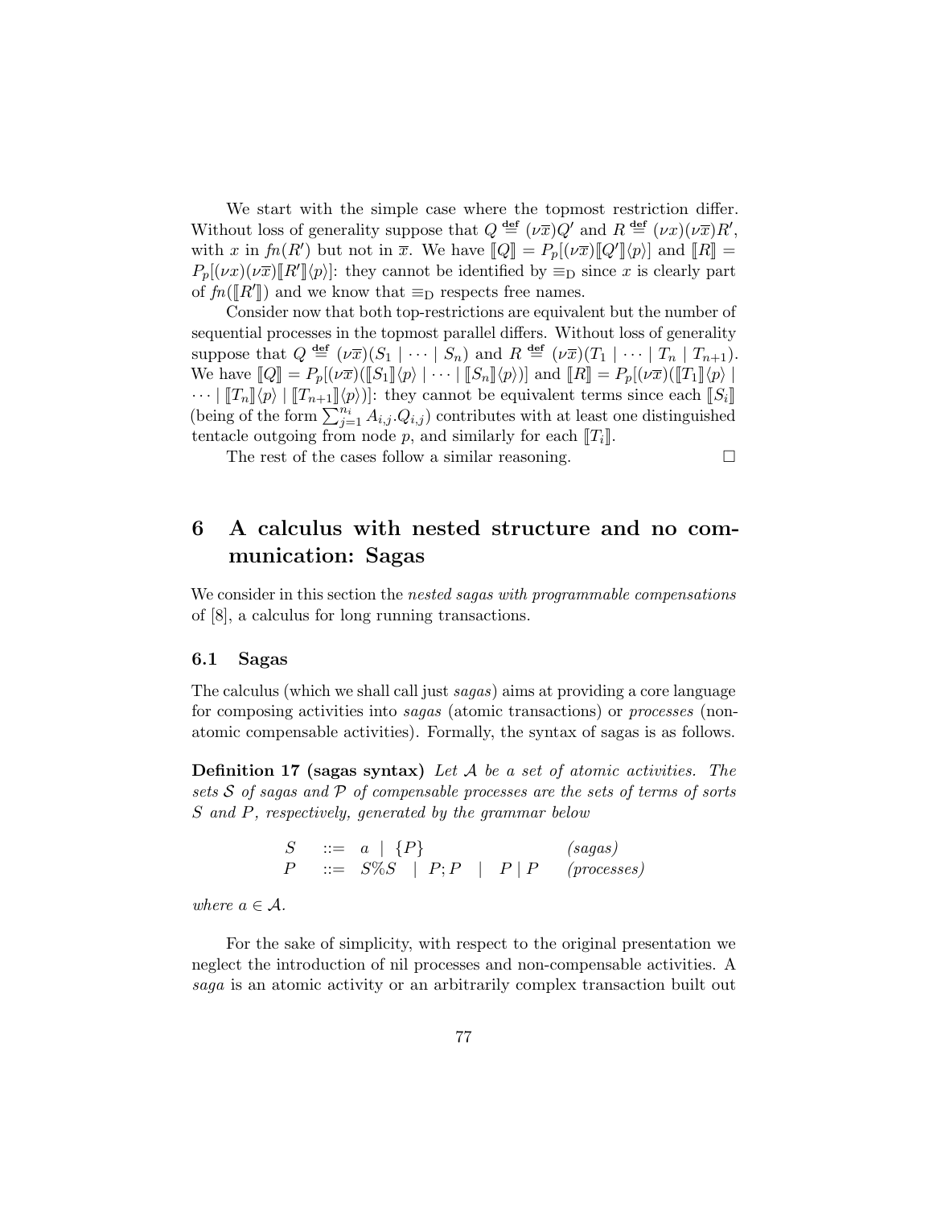We start with the simple case where the topmost restriction differ. Without loss of generality suppose that $Q \stackrel{\text{def}}{=} (\nu\overline{x})Q'$ and $R \stackrel{\text{def}}{=} (\nu x)(\nu\overline{x})R'$, with $x$ in $fn(R')$ but not in $\overline{x}$. We have $[\![Q]\!] = P_p[(\nu\overline{x})[\![Q']\!]\langle p\rangle]$ and $[\![R]\!] = P_p[(\nu x)(\nu\overline{x})[\![R']\!]\langle p\rangle]$: they cannot be identified by $\equiv_{\text{D}}$ since $x$ is clearly part of $fn([\![R']\!])$ and we know that $\equiv_{\text{D}}$ respects free names.

Consider now that both top-restrictions are equivalent but the number of sequential processes in the topmost parallel differs. Without loss of generality suppose that $Q \stackrel{\text{def}}{=} (\nu\overline{x})(S_1 \mid \cdots \mid S_n)$ and $R \stackrel{\text{def}}{=} (\nu\overline{x})(T_1 \mid \cdots \mid T_n \mid T_{n+1})$. We have $[\![Q]\!] = P_p[(\nu\overline{x})([\![S_1]\!]\langle p\rangle \mid \cdots \mid [\![S_n]\!]\langle p\rangle)]$ and $[\![R]\!] = P_p[(\nu\overline{x})([\![T_1]\!]\langle p\rangle \mid \cdots \mid [\![T_n]\!]\langle p\rangle \mid [\![T_{n+1}]\!]\langle p\rangle)]$: they cannot be equivalent terms since each $[\![S_i]\!]$ (being of the form $\sum_{j=1}^{n_i} A_{i,j}.Q_{i,j}$) contributes with at least one distinguished tentacle outgoing from node $p$, and similarly for each $[\![T_i]\!]$.

The rest of the cases follow a similar reasoning. $\square$

# 6 A calculus with nested structure and no communication: Sagas

We consider in this section the *nested sagas with programmable compensations* of [8], a calculus for long running transactions.

## 6.1 Sagas

The calculus (which we shall call just *sagas*) aims at providing a core language for composing activities into *sagas* (atomic transactions) or *processes* (non-atomic compensable activities). Formally, the syntax of sagas is as follows.

**Definition 17 (sagas syntax)** *Let $\mathcal{A}$ be a set of atomic activities. The sets $\mathcal{S}$ of sagas and $\mathcal{P}$ of compensable processes are the sets of terms of sorts $S$ and $P$, respectively, generated by the grammar below*

$$
\begin{array}{llll}
S & ::= & a \mid \{P\} & \textit{(sagas)} \\
P & ::= & S\%S \mid P;P \mid P \mid P & \textit{(processes)}
\end{array}
$$

*where $a \in \mathcal{A}$.*

For the sake of simplicity, with respect to the original presentation we neglect the introduction of nil processes and non-compensable activities. A *saga* is an atomic activity or an arbitrarily complex transaction built out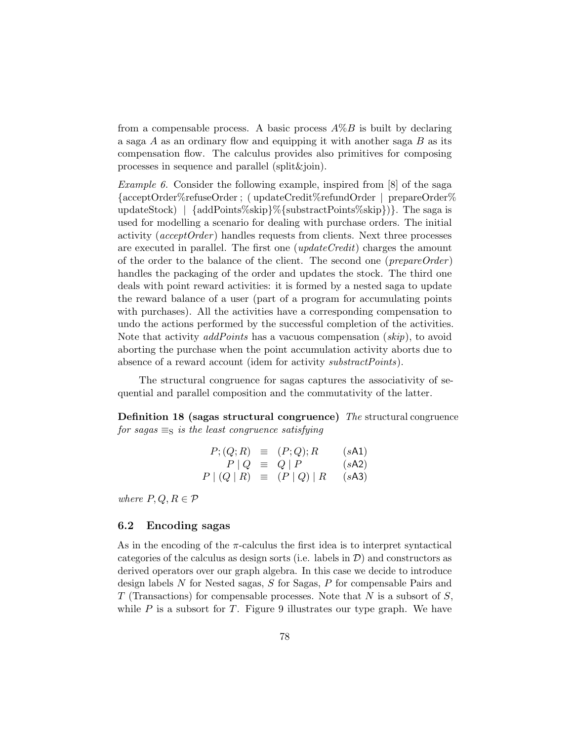from a compensable process. A basic process $A\%B$ is built by declaring a saga $A$ as an ordinary flow and equipping it with another saga $B$ as its compensation flow. The calculus provides also primitives for composing processes in sequence and parallel (split&join).

*Example 6.* Consider the following example, inspired from [8] of the saga {acceptOrder%refuseOrder ; ( updateCredit%refundOrder | prepareOrder% updateStock) | {addPoints%skip}%{substractPoints%skip})}. The saga is used for modelling a scenario for dealing with purchase orders. The initial activity (*acceptOrder*) handles requests from clients. Next three processes are executed in parallel. The first one (*updateCredit*) charges the amount of the order to the balance of the client. The second one (*prepareOrder*) handles the packaging of the order and updates the stock. The third one deals with point reward activities: it is formed by a nested saga to update the reward balance of a user (part of a program for accumulating points with purchases). All the activities have a corresponding compensation to undo the actions performed by the successful completion of the activities. Note that activity *addPoints* has a vacuous compensation (*skip*), to avoid aborting the purchase when the point accumulation activity aborts due to absence of a reward account (idem for activity *substractPoints*).

The structural congruence for sagas captures the associativity of sequential and parallel composition and the commutativity of the latter.

**Definition 18 (sagas structural congruence)** *The* structural congruence *for sagas* $\equiv_{\mathrm{S}}$ *is the least congruence satisfying*

$$
\begin{array}{rcll}
P;(Q;R) & \equiv & (P;Q);R & (s\mathsf{A1}) \\
P \mid Q & \equiv & Q \mid P & (s\mathsf{A2}) \\
P \mid (Q \mid R) & \equiv & (P \mid Q) \mid R & (s\mathsf{A3})
\end{array}
$$

*where* $P, Q, R \in \mathcal{P}$

### 6.2 Encoding sagas

As in the encoding of the $\pi$-calculus the first idea is to interpret syntactical categories of the calculus as design sorts (i.e. labels in $\mathcal{D}$) and constructors as derived operators over our graph algebra. In this case we decide to introduce design labels $N$ for Nested sagas, $S$ for Sagas, $P$ for compensable Pairs and $T$ (Transactions) for compensable processes. Note that $N$ is a subsort of $S$, while $P$ is a subsort for $T$. Figure 9 illustrates our type graph. We have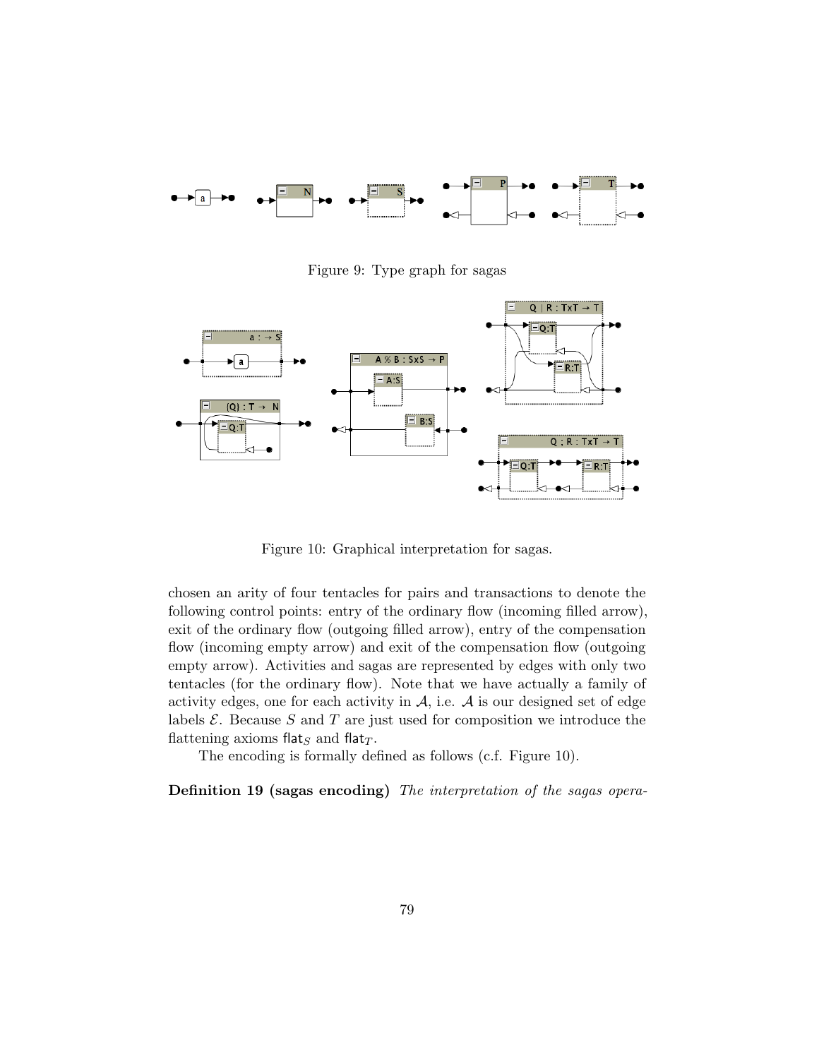Figure 9: Type graph for sagas

Figure 10: Graphical interpretation for sagas.

chosen an arity of four tentacles for pairs and transactions to denote the following control points: entry of the ordinary flow (incoming filled arrow), exit of the ordinary flow (outgoing filled arrow), entry of the compensation flow (incoming empty arrow) and exit of the compensation flow (outgoing empty arrow). Activities and sagas are represented by edges with only two tentacles (for the ordinary flow). Note that we have actually a family of activity edges, one for each activity in $\mathcal{A}$, i.e. $\mathcal{A}$ is our designed set of edge labels $\mathcal{E}$. Because $S$ and $T$ are just used for composition we introduce the flattening axioms $\mathsf{flat}_S$ and $\mathsf{flat}_T$.

The encoding is formally defined as follows (c.f. Figure 10).

**Definition 19 (sagas encoding)** *The interpretation of the sagas opera-*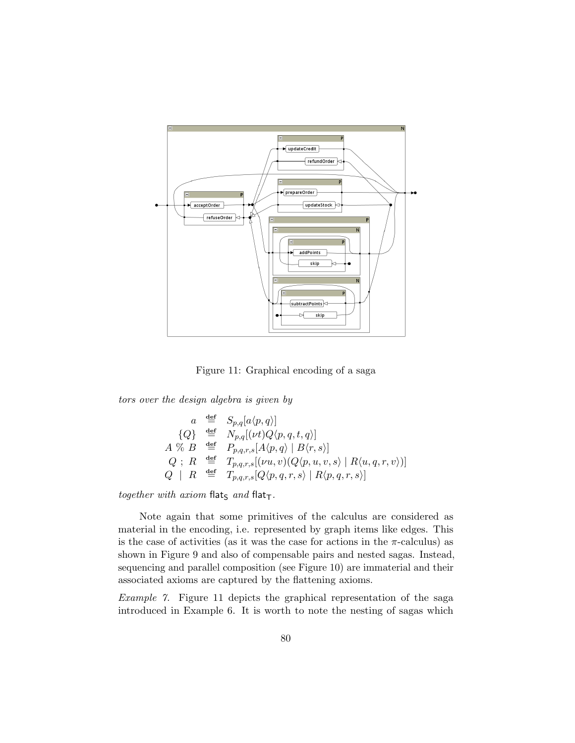Figure 11: Graphical encoding of a saga

*tors over the design algebra is given by*

$$
\begin{array}{rcl}
a & \stackrel{\mathbf{def}}{=} & S_{p,q}[a\langle p,q\rangle] \\
\{Q\} & \stackrel{\mathbf{def}}{=} & N_{p,q}[(\nu t)Q\langle p,q,t,q\rangle] \\
A \;\%\; B & \stackrel{\mathbf{def}}{=} & P_{p,q,r,s}[A\langle p,q\rangle \mid B\langle r,s\rangle] \\
Q \;;\; R & \stackrel{\mathbf{def}}{=} & T_{p,q,r,s}[(\nu u,v)(Q\langle p,u,v,s\rangle \mid R\langle u,q,r,v\rangle)] \\
Q \;\mid\; R & \stackrel{\mathbf{def}}{=} & T_{p,q,r,s}[Q\langle p,q,r,s\rangle \mid R\langle p,q,r,s\rangle]
\end{array}
$$

*together with axiom* $\mathsf{flat}_\mathsf{S}$ *and* $\mathsf{flat}_\mathsf{T}$.

Note again that some primitives of the calculus are considered as material in the encoding, i.e. represented by graph items like edges. This is the case of activities (as it was the case for actions in the $\pi$-calculus) as shown in Figure 9 and also of compensable pairs and nested sagas. Instead, sequencing and parallel composition (see Figure 10) are immaterial and their associated axioms are captured by the flattening axioms.

*Example 7.* Figure 11 depicts the graphical representation of the saga introduced in Example 6. It is worth to note the nesting of sagas which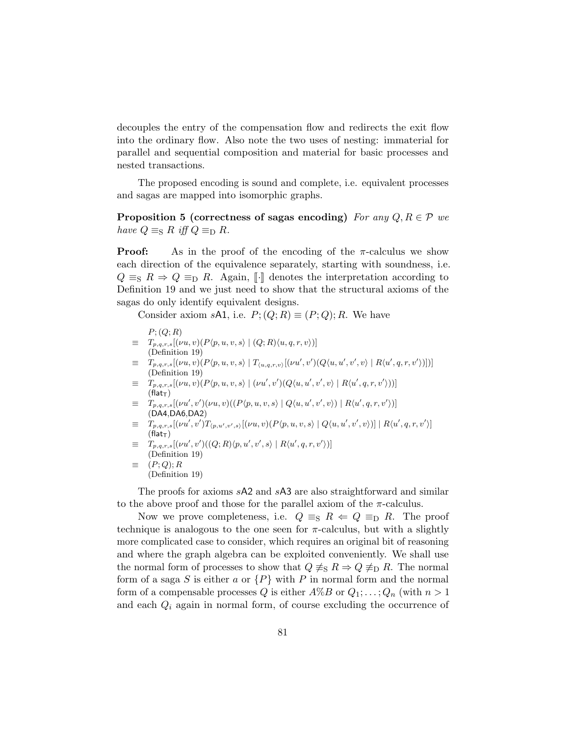decouples the entry of the compensation flow and redirects the exit flow into the ordinary flow. Also note the two uses of nesting: immaterial for parallel and sequential composition and material for basic processes and nested transactions.

The proposed encoding is sound and complete, i.e. equivalent processes and sagas are mapped into isomorphic graphs.

**Proposition 5 (correctness of sagas encoding)** *For any $Q, R \in \mathcal{P}$ we have $Q \equiv_{\mathrm{S}} R$ iff $Q \equiv_{\mathrm{D}} R$.*

**Proof:** As in the proof of the encoding of the $\pi$-calculus we show each direction of the equivalence separately, starting with soundness, i.e. $Q \equiv_{\mathrm{S}} R \Rightarrow Q \equiv_{\mathrm{D}} R$. Again, $[\![\cdot]\!]$ denotes the interpretation according to Definition 19 and we just need to show that the structural axioms of the sagas do only identify equivalent designs.

Consider axiom $s\mathsf{A1}$, i.e. $P;(Q;R) \equiv (P;Q);R$. We have

$$
\begin{array}{ll}
 & P;(Q;R) \\
\equiv & T_{p,q,r,s}[(\nu u,v)(P\langle p,u,v,s\rangle \mid (Q;R)\langle u,q,r,v\rangle)] \\
 & \text{(Definition 19)} \\
\equiv & T_{p,q,r,s}[(\nu u,v)(P\langle p,u,v,s\rangle \mid T_{\langle u,q,r,v\rangle}[(\nu u',v')(Q\langle u,u',v',v\rangle \mid R\langle u',q,r,v'\rangle)])] \\
 & \text{(Definition 19)} \\
\equiv & T_{p,q,r,s}[(\nu u,v)(P\langle p,u,v,s\rangle \mid (\nu u',v')(Q\langle u,u',v',v\rangle \mid R\langle u',q,r,v'\rangle))] \\
 & (\mathsf{flat_T}) \\
\equiv & T_{p,q,r,s}[(\nu u',v')(\nu u,v)((P\langle p,u,v,s\rangle \mid Q\langle u,u',v',v\rangle) \mid R\langle u',q,r,v'\rangle)] \\
 & (\mathsf{DA4},\mathsf{DA6},\mathsf{DA2}) \\
\equiv & T_{p,q,r,s}[(\nu u',v')T_{\langle p,u',v',s\rangle}[(\nu u,v)(P\langle p,u,v,s\rangle \mid Q\langle u,u',v',v\rangle)] \mid R\langle u',q,r,v'\rangle] \\
 & (\mathsf{flat_T}) \\
\equiv & T_{p,q,r,s}[(\nu u',v')((Q;R)\langle p,u',v',s\rangle \mid R\langle u',q,r,v'\rangle)] \\
 & \text{(Definition 19)} \\
\equiv & (P;Q);R \\
 & \text{(Definition 19)}
\end{array}
$$

The proofs for axioms $s\mathsf{A2}$ and $s\mathsf{A3}$ are also straightforward and similar to the above proof and those for the parallel axiom of the $\pi$-calculus.

Now we prove completeness, i.e. $Q \equiv_{\mathrm{S}} R \Leftarrow Q \equiv_{\mathrm{D}} R$. The proof technique is analogous to the one seen for $\pi$-calculus, but with a slightly more complicated case to consider, which requires an original bit of reasoning and where the graph algebra can be exploited conveniently. We shall use the normal form of processes to show that $Q \not\equiv_{\mathrm{S}} R \Rightarrow Q \not\equiv_{\mathrm{D}} R$. The normal form of a saga $S$ is either $a$ or $\{P\}$ with $P$ in normal form and the normal form of a compensable processes $Q$ is either $A\%B$ or $Q_1;\ldots;Q_n$ (with $n > 1$ and each $Q_i$ again in normal form, of course excluding the occurrence of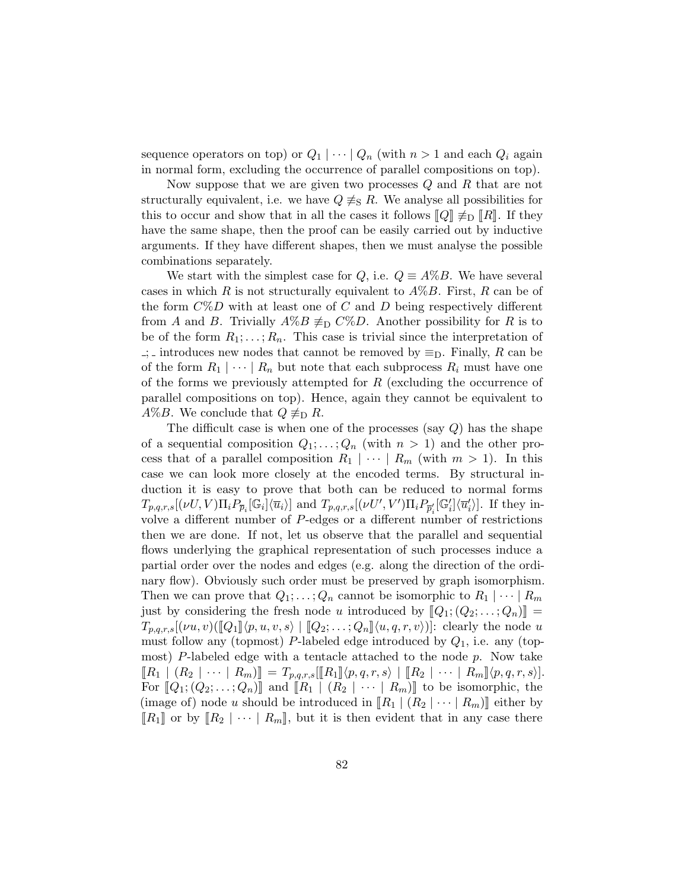sequence operators on top) or $Q_1 \mid \cdots \mid Q_n$ (with $n > 1$ and each $Q_i$ again in normal form, excluding the occurrence of parallel compositions on top).

Now suppose that we are given two processes $Q$ and $R$ that are not structurally equivalent, i.e. we have $Q \not\equiv_{\mathrm{S}} R$. We analyse all possibilities for this to occur and show that in all the cases it follows $[\![Q]\!] \not\equiv_{\mathrm{D}} [\![R]\!]$. If they have the same shape, then the proof can be easily carried out by inductive arguments. If they have different shapes, then we must analyse the possible combinations separately.

We start with the simplest case for $Q$, i.e. $Q \equiv A\%B$. We have several cases in which $R$ is not structurally equivalent to $A\%B$. First, $R$ can be of the form $C\%D$ with at least one of $C$ and $D$ being respectively different from $A$ and $B$. Trivially $A\%B \not\equiv_{\mathrm{D}} C\%D$. Another possibility for $R$ is to be of the form $R_1; \ldots; R_n$. This case is trivial since the interpretation of $\_;\_$ introduces new nodes that cannot be removed by $\equiv_{\mathrm{D}}$. Finally, $R$ can be of the form $R_1 \mid \cdots \mid R_n$ but note that each subprocess $R_i$ must have one of the forms we previously attempted for $R$ (excluding the occurrence of parallel compositions on top). Hence, again they cannot be equivalent to $A\%B$. We conclude that $Q \not\equiv_{\mathrm{D}} R$.

The difficult case is when one of the processes (say $Q$) has the shape of a sequential composition $Q_1; \ldots; Q_n$ (with $n > 1$) and the other process that of a parallel composition $R_1 \mid \cdots \mid R_m$ (with $m > 1$). In this case we can look more closely at the encoded terms. By structural induction it is easy to prove that both can be reduced to normal forms $T_{p,q,r,s}[(\nu U, V)\Pi_i P_{\overline{p}_i}[\mathbb{G}_i]\langle \overline{u}_i \rangle]$ and $T_{p,q,r,s}[(\nu U', V')\Pi_i P_{\overline{p}'_i}[\mathbb{G}'_i]\langle \overline{u}'_i \rangle]$. If they involve a different number of $P$-edges or a different number of restrictions then we are done. If not, let us observe that the parallel and sequential flows underlying the graphical representation of such processes induce a partial order over the nodes and edges (e.g. along the direction of the ordinary flow). Obviously such order must be preserved by graph isomorphism. Then we can prove that $Q_1; \ldots; Q_n$ cannot be isomorphic to $R_1 \mid \cdots \mid R_m$ just by considering the fresh node $u$ introduced by $[\![Q_1; (Q_2; \ldots; Q_n)]\!] = T_{p,q,r,s}[(\nu u, v)([\![Q_1]\!]\langle p, u, v, s \rangle \mid [\![Q_2; \ldots; Q_n]\!]\langle u, q, r, v \rangle)]$: clearly the node $u$ must follow any (topmost) $P$-labeled edge introduced by $Q_1$, i.e. any (topmost) $P$-labeled edge with a tentacle attached to the node $p$. Now take $[\![R_1 \mid (R_2 \mid \cdots \mid R_m)]\!] = T_{p,q,r,s}[[\![R_1]\!]\langle p, q, r, s \rangle \mid [\![R_2 \mid \cdots \mid R_m]\!]\langle p, q, r, s \rangle]$. For $[\![Q_1; (Q_2; \ldots; Q_n)]\!]$ and $[\![R_1 \mid (R_2 \mid \cdots \mid R_m)]\!]$ to be isomorphic, the (image of) node $u$ should be introduced in $[\![R_1 \mid (R_2 \mid \cdots \mid R_m)]\!]$ either by $[\![R_1]\!]$ or by $[\![R_2 \mid \cdots \mid R_m]\!]$, but it is then evident that in any case there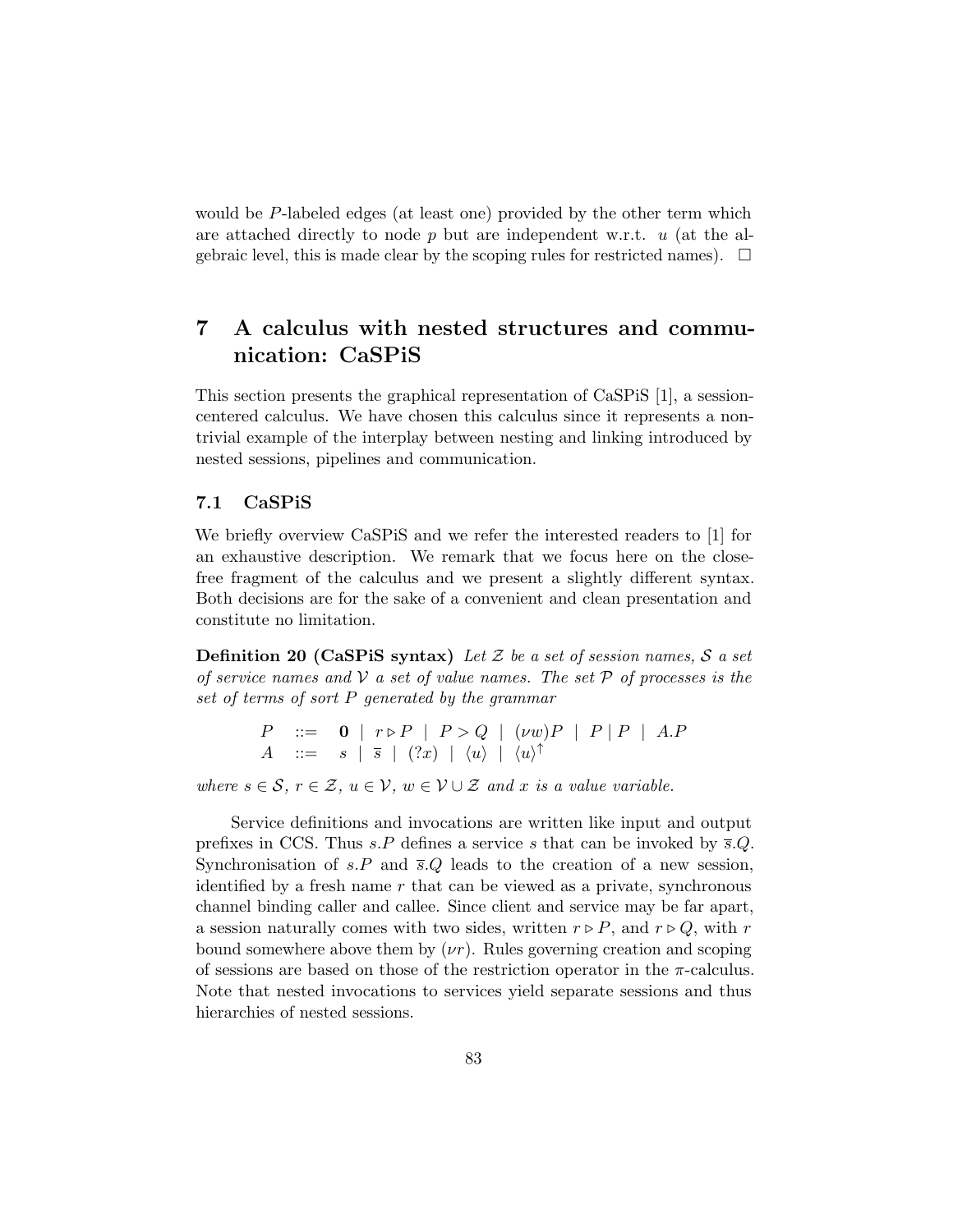would be $P$-labeled edges (at least one) provided by the other term which are attached directly to node $p$ but are independent w.r.t. $u$ (at the algebraic level, this is made clear by the scoping rules for restricted names). $\square$

## 7 A calculus with nested structures and communication: CaSPiS

This section presents the graphical representation of CaSPiS [1], a session-centered calculus. We have chosen this calculus since it represents a non-trivial example of the interplay between nesting and linking introduced by nested sessions, pipelines and communication.

### 7.1 CaSPiS

We briefly overview CaSPiS and we refer the interested readers to [1] for an exhaustive description. We remark that we focus here on the close-free fragment of the calculus and we present a slightly different syntax. Both decisions are for the sake of a convenient and clean presentation and constitute no limitation.

**Definition 20 (CaSPiS syntax)** *Let $\mathcal{Z}$ be a set of session names, $\mathcal{S}$ a set of service names and $\mathcal{V}$ a set of value names. The set $\mathcal{P}$ of processes is the set of terms of sort $P$ generated by the grammar*

$$
\begin{array}{lcl}
P & ::= & \mathbf{0} \mid r \rhd P \mid P > Q \mid (\nu w)P \mid P \mid P \mid A.P \\
A & ::= & s \mid \overline{s} \mid (?x) \mid \langle u \rangle \mid \langle u \rangle^{\uparrow}
\end{array}
$$

*where $s \in \mathcal{S}$, $r \in \mathcal{Z}$, $u \in \mathcal{V}$, $w \in \mathcal{V} \cup \mathcal{Z}$ and $x$ is a value variable.*

Service definitions and invocations are written like input and output prefixes in CCS. Thus $s.P$ defines a service $s$ that can be invoked by $\overline{s}.Q$. Synchronisation of $s.P$ and $\overline{s}.Q$ leads to the creation of a new session, identified by a fresh name $r$ that can be viewed as a private, synchronous channel binding caller and callee. Since client and service may be far apart, a session naturally comes with two sides, written $r \rhd P$, and $r \rhd Q$, with $r$ bound somewhere above them by $(\nu r)$. Rules governing creation and scoping of sessions are based on those of the restriction operator in the $\pi$-calculus. Note that nested invocations to services yield separate sessions and thus hierarchies of nested sessions.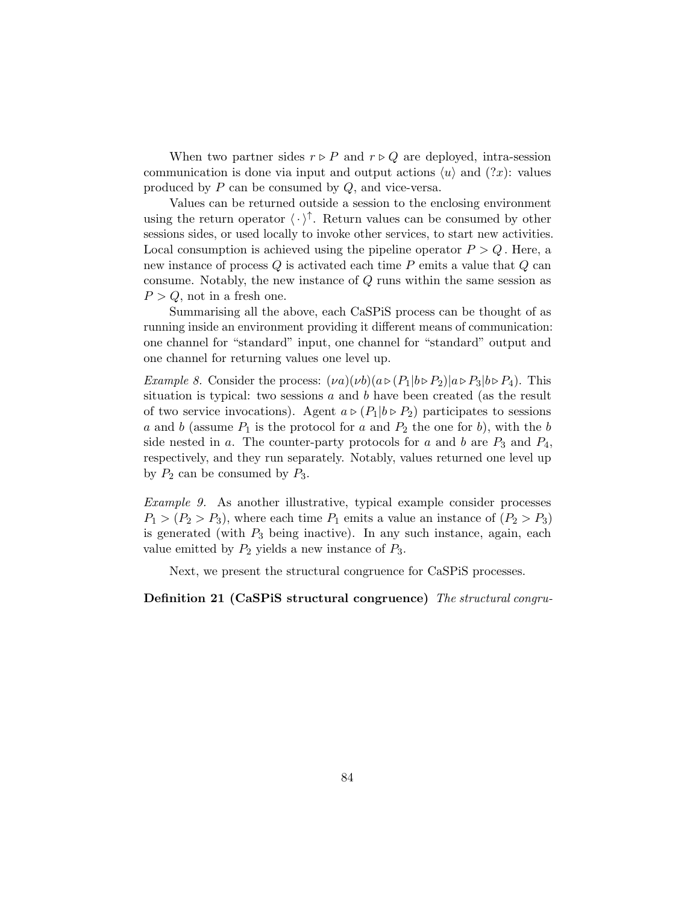When two partner sides $r \triangleright P$ and $r \triangleright Q$ are deployed, intra-session communication is done via input and output actions $\langle u \rangle$ and $(?x)$: values produced by $P$ can be consumed by $Q$, and vice-versa.

Values can be returned outside a session to the enclosing environment using the return operator $\langle \cdot \rangle^{\uparrow}$. Return values can be consumed by other sessions sides, or used locally to invoke other services, to start new activities. Local consumption is achieved using the pipeline operator $P > Q$. Here, a new instance of process $Q$ is activated each time $P$ emits a value that $Q$ can consume. Notably, the new instance of $Q$ runs within the same session as $P > Q$, not in a fresh one.

Summarising all the above, each CaSPiS process can be thought of as running inside an environment providing it different means of communication: one channel for "standard" input, one channel for "standard" output and one channel for returning values one level up.

*Example 8.* Consider the process: $(\nu a)(\nu b)(a \triangleright (P_1 | b \triangleright P_2) | a \triangleright P_3 | b \triangleright P_4)$. This situation is typical: two sessions $a$ and $b$ have been created (as the result of two service invocations). Agent $a \triangleright (P_1 | b \triangleright P_2)$ participates to sessions $a$ and $b$ (assume $P_1$ is the protocol for $a$ and $P_2$ the one for $b$), with the $b$ side nested in $a$. The counter-party protocols for $a$ and $b$ are $P_3$ and $P_4$, respectively, and they run separately. Notably, values returned one level up by $P_2$ can be consumed by $P_3$.

*Example 9.* As another illustrative, typical example consider processes $P_1 > (P_2 > P_3)$, where each time $P_1$ emits a value an instance of $(P_2 > P_3)$ is generated (with $P_3$ being inactive). In any such instance, again, each value emitted by $P_2$ yields a new instance of $P_3$.

Next, we present the structural congruence for CaSPiS processes.

**Definition 21 (CaSPiS structural congruence)** *The structural congru-*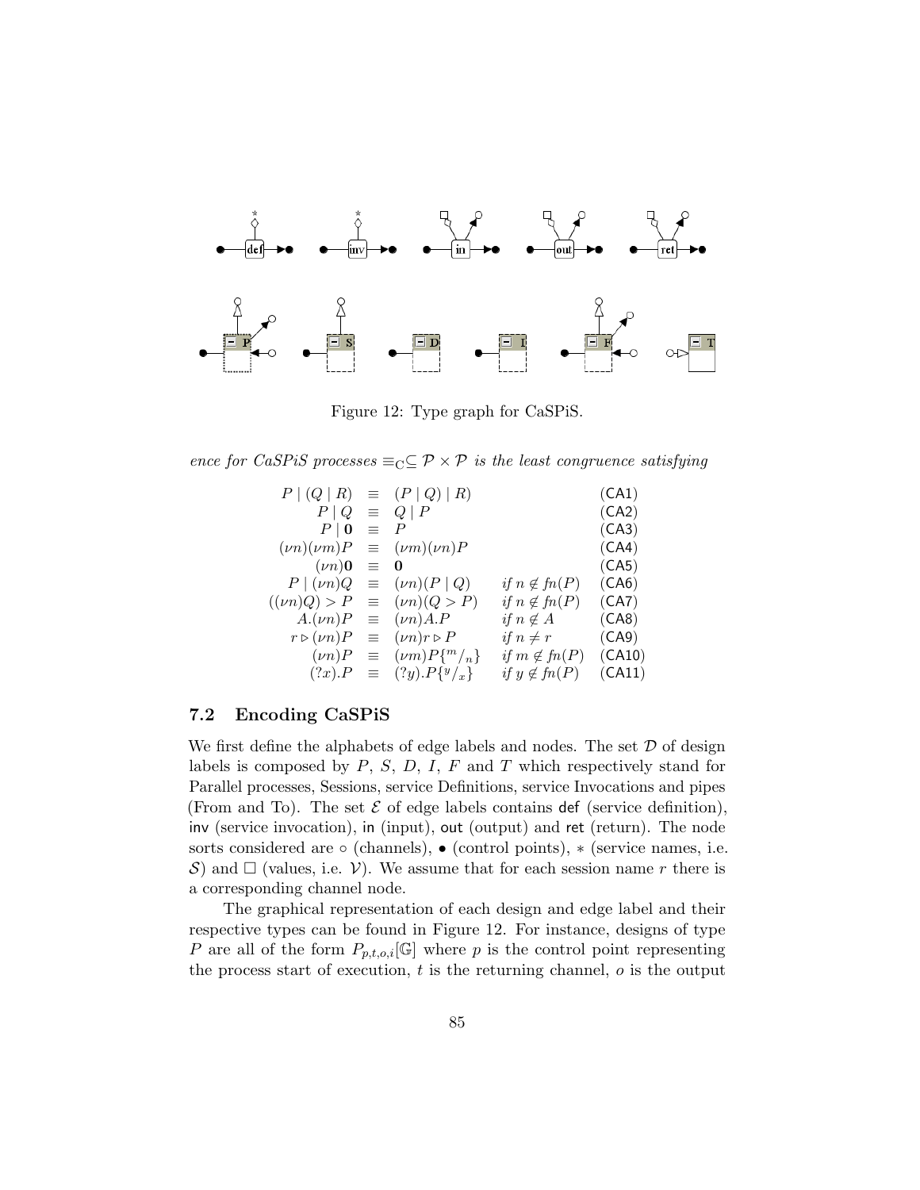Figure 12: Type graph for CaSPiS.

*ence for CaSPiS processes $\equiv_C \subseteq \mathcal{P} \times \mathcal{P}$ is the least congruence satisfying*

$$
\begin{array}{rcllr}
P \mid (Q \mid R) & \equiv & (P \mid Q) \mid R & & (\mathsf{CA1}) \\
P \mid Q & \equiv & Q \mid P & & (\mathsf{CA2}) \\
P \mid \mathbf{0} & \equiv & P & & (\mathsf{CA3}) \\
(\nu n)(\nu m)P & \equiv & (\nu m)(\nu n)P & & (\mathsf{CA4}) \\
(\nu n)\mathbf{0} & \equiv & \mathbf{0} & & (\mathsf{CA5}) \\
P \mid (\nu n)Q & \equiv & (\nu n)(P \mid Q) & \text{if } n \notin fn(P) & (\mathsf{CA6}) \\
((\nu n)Q) > P & \equiv & (\nu n)(Q > P) & \text{if } n \notin fn(P) & (\mathsf{CA7}) \\
A.(\nu n)P & \equiv & (\nu n)A.P & \text{if } n \notin A & (\mathsf{CA8}) \\
r \triangleright (\nu n)P & \equiv & (\nu n)r \triangleright P & \text{if } n \neq r & (\mathsf{CA9}) \\
(\nu n)P & \equiv & (\nu m)P\{^m/_n\} & \text{if } m \notin fn(P) & (\mathsf{CA10}) \\
(?x).P & \equiv & (?y).P\{^y/_x\} & \text{if } y \notin fn(P) & (\mathsf{CA11})
\end{array}
$$

## 7.2 Encoding CaSPiS

We first define the alphabets of edge labels and nodes. The set $\mathcal{D}$ of design labels is composed by $P$, $S$, $D$, $I$, $F$ and $T$ which respectively stand for Parallel processes, Sessions, service Definitions, service Invocations and pipes (From and To). The set $\mathcal{E}$ of edge labels contains def (service definition), inv (service invocation), in (input), out (output) and ret (return). The node sorts considered are $\circ$ (channels), $\bullet$ (control points), $*$ (service names, i.e. $\mathcal{S}$) and $\Box$ (values, i.e. $\mathcal{V}$). We assume that for each session name $r$ there is a corresponding channel node.

The graphical representation of each design and edge label and their respective types can be found in Figure 12. For instance, designs of type $P$ are all of the form $P_{p,t,o,i}[\mathbb{G}]$ where $p$ is the control point representing the process start of execution, $t$ is the returning channel, $o$ is the output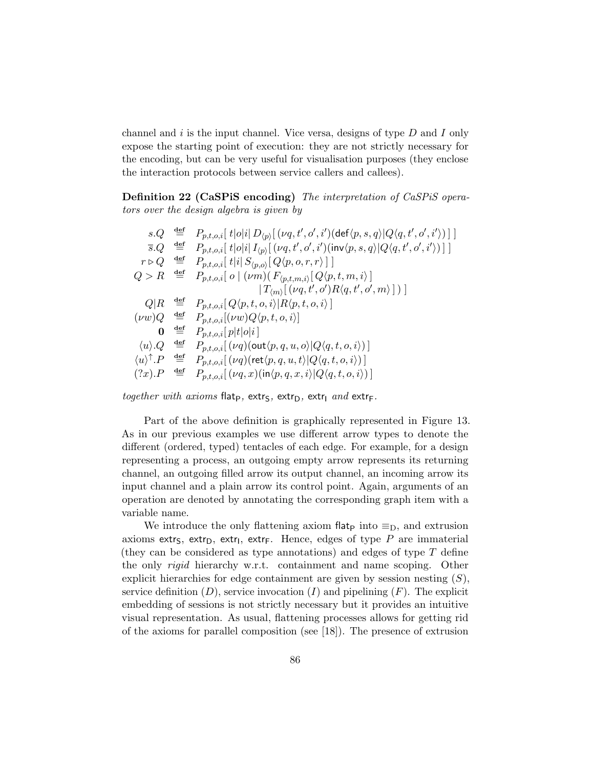channel and $i$ is the input channel. Vice versa, designs of type $D$ and $I$ only expose the starting point of execution: they are not strictly necessary for the encoding, but can be very useful for visualisation purposes (they enclose the interaction protocols between service callers and callees).

**Definition 22 (CaSPiS encoding)** *The interpretation of CaSPiS operators over the design algebra is given by*

$$
\begin{array}{rcl}
s.Q & \stackrel{\mathbf{def}}{=} & P_{p,t,o,i}[\, t|o|i|\, D_{\langle p \rangle}[\,(\nu q, t', o', i')(\mathsf{def}\langle p, s, q\rangle | Q\langle q, t', o', i'\rangle)\,]\,] \\
\overline{s}.Q & \stackrel{\mathbf{def}}{=} & P_{p,t,o,i}[\, t|o|i|\, I_{\langle p \rangle}[\,(\nu q, t', o', i')(\mathsf{inv}\langle p, s, q\rangle | Q\langle q, t', o', i'\rangle)\,]\,] \\
r \rhd Q & \stackrel{\mathbf{def}}{=} & P_{p,t,o,i}[\, t|i|\, S_{\langle p,o \rangle}[\, Q\langle p, o, r, r\rangle\,]\,] \\
Q > R & \stackrel{\mathbf{def}}{=} & P_{p,t,o,i}[\, o \mid (\nu m)(\, F_{\langle p,t,m,i \rangle}[\, Q\langle p, t, m, i\rangle\,] \\
 & & \qquad\qquad \mid T_{\langle m \rangle}[\,(\nu q, t', o') R\langle q, t', o', m\rangle\,]\,)\,] \\
Q|R & \stackrel{\mathbf{def}}{=} & P_{p,t,o,i}[\, Q\langle p, t, o, i\rangle | R\langle p, t, o, i\rangle\,] \\
(\nu w)Q & \stackrel{\mathbf{def}}{=} & P_{p,t,o,i}[(\nu w) Q\langle p, t, o, i\rangle] \\
\mathbf{0} & \stackrel{\mathbf{def}}{=} & P_{p,t,o,i}[\, p|t|o|i\,] \\
\langle u\rangle.Q & \stackrel{\mathbf{def}}{=} & P_{p,t,o,i}[\,(\nu q)(\mathsf{out}\langle p, q, u, o\rangle | Q\langle q, t, o, i\rangle)\,] \\
\langle u\rangle^{\uparrow}.P & \stackrel{\mathbf{def}}{=} & P_{p,t,o,i}[\,(\nu q)(\mathsf{ret}\langle p, q, u, t\rangle | Q\langle q, t, o, i\rangle)\,] \\
(?x).P & \stackrel{\mathbf{def}}{=} & P_{p,t,o,i}[\,(\nu q, x)(\mathsf{in}\langle p, q, x, i\rangle | Q\langle q, t, o, i\rangle)\,]
\end{array}
$$

*together with axioms* $\mathsf{flat_P}$*,* $\mathsf{extr_S}$*,* $\mathsf{extr_D}$*,* $\mathsf{extr_I}$ *and* $\mathsf{extr_F}$*.*

Part of the above definition is graphically represented in Figure 13. As in our previous examples we use different arrow types to denote the different (ordered, typed) tentacles of each edge. For example, for a design representing a process, an outgoing empty arrow represents its returning channel, an outgoing filled arrow its output channel, an incoming arrow its input channel and a plain arrow its control point. Again, arguments of an operation are denoted by annotating the corresponding graph item with a variable name.

We introduce the only flattening axiom $\mathsf{flat_P}$ into $\equiv_{\mathrm{D}}$, and extrusion axioms $\mathsf{extr_S}$, $\mathsf{extr_D}$, $\mathsf{extr_I}$, $\mathsf{extr_F}$. Hence, edges of type $P$ are immaterial (they can be considered as type annotations) and edges of type $T$ define the only *rigid* hierarchy w.r.t. containment and name scoping. Other explicit hierarchies for edge containment are given by session nesting ($S$), service definition ($D$), service invocation ($I$) and pipelining ($F$). The explicit embedding of sessions is not strictly necessary but it provides an intuitive visual representation. As usual, flattening processes allows for getting rid of the axioms for parallel composition (see [18]). The presence of extrusion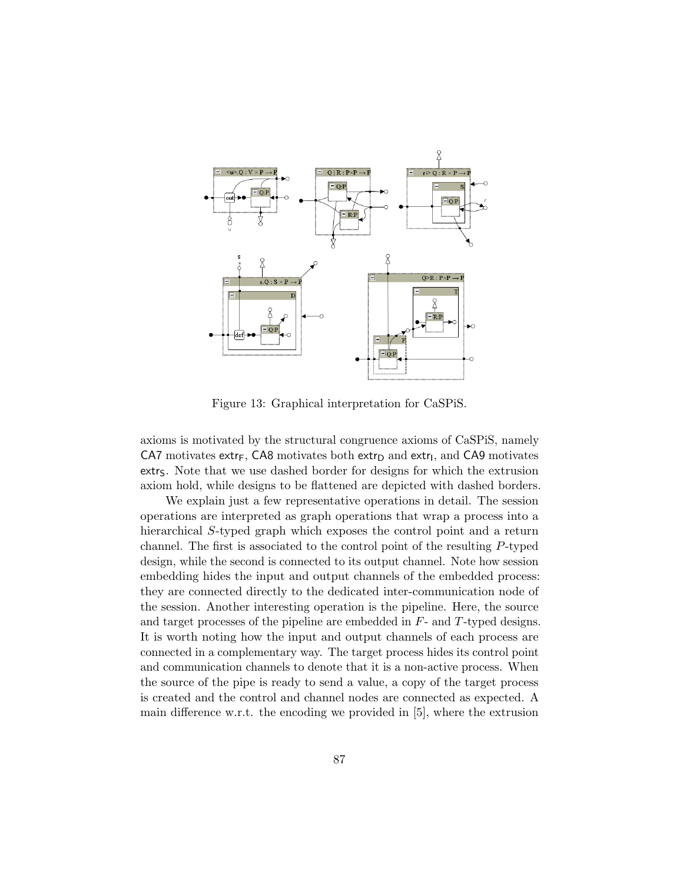Figure 13: Graphical interpretation for CaSPiS.

axioms is motivated by the structural congruence axioms of CaSPiS, namely CA7 motivates $\mathsf{extr_F}$, CA8 motivates both $\mathsf{extr_D}$ and $\mathsf{extr_I}$, and CA9 motivates $\mathsf{extr_S}$. Note that we use dashed border for designs for which the extrusion axiom hold, while designs to be flattened are depicted with dashed borders.

We explain just a few representative operations in detail. The session operations are interpreted as graph operations that wrap a process into a hierarchical $S$-typed graph which exposes the control point and a return channel. The first is associated to the control point of the resulting $P$-typed design, while the second is connected to its output channel. Note how session embedding hides the input and output channels of the embedded process: they are connected directly to the dedicated inter-communication node of the session. Another interesting operation is the pipeline. Here, the source and target processes of the pipeline are embedded in $F$- and $T$-typed designs. It is worth noting how the input and output channels of each process are connected in a complementary way. The target process hides its control point and communication channels to denote that it is a non-active process. When the source of the pipe is ready to send a value, a copy of the target process is created and the control and channel nodes are connected as expected. A main difference w.r.t. the encoding we provided in [5], where the extrusion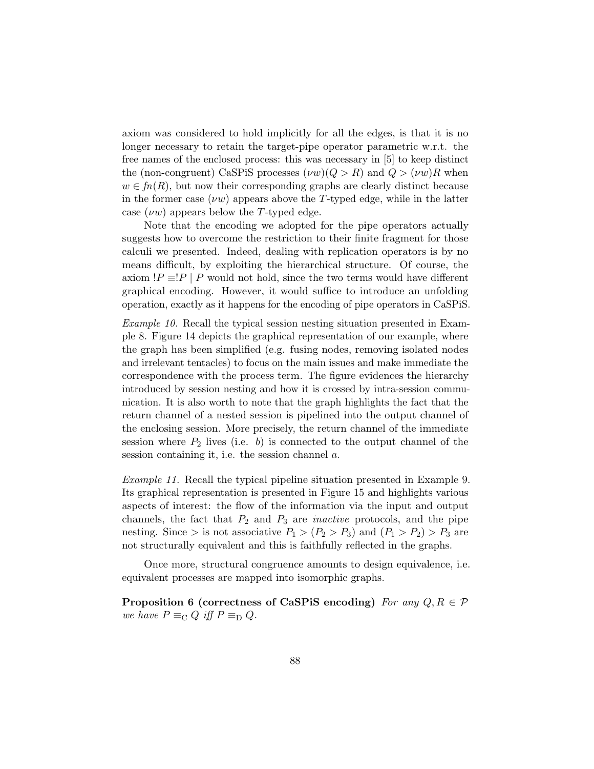axiom was considered to hold implicitly for all the edges, is that it is no longer necessary to retain the target-pipe operator parametric w.r.t. the free names of the enclosed process: this was necessary in [5] to keep distinct the (non-congruent) CaSPiS processes $(\nu w)(Q > R)$ and $Q > (\nu w)R$ when $w \in fn(R)$, but now their corresponding graphs are clearly distinct because in the former case $(\nu w)$ appears above the $T$-typed edge, while in the latter case $(\nu w)$ appears below the $T$-typed edge.

Note that the encoding we adopted for the pipe operators actually suggests how to overcome the restriction to their finite fragment for those calculi we presented. Indeed, dealing with replication operators is by no means difficult, by exploiting the hierarchical structure. Of course, the axiom $!P \equiv !P \mid P$ would not hold, since the two terms would have different graphical encoding. However, it would suffice to introduce an unfolding operation, exactly as it happens for the encoding of pipe operators in CaSPiS.

*Example 10.* Recall the typical session nesting situation presented in Example 8. Figure 14 depicts the graphical representation of our example, where the graph has been simplified (e.g. fusing nodes, removing isolated nodes and irrelevant tentacles) to focus on the main issues and make immediate the correspondence with the process term. The figure evidences the hierarchy introduced by session nesting and how it is crossed by intra-session communication. It is also worth to note that the graph highlights the fact that the return channel of a nested session is pipelined into the output channel of the enclosing session. More precisely, the return channel of the immediate session where $P_2$ lives (i.e. $b$) is connected to the output channel of the session containing it, i.e. the session channel $a$.

*Example 11.* Recall the typical pipeline situation presented in Example 9. Its graphical representation is presented in Figure 15 and highlights various aspects of interest: the flow of the information via the input and output channels, the fact that $P_2$ and $P_3$ are *inactive* protocols, and the pipe nesting. Since $>$ is not associative $P_1 > (P_2 > P_3)$ and $(P_1 > P_2) > P_3$ are not structurally equivalent and this is faithfully reflected in the graphs.

Once more, structural congruence amounts to design equivalence, i.e. equivalent processes are mapped into isomorphic graphs.

**Proposition 6 (correctness of CaSPiS encoding)** *For any $Q, R \in \mathcal{P}$ we have $P \equiv_{\mathrm{C}} Q$ iff $P \equiv_{\mathrm{D}} Q$.*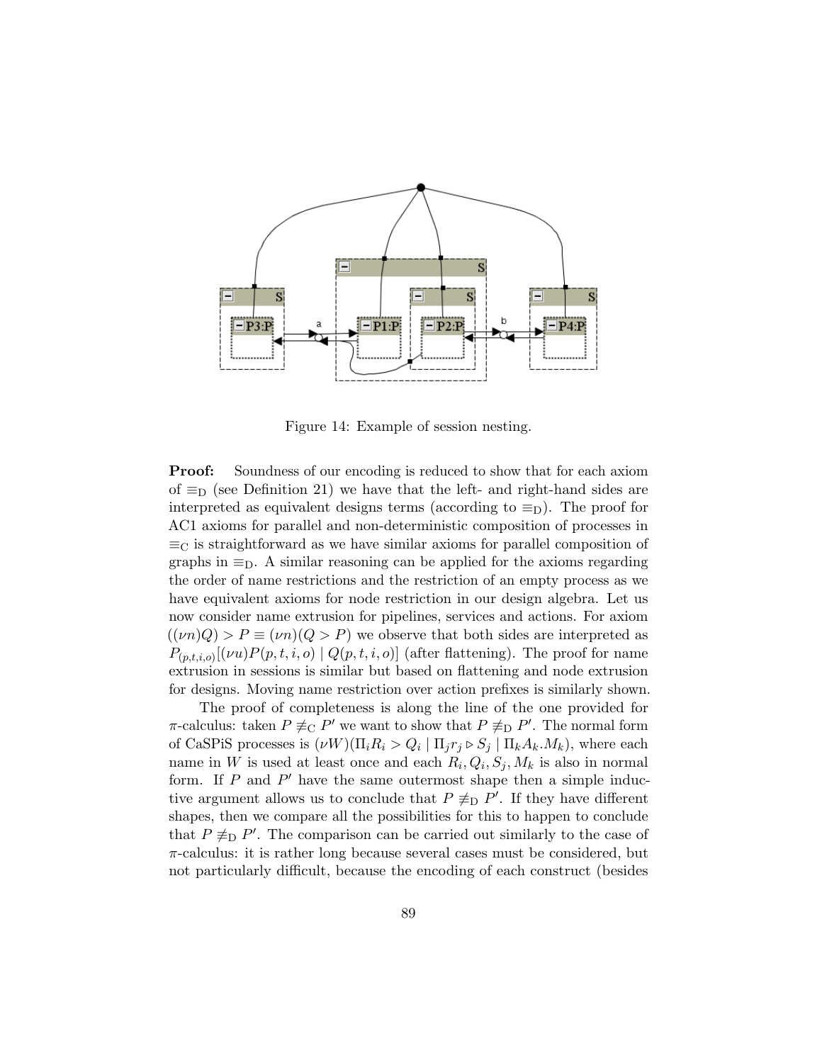Figure 14: Example of session nesting.

**Proof:** Soundness of our encoding is reduced to show that for each axiom of $\equiv_D$ (see Definition 21) we have that the left- and right-hand sides are interpreted as equivalent designs terms (according to $\equiv_D$). The proof for AC1 axioms for parallel and non-deterministic composition of processes in $\equiv_C$ is straightforward as we have similar axioms for parallel composition of graphs in $\equiv_D$. A similar reasoning can be applied for the axioms regarding the order of name restrictions and the restriction of an empty process as we have equivalent axioms for node restriction in our design algebra. Let us now consider name extrusion for pipelines, services and actions. For axiom $((\nu n)Q) > P \equiv (\nu n)(Q > P)$ we observe that both sides are interpreted as $P_{(p,t,i,o)}[(\nu u)P(p,t,i,o) \mid Q(p,t,i,o)]$ (after flattening). The proof for name extrusion in sessions is similar but based on flattening and node extrusion for designs. Moving name restriction over action prefixes is similarly shown.

The proof of completeness is along the line of the one provided for $\pi$-calculus: taken $P \not\equiv_C P'$ we want to show that $P \not\equiv_D P'$. The normal form of CaSPiS processes is $(\nu W)(\Pi_i R_i > Q_i \mid \Pi_j r_j \rhd S_j \mid \Pi_k A_k.M_k)$, where each name in $W$ is used at least once and each $R_i, Q_i, S_j, M_k$ is also in normal form. If $P$ and $P'$ have the same outermost shape then a simple inductive argument allows us to conclude that $P \not\equiv_D P'$. If they have different shapes, then we compare all the possibilities for this to happen to conclude that $P \not\equiv_D P'$. The comparison can be carried out similarly to the case of $\pi$-calculus: it is rather long because several cases must be considered, but not particularly difficult, because the encoding of each construct (besides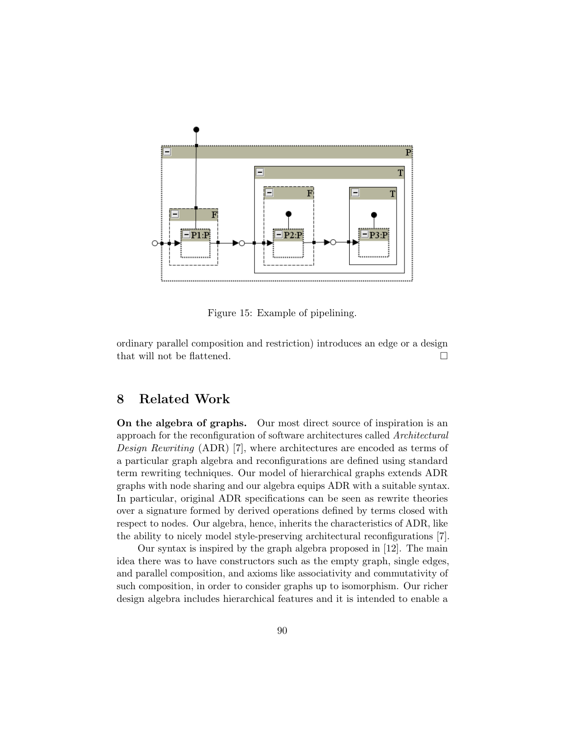Figure 15: Example of pipelining.

ordinary parallel composition and restriction) introduces an edge or a design that will not be flattened. □

## 8 Related Work

**On the algebra of graphs.** Our most direct source of inspiration is an approach for the reconfiguration of software architectures called *Architectural Design Rewriting* (ADR) [7], where architectures are encoded as terms of a particular graph algebra and reconfigurations are defined using standard term rewriting techniques. Our model of hierarchical graphs extends ADR graphs with node sharing and our algebra equips ADR with a suitable syntax. In particular, original ADR specifications can be seen as rewrite theories over a signature formed by derived operations defined by terms closed with respect to nodes. Our algebra, hence, inherits the characteristics of ADR, like the ability to nicely model style-preserving architectural reconfigurations [7].

Our syntax is inspired by the graph algebra proposed in [12]. The main idea there was to have constructors such as the empty graph, single edges, and parallel composition, and axioms like associativity and commutativity of such composition, in order to consider graphs up to isomorphism. Our richer design algebra includes hierarchical features and it is intended to enable a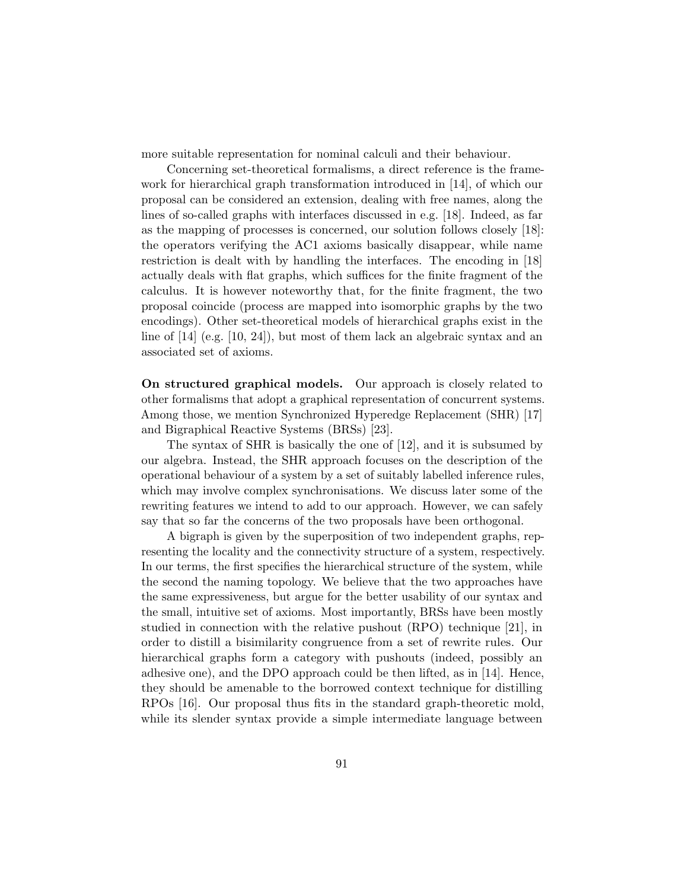more suitable representation for nominal calculi and their behaviour.

Concerning set-theoretical formalisms, a direct reference is the framework for hierarchical graph transformation introduced in [14], of which our proposal can be considered an extension, dealing with free names, along the lines of so-called graphs with interfaces discussed in e.g. [18]. Indeed, as far as the mapping of processes is concerned, our solution follows closely [18]: the operators verifying the AC1 axioms basically disappear, while name restriction is dealt with by handling the interfaces. The encoding in [18] actually deals with flat graphs, which suffices for the finite fragment of the calculus. It is however noteworthy that, for the finite fragment, the two proposal coincide (process are mapped into isomorphic graphs by the two encodings). Other set-theoretical models of hierarchical graphs exist in the line of [14] (e.g. [10, 24]), but most of them lack an algebraic syntax and an associated set of axioms.

**On structured graphical models.** Our approach is closely related to other formalisms that adopt a graphical representation of concurrent systems. Among those, we mention Synchronized Hyperedge Replacement (SHR) [17] and Bigraphical Reactive Systems (BRSs) [23].

The syntax of SHR is basically the one of [12], and it is subsumed by our algebra. Instead, the SHR approach focuses on the description of the operational behaviour of a system by a set of suitably labelled inference rules, which may involve complex synchronisations. We discuss later some of the rewriting features we intend to add to our approach. However, we can safely say that so far the concerns of the two proposals have been orthogonal.

A bigraph is given by the superposition of two independent graphs, representing the locality and the connectivity structure of a system, respectively. In our terms, the first specifies the hierarchical structure of the system, while the second the naming topology. We believe that the two approaches have the same expressiveness, but argue for the better usability of our syntax and the small, intuitive set of axioms. Most importantly, BRSs have been mostly studied in connection with the relative pushout (RPO) technique [21], in order to distill a bisimilarity congruence from a set of rewrite rules. Our hierarchical graphs form a category with pushouts (indeed, possibly an adhesive one), and the DPO approach could be then lifted, as in [14]. Hence, they should be amenable to the borrowed context technique for distilling RPOs [16]. Our proposal thus fits in the standard graph-theoretic mold, while its slender syntax provide a simple intermediate language between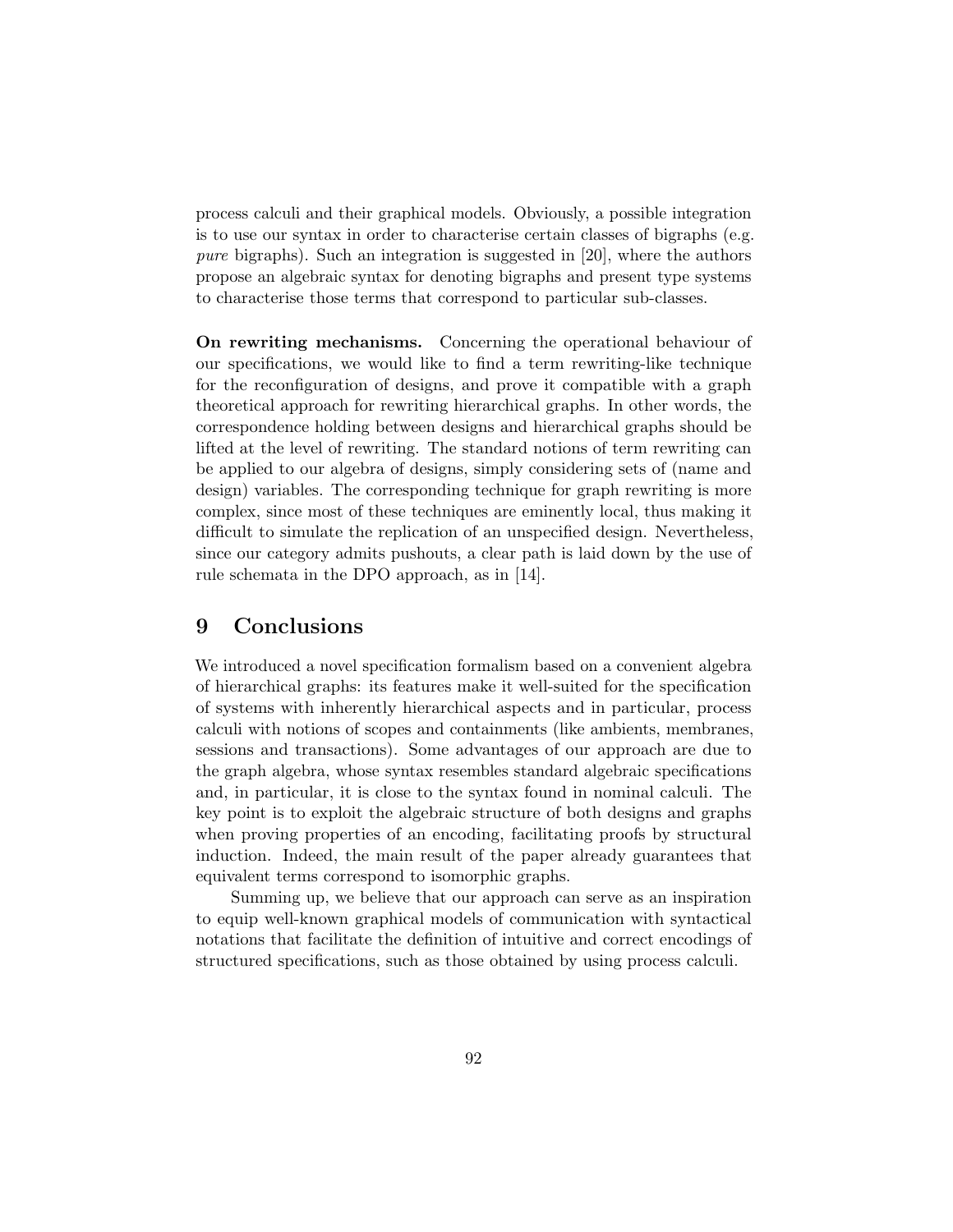process calculi and their graphical models. Obviously, a possible integration is to use our syntax in order to characterise certain classes of bigraphs (e.g. *pure* bigraphs). Such an integration is suggested in [20], where the authors propose an algebraic syntax for denoting bigraphs and present type systems to characterise those terms that correspond to particular sub-classes.

**On rewriting mechanisms.** Concerning the operational behaviour of our specifications, we would like to find a term rewriting-like technique for the reconfiguration of designs, and prove it compatible with a graph theoretical approach for rewriting hierarchical graphs. In other words, the correspondence holding between designs and hierarchical graphs should be lifted at the level of rewriting. The standard notions of term rewriting can be applied to our algebra of designs, simply considering sets of (name and design) variables. The corresponding technique for graph rewriting is more complex, since most of these techniques are eminently local, thus making it difficult to simulate the replication of an unspecified design. Nevertheless, since our category admits pushouts, a clear path is laid down by the use of rule schemata in the DPO approach, as in [14].

## 9 Conclusions

We introduced a novel specification formalism based on a convenient algebra of hierarchical graphs: its features make it well-suited for the specification of systems with inherently hierarchical aspects and in particular, process calculi with notions of scopes and containments (like ambients, membranes, sessions and transactions). Some advantages of our approach are due to the graph algebra, whose syntax resembles standard algebraic specifications and, in particular, it is close to the syntax found in nominal calculi. The key point is to exploit the algebraic structure of both designs and graphs when proving properties of an encoding, facilitating proofs by structural induction. Indeed, the main result of the paper already guarantees that equivalent terms correspond to isomorphic graphs.

Summing up, we believe that our approach can serve as an inspiration to equip well-known graphical models of communication with syntactical notations that facilitate the definition of intuitive and correct encodings of structured specifications, such as those obtained by using process calculi.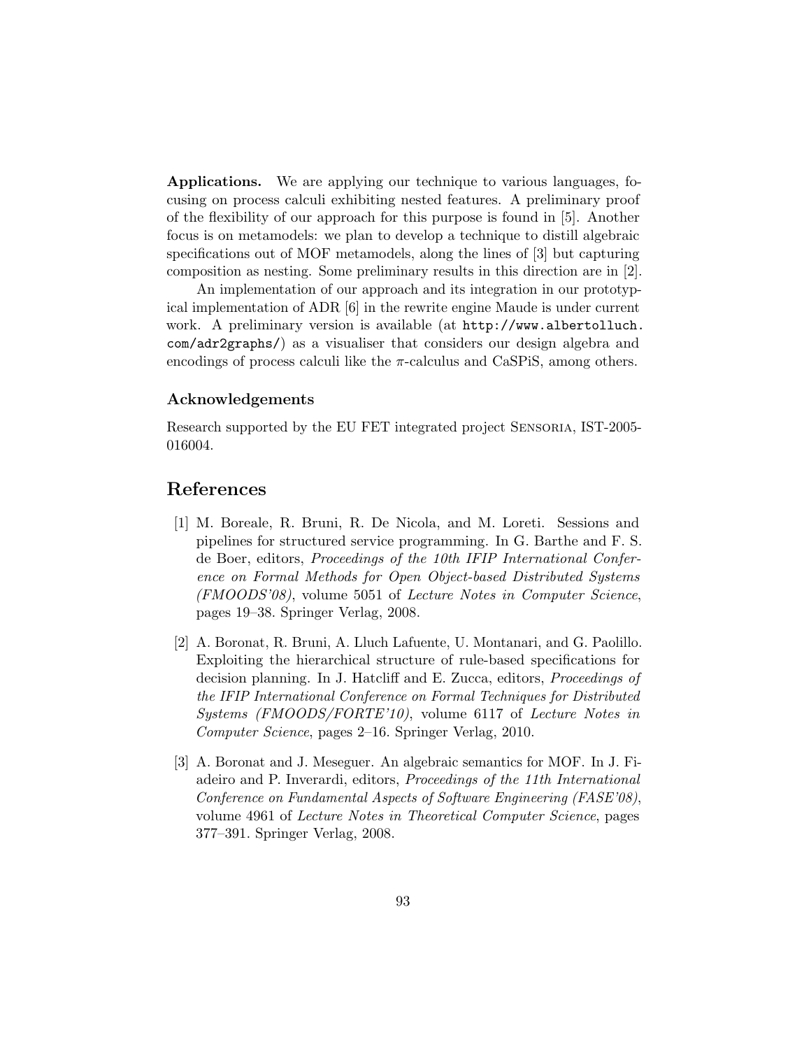**Applications.** We are applying our technique to various languages, focusing on process calculi exhibiting nested features. A preliminary proof of the flexibility of our approach for this purpose is found in [5]. Another focus is on metamodels: we plan to develop a technique to distill algebraic specifications out of MOF metamodels, along the lines of [3] but capturing composition as nesting. Some preliminary results in this direction are in [2].

An implementation of our approach and its integration in our prototypical implementation of ADR [6] in the rewrite engine Maude is under current work. A preliminary version is available (at `http://www.albertolluch.com/adr2graphs/`) as a visualiser that considers our design algebra and encodings of process calculi like the $\pi$-calculus and CaSPiS, among others.

### Acknowledgements

Research supported by the EU FET integrated project SENSORIA, IST-2005-016004.

## References

[1] M. Boreale, R. Bruni, R. De Nicola, and M. Loreti. Sessions and pipelines for structured service programming. In G. Barthe and F. S. de Boer, editors, *Proceedings of the 10th IFIP International Conference on Formal Methods for Open Object-based Distributed Systems (FMOODS'08)*, volume 5051 of *Lecture Notes in Computer Science*, pages 19–38. Springer Verlag, 2008.

[2] A. Boronat, R. Bruni, A. Lluch Lafuente, U. Montanari, and G. Paolillo. Exploiting the hierarchical structure of rule-based specifications for decision planning. In J. Hatcliff and E. Zucca, editors, *Proceedings of the IFIP International Conference on Formal Techniques for Distributed Systems (FMOODS/FORTE'10)*, volume 6117 of *Lecture Notes in Computer Science*, pages 2–16. Springer Verlag, 2010.

[3] A. Boronat and J. Meseguer. An algebraic semantics for MOF. In J. Fiadeiro and P. Inverardi, editors, *Proceedings of the 11th International Conference on Fundamental Aspects of Software Engineering (FASE'08)*, volume 4961 of *Lecture Notes in Theoretical Computer Science*, pages 377–391. Springer Verlag, 2008.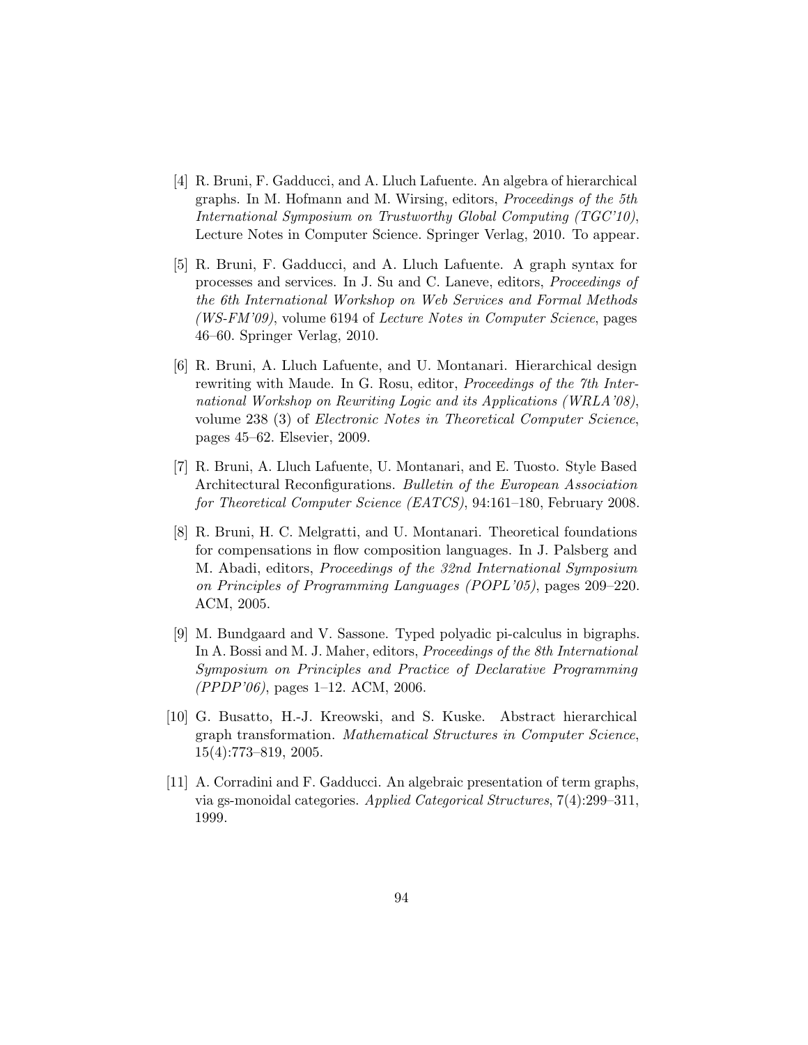[4] R. Bruni, F. Gadducci, and A. Lluch Lafuente. An algebra of hierarchical graphs. In M. Hofmann and M. Wirsing, editors, *Proceedings of the 5th International Symposium on Trustworthy Global Computing (TGC'10)*, Lecture Notes in Computer Science. Springer Verlag, 2010. To appear.

[5] R. Bruni, F. Gadducci, and A. Lluch Lafuente. A graph syntax for processes and services. In J. Su and C. Laneve, editors, *Proceedings of the 6th International Workshop on Web Services and Formal Methods (WS-FM'09)*, volume 6194 of *Lecture Notes in Computer Science*, pages 46–60. Springer Verlag, 2010.

[6] R. Bruni, A. Lluch Lafuente, and U. Montanari. Hierarchical design rewriting with Maude. In G. Rosu, editor, *Proceedings of the 7th International Workshop on Rewriting Logic and its Applications (WRLA'08)*, volume 238 (3) of *Electronic Notes in Theoretical Computer Science*, pages 45–62. Elsevier, 2009.

[7] R. Bruni, A. Lluch Lafuente, U. Montanari, and E. Tuosto. Style Based Architectural Reconfigurations. *Bulletin of the European Association for Theoretical Computer Science (EATCS)*, 94:161–180, February 2008.

[8] R. Bruni, H. C. Melgratti, and U. Montanari. Theoretical foundations for compensations in flow composition languages. In J. Palsberg and M. Abadi, editors, *Proceedings of the 32nd International Symposium on Principles of Programming Languages (POPL'05)*, pages 209–220. ACM, 2005.

[9] M. Bundgaard and V. Sassone. Typed polyadic pi-calculus in bigraphs. In A. Bossi and M. J. Maher, editors, *Proceedings of the 8th International Symposium on Principles and Practice of Declarative Programming (PPDP'06)*, pages 1–12. ACM, 2006.

[10] G. Busatto, H.-J. Kreowski, and S. Kuske. Abstract hierarchical graph transformation. *Mathematical Structures in Computer Science*, 15(4):773–819, 2005.

[11] A. Corradini and F. Gadducci. An algebraic presentation of term graphs, via gs-monoidal categories. *Applied Categorical Structures*, 7(4):299–311, 1999.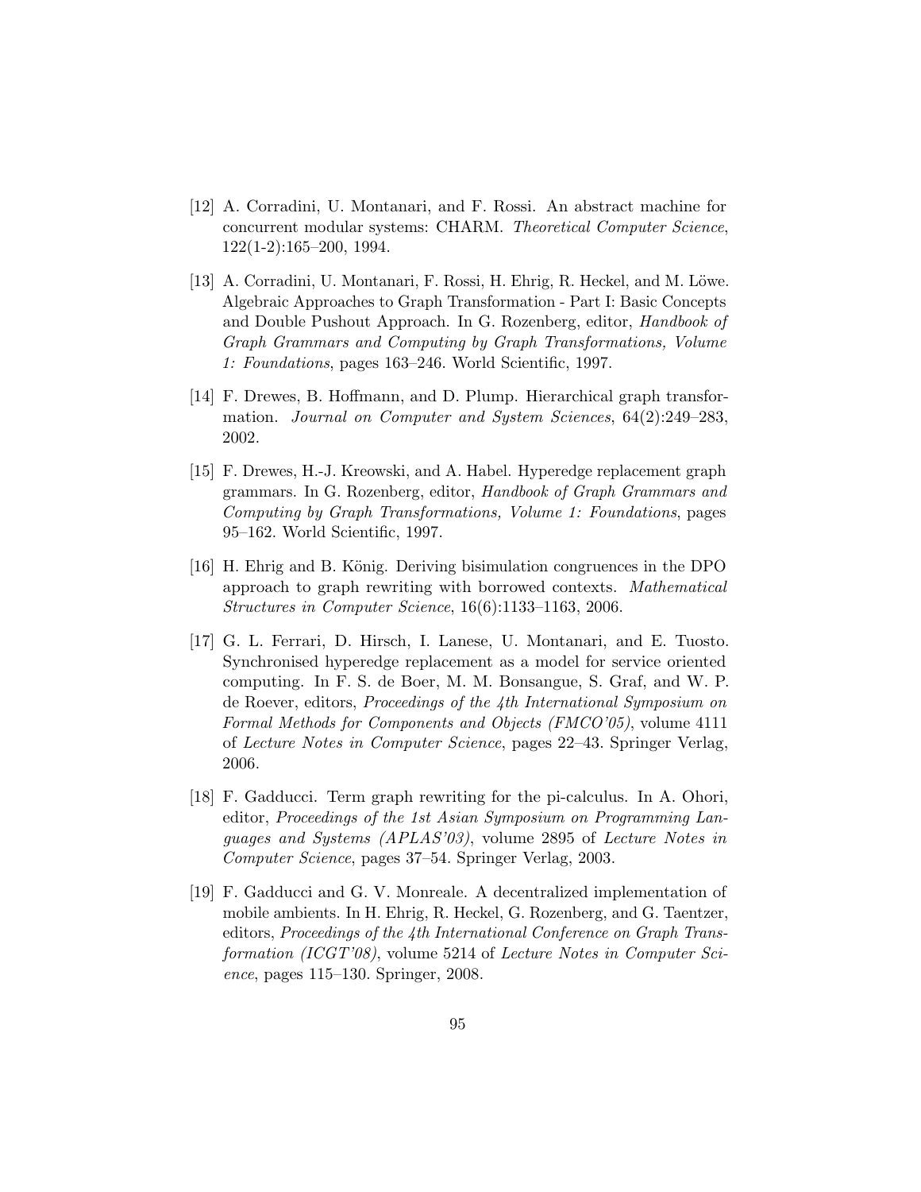[12] A. Corradini, U. Montanari, and F. Rossi. An abstract machine for concurrent modular systems: CHARM. *Theoretical Computer Science*, 122(1-2):165–200, 1994.

[13] A. Corradini, U. Montanari, F. Rossi, H. Ehrig, R. Heckel, and M. Löwe. Algebraic Approaches to Graph Transformation - Part I: Basic Concepts and Double Pushout Approach. In G. Rozenberg, editor, *Handbook of Graph Grammars and Computing by Graph Transformations, Volume 1: Foundations*, pages 163–246. World Scientific, 1997.

[14] F. Drewes, B. Hoffmann, and D. Plump. Hierarchical graph transformation. *Journal on Computer and System Sciences*, 64(2):249–283, 2002.

[15] F. Drewes, H.-J. Kreowski, and A. Habel. Hyperedge replacement graph grammars. In G. Rozenberg, editor, *Handbook of Graph Grammars and Computing by Graph Transformations, Volume 1: Foundations*, pages 95–162. World Scientific, 1997.

[16] H. Ehrig and B. König. Deriving bisimulation congruences in the DPO approach to graph rewriting with borrowed contexts. *Mathematical Structures in Computer Science*, 16(6):1133–1163, 2006.

[17] G. L. Ferrari, D. Hirsch, I. Lanese, U. Montanari, and E. Tuosto. Synchronised hyperedge replacement as a model for service oriented computing. In F. S. de Boer, M. M. Bonsangue, S. Graf, and W. P. de Roever, editors, *Proceedings of the 4th International Symposium on Formal Methods for Components and Objects (FMCO'05)*, volume 4111 of *Lecture Notes in Computer Science*, pages 22–43. Springer Verlag, 2006.

[18] F. Gadducci. Term graph rewriting for the pi-calculus. In A. Ohori, editor, *Proceedings of the 1st Asian Symposium on Programming Languages and Systems (APLAS'03)*, volume 2895 of *Lecture Notes in Computer Science*, pages 37–54. Springer Verlag, 2003.

[19] F. Gadducci and G. V. Monreale. A decentralized implementation of mobile ambients. In H. Ehrig, R. Heckel, G. Rozenberg, and G. Taentzer, editors, *Proceedings of the 4th International Conference on Graph Transformation (ICGT'08)*, volume 5214 of *Lecture Notes in Computer Science*, pages 115–130. Springer, 2008.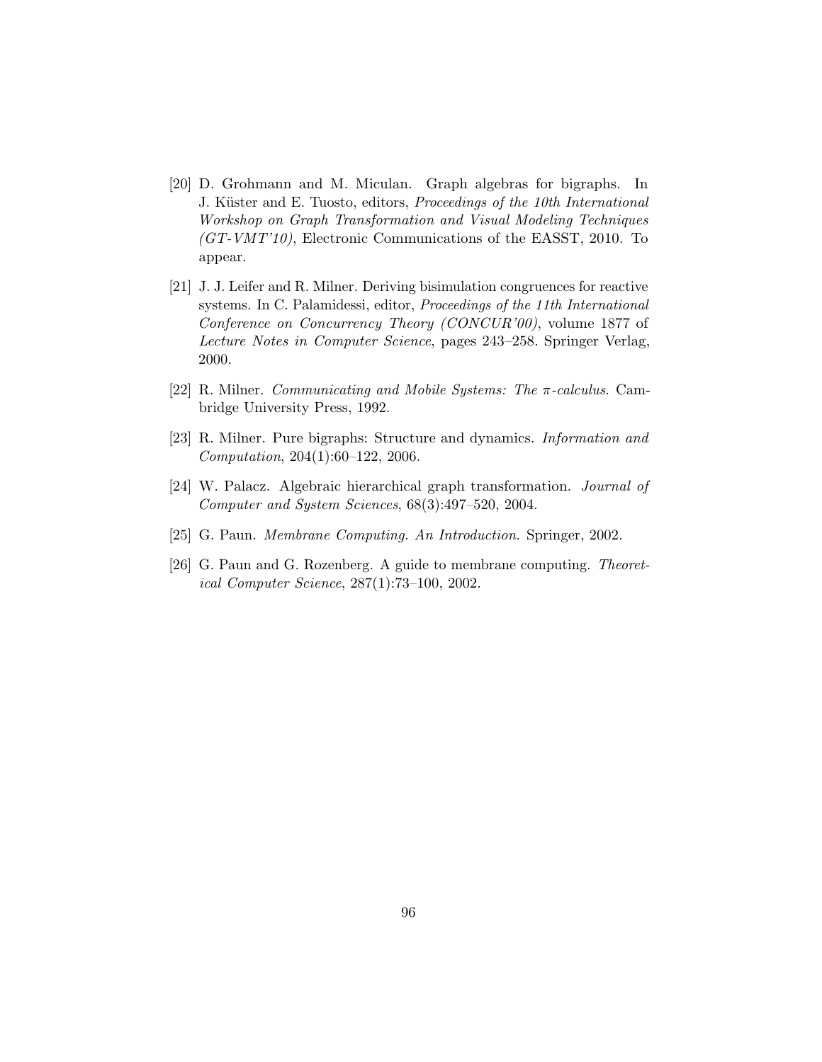[20] D. Grohmann and M. Miculan. Graph algebras for bigraphs. In J. Küster and E. Tuosto, editors, *Proceedings of the 10th International Workshop on Graph Transformation and Visual Modeling Techniques (GT-VMT'10)*, Electronic Communications of the EASST, 2010. To appear.

[21] J. J. Leifer and R. Milner. Deriving bisimulation congruences for reactive systems. In C. Palamidessi, editor, *Proceedings of the 11th International Conference on Concurrency Theory (CONCUR'00)*, volume 1877 of *Lecture Notes in Computer Science*, pages 243–258. Springer Verlag, 2000.

[22] R. Milner. *Communicating and Mobile Systems: The $\pi$-calculus*. Cambridge University Press, 1992.

[23] R. Milner. Pure bigraphs: Structure and dynamics. *Information and Computation*, 204(1):60–122, 2006.

[24] W. Palacz. Algebraic hierarchical graph transformation. *Journal of Computer and System Sciences*, 68(3):497–520, 2004.

[25] G. Paun. *Membrane Computing. An Introduction*. Springer, 2002.

[26] G. Paun and G. Rozenberg. A guide to membrane computing. *Theoretical Computer Science*, 287(1):73–100, 2002.